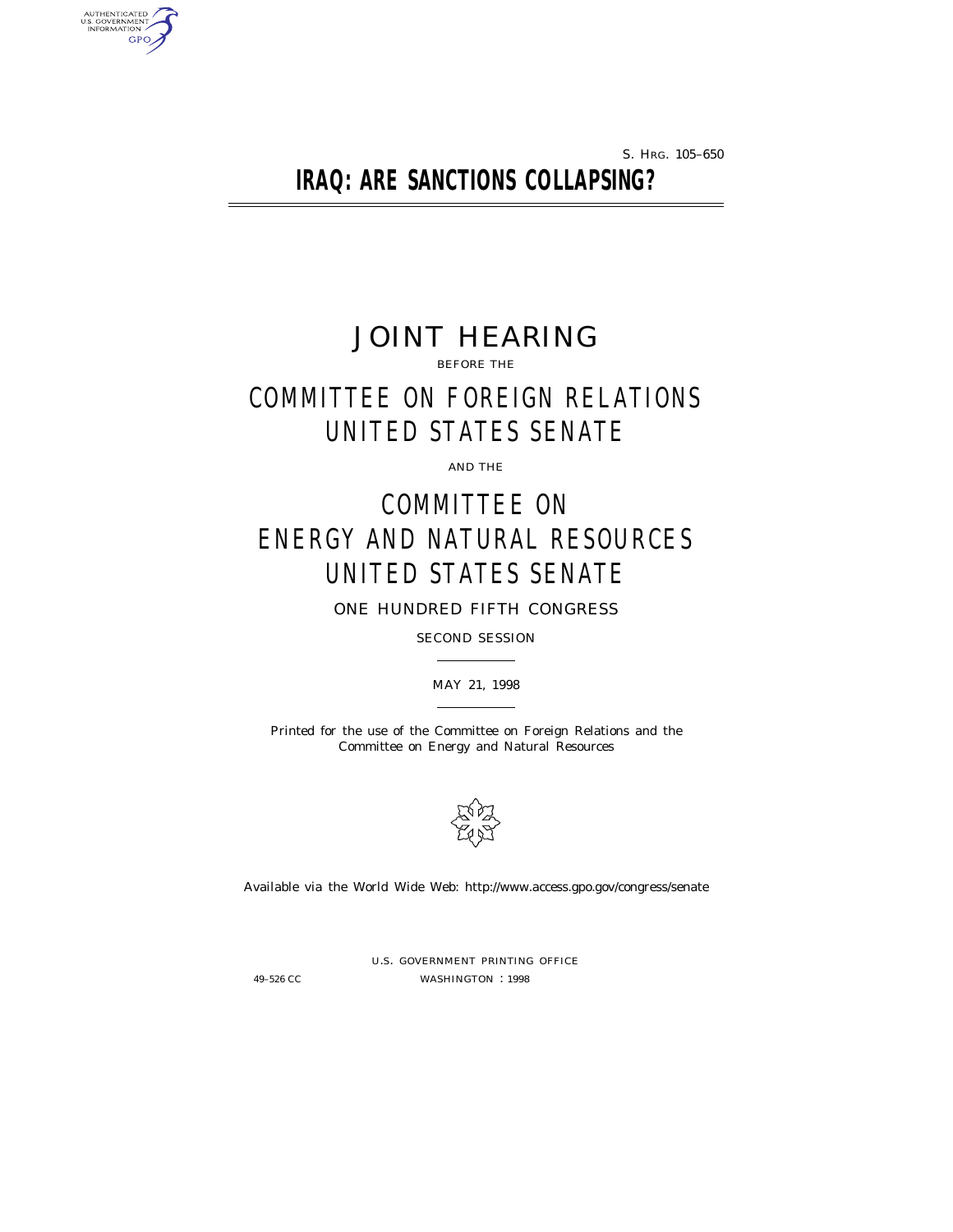S. HRG. 105–650

# IRAQ: ARE SANCTIONS COLLAPSING?

## JOINT HEARING

BEFORE THE

## COMMITTEE ON FOREIGN RELATIONS UNITED STATES SENATE

AND THE

## COMMITTEE ON ENERGY AND NATURAL RESOURCES UNITED STATES SENATE

ONE HUNDRED FIFTH CONGRESS

SECOND SESSION

MAY 21, 1998

Printed for the use of the Committee on Foreign Relations and the Committee on Energy and Natural Resources

Available via the World Wide Web: http://www.access.gpo.gov/congress/senate

U.S. GOVERNMENT PRINTING OFFICE

49–526 CC WASHINGTON : 1998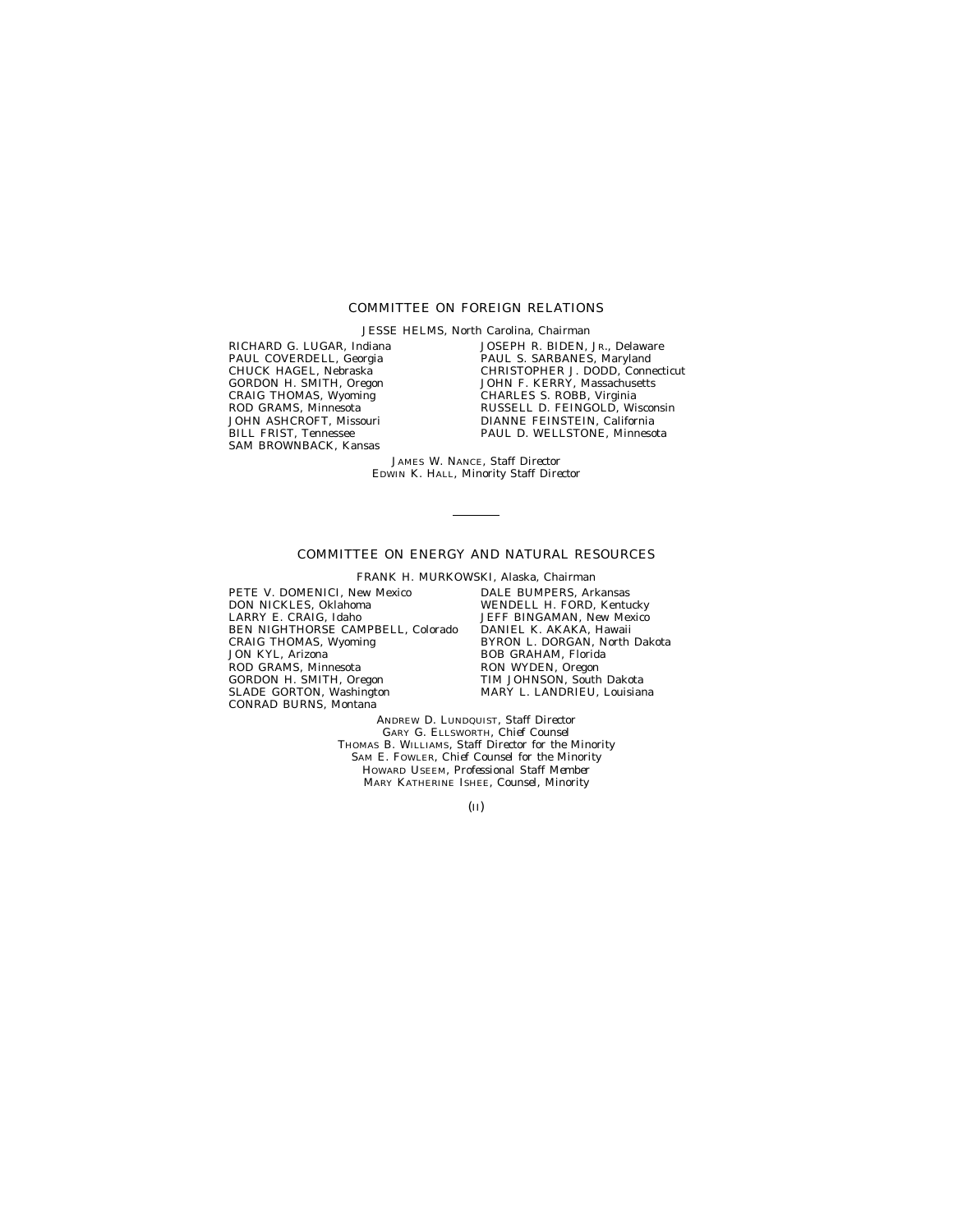## COMMITTEE ON FOREIGN RELATIONS

JESSE HELMS, North Carolina, *Chairman*

RICHARD G. LUGAR, Indiana
PAUL COVERDELL, Georgia
CHUCK HAGEL, Nebraska
GORDON H. SMITH, Oregon
CRAIG THOMAS, Wyoming
ROD GRAMS, Minnesota
JOHN ASHCROFT, Missouri
BILL FRIST, Tennessee
SAM BROWNBACK, Kansas

JOSEPH R. BIDEN, JR., Delaware
PAUL S. SARBANES, Maryland
CHRISTOPHER J. DODD, Connecticut
JOHN F. KERRY, Massachusetts
CHARLES S. ROBB, Virginia
RUSSELL D. FEINGOLD, Wisconsin
DIANNE FEINSTEIN, California
PAUL D. WELLSTONE, Minnesota

JAMES W. NANCE, *Staff Director*
EDWIN K. HALL, *Minority Staff Director*

---

## COMMITTEE ON ENERGY AND NATURAL RESOURCES

FRANK H. MURKOWSKI, Alaska, *Chairman*

PETE V. DOMENICI, New Mexico
DON NICKLES, Oklahoma
LARRY E. CRAIG, Idaho
BEN NIGHTHORSE CAMPBELL, Colorado
CRAIG THOMAS, Wyoming
JON KYL, Arizona
ROD GRAMS, Minnesota
GORDON H. SMITH, Oregon
SLADE GORTON, Washington
CONRAD BURNS, Montana

DALE BUMPERS, Arkansas
WENDELL H. FORD, Kentucky
JEFF BINGAMAN, New Mexico
DANIEL K. AKAKA, Hawaii
BYRON L. DORGAN, North Dakota
BOB GRAHAM, Florida
RON WYDEN, Oregon
TIM JOHNSON, South Dakota
MARY L. LANDRIEU, Louisiana

ANDREW D. LUNDQUIST, *Staff Director*
GARY G. ELLSWORTH, *Chief Counsel*
THOMAS B. WILLIAMS, *Staff Director for the Minority*
SAM E. FOWLER, *Chief Counsel for the Minority*
HOWARD USEEM, *Professional Staff Member*
MARY KATHERINE ISHEE, *Counsel, Minority*

(II)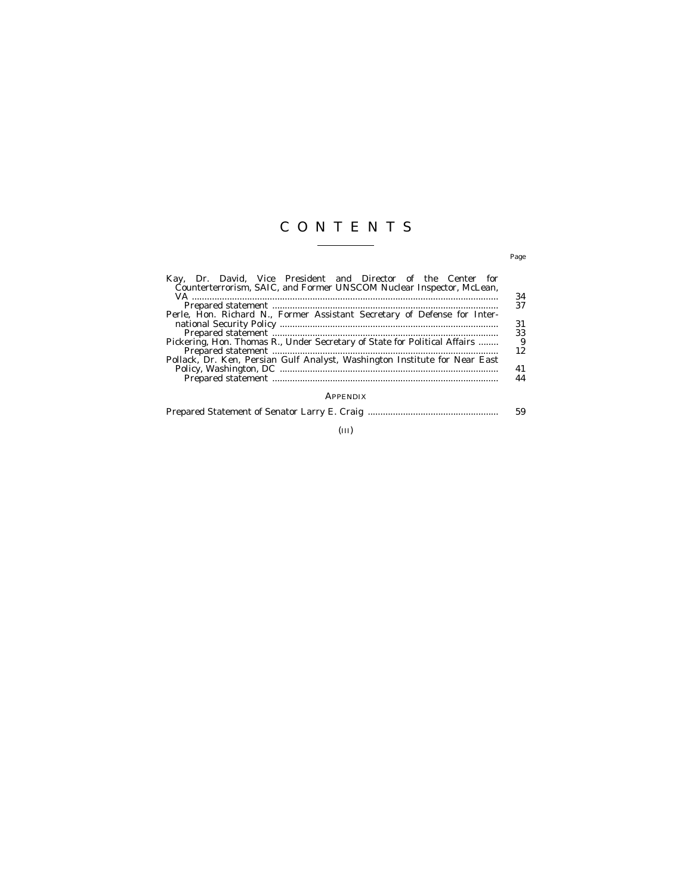# CONTENTS

| | Page |
|---|---|
| Kay, Dr. David, Vice President and Director of the Center for Counterterrorism, SAIC, and Former UNSCOM Nuclear Inspector, McLean, VA | 34 |
| Prepared statement | 37 |
| Perle, Hon. Richard N., Former Assistant Secretary of Defense for International Security Policy | 31 |
| Prepared statement | 33 |
| Pickering, Hon. Thomas R., Under Secretary of State for Political Affairs | 9 |
| Prepared statement | 12 |
| Pollack, Dr. Ken, Persian Gulf Analyst, Washington Institute for Near East Policy, Washington, DC | 41 |
| Prepared statement | 44 |

## APPENDIX

| | |
|---|---|
| Prepared Statement of Senator Larry E. Craig | 59 |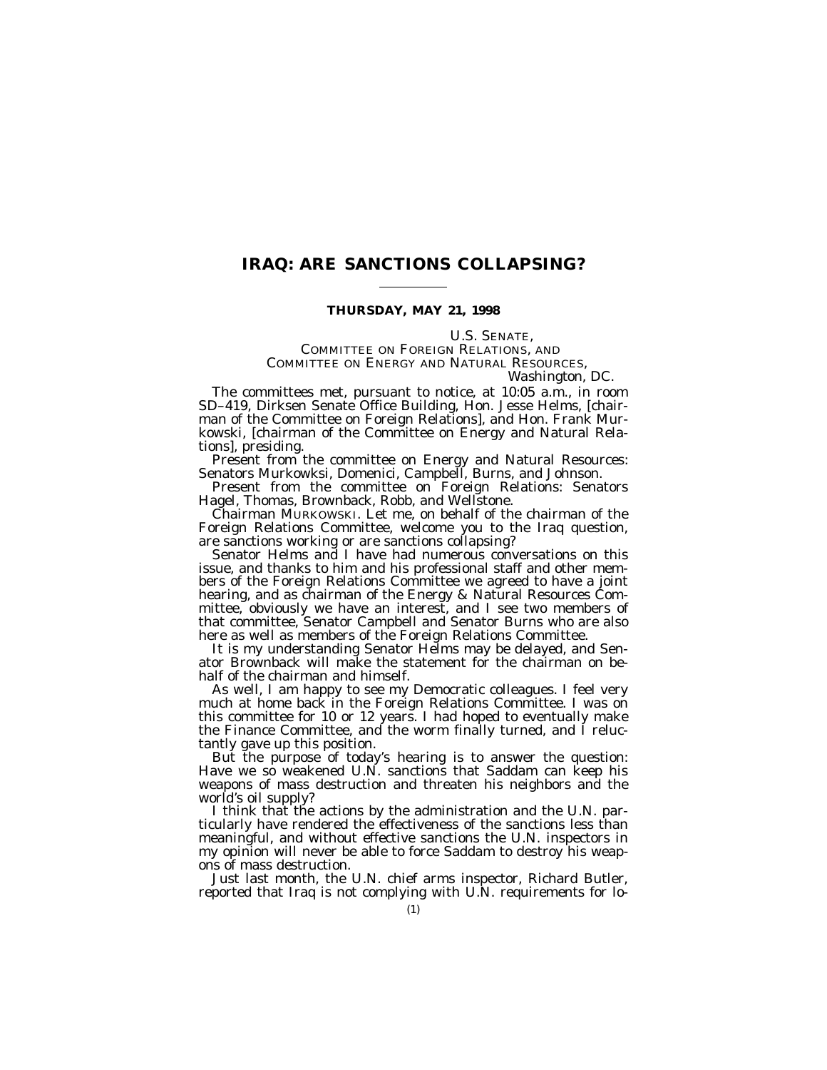# IRAQ: ARE SANCTIONS COLLAPSING?

**THURSDAY, MAY 21, 1998**

U.S. SENATE,
COMMITTEE ON FOREIGN RELATIONS, AND
COMMITTEE ON ENERGY AND NATURAL RESOURCES,
*Washington, DC.*

The committees met, pursuant to notice, at 10:05 a.m., in room SD–419, Dirksen Senate Office Building, Hon. Jesse Helms, [chairman of the Committee on Foreign Relations], and Hon. Frank Murkowski, [chairman of the Committee on Energy and Natural Relations], presiding.

Present from the committee on Energy and Natural Resources: Senators Murkowksi, Domenici, Campbell, Burns, and Johnson.

Present from the committee on Foreign Relations: Senators Hagel, Thomas, Brownback, Robb, and Wellstone.

Chairman MURKOWSKI. Let me, on behalf of the chairman of the Foreign Relations Committee, welcome you to the Iraq question, are sanctions working or are sanctions collapsing?

Senator Helms and I have had numerous conversations on this issue, and thanks to him and his professional staff and other members of the Foreign Relations Committee we agreed to have a joint hearing, and as chairman of the Energy & Natural Resources Committee, obviously we have an interest, and I see two members of that committee, Senator Campbell and Senator Burns who are also here as well as members of the Foreign Relations Committee.

It is my understanding Senator Helms may be delayed, and Senator Brownback will make the statement for the chairman on behalf of the chairman and himself.

As well, I am happy to see my Democratic colleagues. I feel very much at home back in the Foreign Relations Committee. I was on this committee for 10 or 12 years. I had hoped to eventually make the Finance Committee, and the worm finally turned, and I reluctantly gave up this position.

But the purpose of today's hearing is to answer the question: Have we so weakened U.N. sanctions that Saddam can keep his weapons of mass destruction and threaten his neighbors and the world's oil supply?

I think that the actions by the administration and the U.N. particularly have rendered the effectiveness of the sanctions less than meaningful, and without effective sanctions the U.N. inspectors in my opinion will never be able to force Saddam to destroy his weapons of mass destruction.

Just last month, the U.N. chief arms inspector, Richard Butler, reported that Iraq is not complying with U.N. requirements for lo-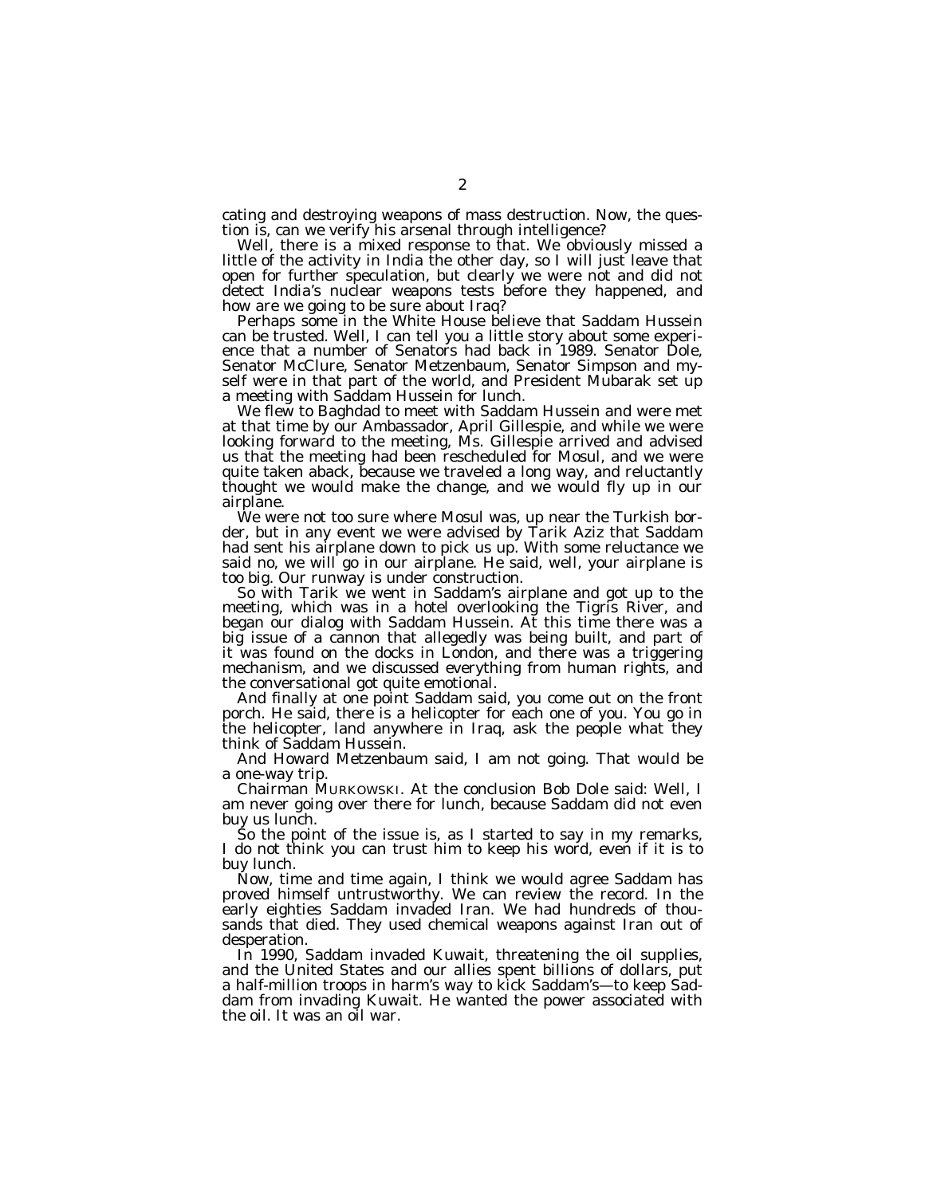cating and destroying weapons of mass destruction. Now, the question is, can we verify his arsenal through intelligence?

Well, there is a mixed response to that. We obviously missed a little of the activity in India the other day, so I will just leave that open for further speculation, but clearly we were not and did not detect India's nuclear weapons tests before they happened, and how are we going to be sure about Iraq?

Perhaps some in the White House believe that Saddam Hussein can be trusted. Well, I can tell you a little story about some experience that a number of Senators had back in 1989. Senator Dole, Senator McClure, Senator Metzenbaum, Senator Simpson and myself were in that part of the world, and President Mubarak set up a meeting with Saddam Hussein for lunch.

We flew to Baghdad to meet with Saddam Hussein and were met at that time by our Ambassador, April Gillespie, and while we were looking forward to the meeting, Ms. Gillespie arrived and advised us that the meeting had been rescheduled for Mosul, and we were quite taken aback, because we traveled a long way, and reluctantly thought we would make the change, and we would fly up in our airplane.

We were not too sure where Mosul was, up near the Turkish border, but in any event we were advised by Tarik Aziz that Saddam had sent his airplane down to pick us up. With some reluctance we said no, we will go in our airplane. He said, well, your airplane is too big. Our runway is under construction.

So with Tarik we went in Saddam's airplane and got up to the meeting, which was in a hotel overlooking the Tigris River, and began our dialog with Saddam Hussein. At this time there was a big issue of a cannon that allegedly was being built, and part of it was found on the docks in London, and there was a triggering mechanism, and we discussed everything from human rights, and the conversational got quite emotional.

And finally at one point Saddam said, you come out on the front porch. He said, there is a helicopter for each one of you. You go in the helicopter, land anywhere in Iraq, ask the people what they think of Saddam Hussein.

And Howard Metzenbaum said, I am not going. That would be a one-way trip.

Chairman MURKOWSKI. At the conclusion Bob Dole said: Well, I am never going over there for lunch, because Saddam did not even buy us lunch.

So the point of the issue is, as I started to say in my remarks, I do not think you can trust him to keep his word, even if it is to buy lunch.

Now, time and time again, I think we would agree Saddam has proved himself untrustworthy. We can review the record. In the early eighties Saddam invaded Iran. We had hundreds of thousands that died. They used chemical weapons against Iran out of desperation.

In 1990, Saddam invaded Kuwait, threatening the oil supplies, and the United States and our allies spent billions of dollars, put a half-million troops in harm's way to kick Saddam's—to keep Saddam from invading Kuwait. He wanted the power associated with the oil. It was an oil war.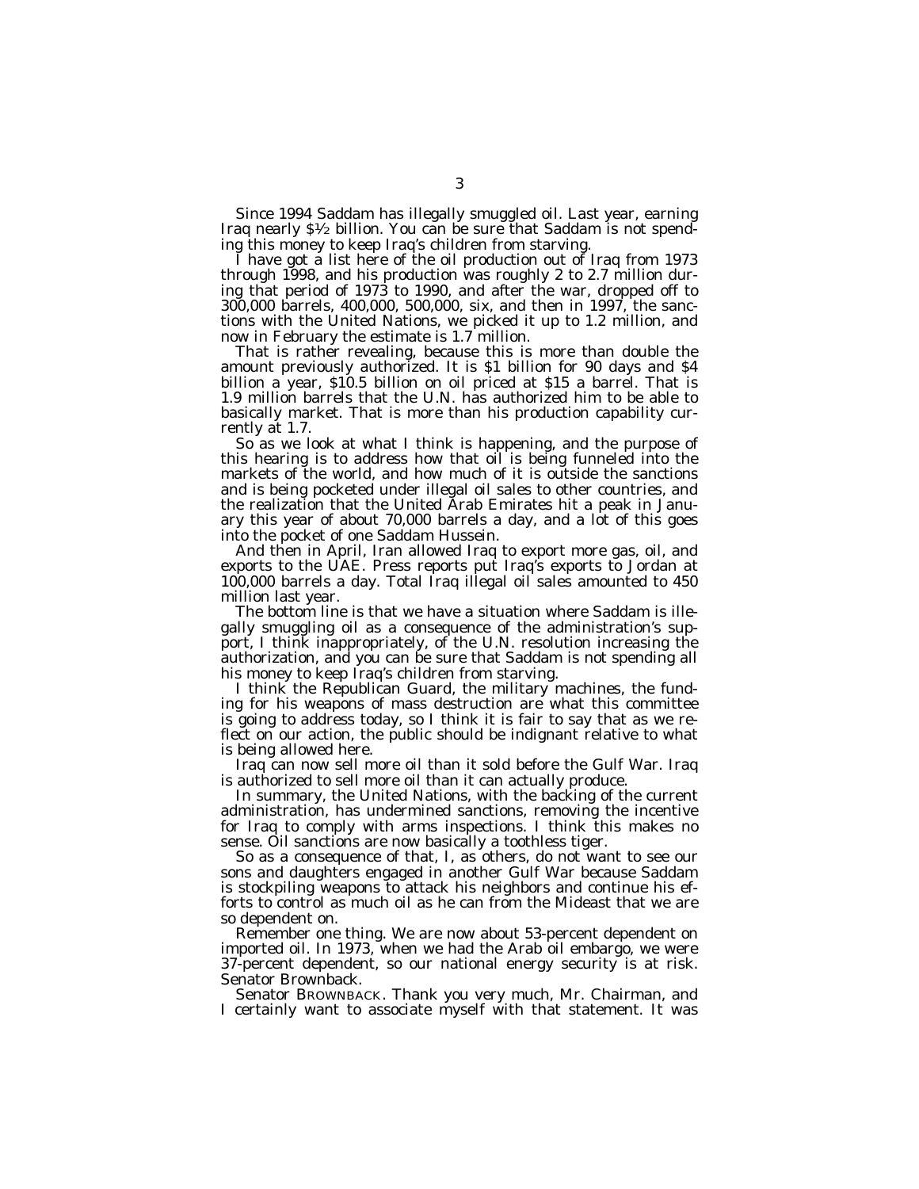Since 1994 Saddam has illegally smuggled oil. Last year, earning Iraq nearly $1½ billion. You can be sure that Saddam is not spending this money to keep Iraq's children from starving.

I have got a list here of the oil production out of Iraq from 1973 through 1998, and his production was roughly 2 to 2.7 million during that period of 1973 to 1990, and after the war, dropped off to 300,000 barrels, 400,000, 500,000, six, and then in 1997, the sanctions with the United Nations, we picked it up to 1.2 million, and now in February the estimate is 1.7 million.

That is rather revealing, because this is more than double the amount previously authorized. It is $1 billion for 90 days and $4 billion a year, $10.5 billion on oil priced at $15 a barrel. That is 1.9 million barrels that the U.N. has authorized him to be able to basically market. That is more than his production capability currently at 1.7.

So as we look at what I think is happening, and the purpose of this hearing is to address how that oil is being funneled into the markets of the world, and how much of it is outside the sanctions and is being pocketed under illegal oil sales to other countries, and the realization that the United Arab Emirates hit a peak in January this year of about 70,000 barrels a day, and a lot of this goes into the pocket of one Saddam Hussein.

And then in April, Iran allowed Iraq to export more gas, oil, and exports to the UAE. Press reports put Iraq's exports to Jordan at 100,000 barrels a day. Total Iraq illegal oil sales amounted to 450 million last year.

The bottom line is that we have a situation where Saddam is illegally smuggling oil as a consequence of the administration's support, I think inappropriately, of the U.N. resolution increasing the authorization, and you can be sure that Saddam is not spending all his money to keep Iraq's children from starving.

I think the Republican Guard, the military machines, the funding for his weapons of mass destruction are what this committee is going to address today, so I think it is fair to say that as we reflect on our action, the public should be indignant relative to what is being allowed here.

Iraq can now sell more oil than it sold before the Gulf War. Iraq is authorized to sell more oil than it can actually produce.

In summary, the United Nations, with the backing of the current administration, has undermined sanctions, removing the incentive for Iraq to comply with arms inspections. I think this makes no sense. Oil sanctions are now basically a toothless tiger.

So as a consequence of that, I, as others, do not want to see our sons and daughters engaged in another Gulf War because Saddam is stockpiling weapons to attack his neighbors and continue his efforts to control as much oil as he can from the Mideast that we are so dependent on.

Remember one thing. We are now about 53-percent dependent on imported oil. In 1973, when we had the Arab oil embargo, we were 37-percent dependent, so our national energy security is at risk. Senator Brownback.

Senator BROWNBACK. Thank you very much, Mr. Chairman, and I certainly want to associate myself with that statement. It was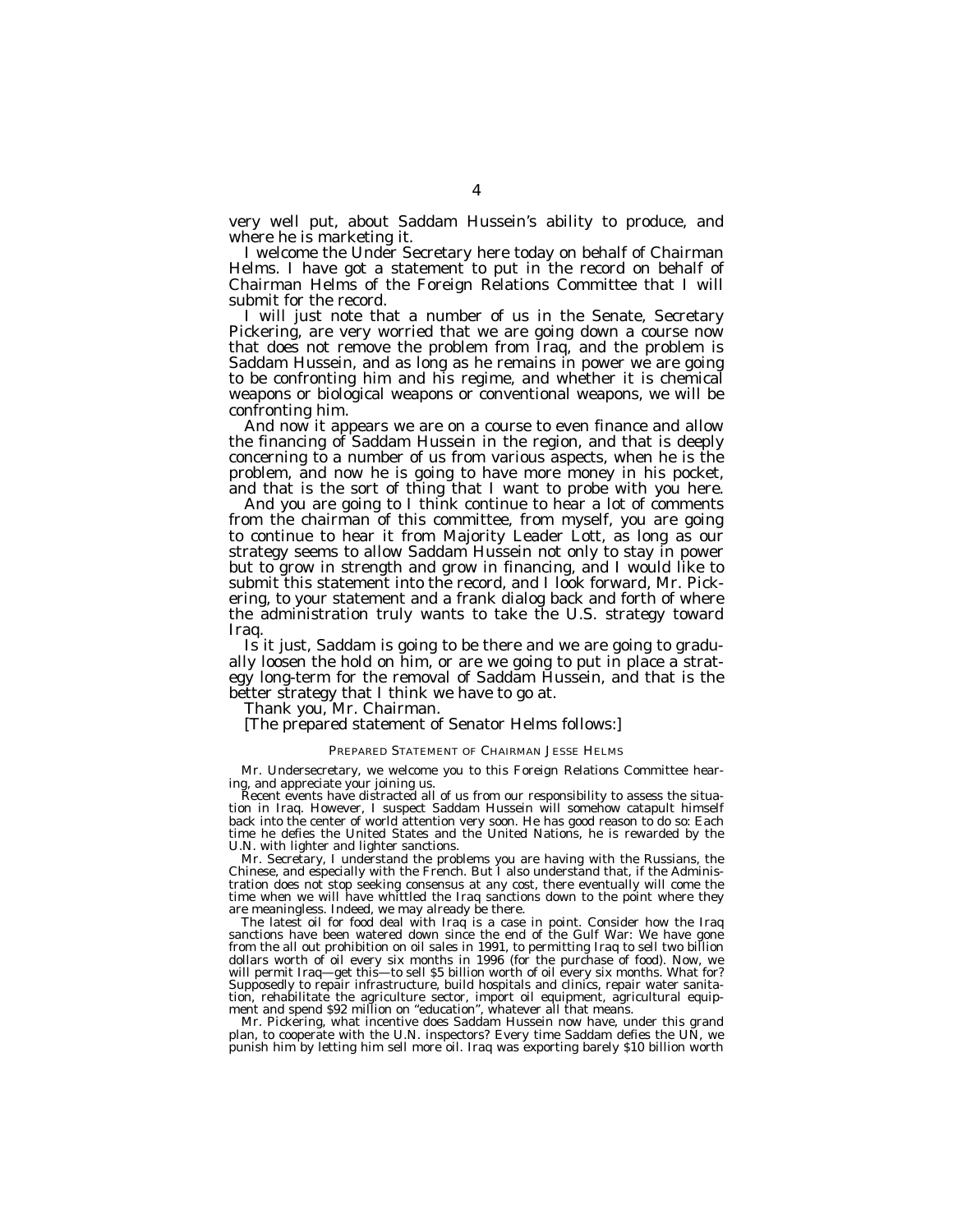very well put, about Saddam Hussein's ability to produce, and where he is marketing it.

I welcome the Under Secretary here today on behalf of Chairman Helms. I have got a statement to put in the record on behalf of Chairman Helms of the Foreign Relations Committee that I will submit for the record.

I will just note that a number of us in the Senate, Secretary Pickering, are very worried that we are going down a course now that does not remove the problem from Iraq, and the problem is Saddam Hussein, and as long as he remains in power we are going to be confronting him and his regime, and whether it is chemical weapons or biological weapons or conventional weapons, we will be confronting him.

And now it appears we are on a course to even finance and allow the financing of Saddam Hussein in the region, and that is deeply concerning to a number of us from various aspects, when he is the problem, and now he is going to have more money in his pocket, and that is the sort of thing that I want to probe with you here.

And you are going to I think continue to hear a lot of comments from the chairman of this committee, from myself, you are going to continue to hear it from Majority Leader Lott, as long as our strategy seems to allow Saddam Hussein not only to stay in power but to grow in strength and grow in financing, and I would like to submit this statement into the record, and I look forward, Mr. Pickering, to your statement and a frank dialog back and forth of where the administration truly wants to take the U.S. strategy toward Iraq.

Is it just, Saddam is going to be there and we are going to gradually loosen the hold on him, or are we going to put in place a strategy long-term for the removal of Saddam Hussein, and that is the better strategy that I think we have to go at.

Thank you, Mr. Chairman.

[The prepared statement of Senator Helms follows:]

PREPARED STATEMENT OF CHAIRMAN JESSE HELMS

Mr. Undersecretary, we welcome you to this Foreign Relations Committee hearing, and appreciate your joining us.

Recent events have distracted all of us from our responsibility to assess the situation in Iraq. However, I suspect Saddam Hussein will somehow catapult himself back into the center of world attention very soon. He has good reason to do so: Each time he defies the United States and the United Nations, he is rewarded by the U.N. with lighter and lighter sanctions.

Mr. Secretary, I understand the problems you are having with the Russians, the Chinese, and especially with the French. But I also understand that, if the Administration does not stop seeking consensus at any cost, there eventually will come the time when we will have whittled the Iraq sanctions down to the point where they are meaningless. Indeed, we may already be there.

The latest oil for food deal with Iraq is a case in point. Consider how the Iraq sanctions have been watered down since the end of the Gulf War: We have gone from the all out prohibition on oil sales in 1991, to permitting Iraq to sell two billion dollars worth of oil every six months in 1996 (for the purchase of food). Now, we will permit Iraq—get this—to sell $5 billion worth of oil every six months. What for? Supposedly to repair infrastructure, build hospitals and clinics, repair water sanitation, rehabilitate the agriculture sector, import oil equipment, agricultural equipment and spend $92 million on "education", whatever all that means.

Mr. Pickering, what incentive does Saddam Hussein now have, under this grand plan, to cooperate with the U.N. inspectors? Every time Saddam defies the UN, we punish him by letting him sell more oil. Iraq was exporting barely $10 billion worth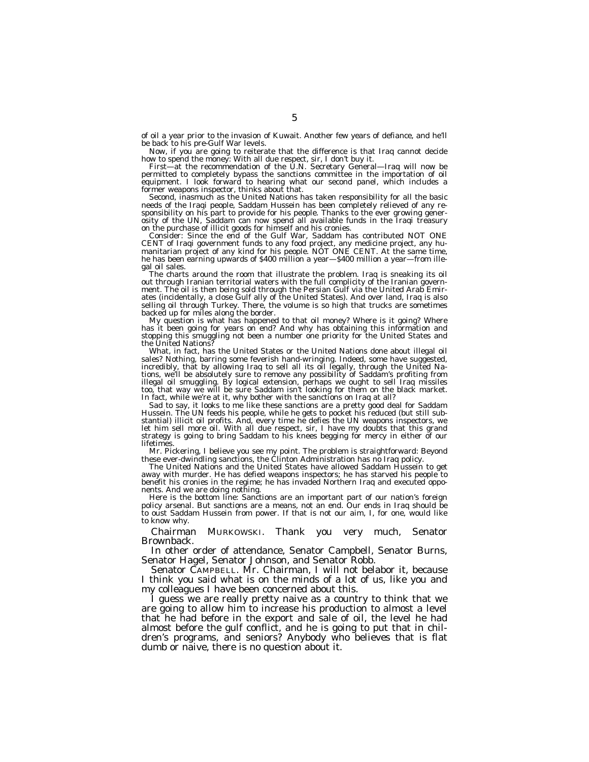of oil a year prior to the invasion of Kuwait. Another few years of defiance, and he'll be back to his pre-Gulf War levels.

Now, if you are going to reiterate that the difference is that Iraq cannot decide how to spend the money: With all due respect, sir, I don't buy it.

First—at the recommendation of the U.N. Secretary General—Iraq will now be permitted to completely bypass the sanctions committee in the importation of oil equipment. I look forward to hearing what our second panel, which includes a former weapons inspector, thinks about that.

Second, inasmuch as the United Nations has taken responsibility for all the basic needs of the Iraqi people, Saddam Hussein has been completely relieved of any responsibility on his part to provide for his people. Thanks to the ever growing generosity of the UN, Saddam can now spend all available funds in the Iraqi treasury on the purchase of illicit goods for himself and his cronies.

Consider: Since the end of the Gulf War, Saddam has contributed NOT ONE CENT of Iraqi government funds to any food project, any medicine project, any humanitarian project of any kind for his people. NOT ONE CENT. At the same time, he has been earning upwards of $400 million a year—$400 million a year—from illegal oil sales.

The charts around the room that illustrate the problem. Iraq is sneaking its oil out through Iranian territorial waters with the full complicity of the Iranian government. The oil is then being sold through the Persian Gulf via the United Arab Emirates (incidentally, a close Gulf ally of the United States). And over land, Iraq is also selling oil through Turkey. There, the volume is so high that trucks are sometimes backed up for miles along the border.

My question is what has happened to that oil money? Where is it going? Where has it been going for years on end? And why has obtaining this information and stopping this smuggling not been a number one priority for the United States and the United Nations?

What, in fact, has the United States or the United Nations done about illegal oil sales? Nothing, barring some feverish hand-wringing. Indeed, some have suggested, incredibly, that by allowing Iraq to sell all its oil legally, through the United Nations, we'll be absolutely sure to remove any possibility of Saddam's profiting from illegal oil smuggling. By logical extension, perhaps we ought to sell Iraq missiles too, that way we will be sure Saddam isn't looking for them on the black market. In fact, while we're at it, why bother with the sanctions on Iraq at all?

Sad to say, it looks to me like these sanctions are a pretty good deal for Saddam Hussein. The UN feeds his people, while he gets to pocket his reduced (but still substantial) illicit oil profits. And, every time he defies the UN weapons inspectors, we let him sell more oil. With all due respect, sir, I have my doubts that this grand strategy is going to bring Saddam to his knees begging for mercy in either of our lifetimes.

Mr. Pickering, I believe you see my point. The problem is straightforward: Beyond these ever-dwindling sanctions, the Clinton Administration has no Iraq policy.

The United Nations and the United States have allowed Saddam Hussein to get away with murder. He has defied weapons inspectors; he has starved his people to benefit his cronies in the regime; he has invaded Northern Iraq and executed opponents. And we are doing nothing.

Here is the bottom line: Sanctions are an important part of our nation's foreign policy arsenal. But sanctions are a means, not an end. Our ends in Iraq should be to oust Saddam Hussein from power. If that is not our aim, I, for one, would like to know why.

Chairman MURKOWSKI. Thank you very much, Senator Brownback.

In other order of attendance, Senator Campbell, Senator Burns, Senator Hagel, Senator Johnson, and Senator Robb.

Senator CAMPBELL. Mr. Chairman, I will not belabor it, because I think you said what is on the minds of a lot of us, like you and my colleagues I have been concerned about this.

I guess we are really pretty naive as a country to think that we are going to allow him to increase his production to almost a level that he had before in the export and sale of oil, the level he had almost before the gulf conflict, and he is going to put that in children's programs, and seniors? Anybody who believes that is flat dumb or naive, there is no question about it.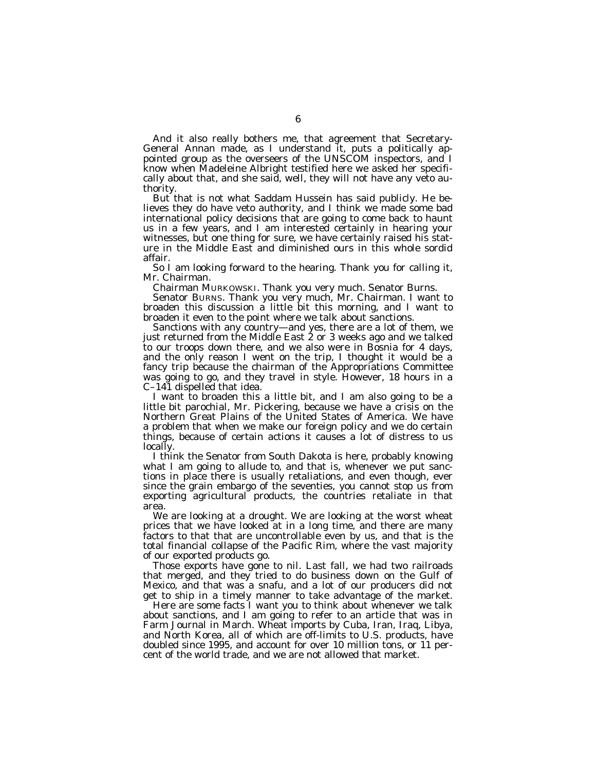And it also really bothers me, that agreement that Secretary-General Annan made, as I understand it, puts a politically appointed group as the overseers of the UNSCOM inspectors, and I know when Madeleine Albright testified here we asked her specifically about that, and she said, well, they will not have any veto authority.

But that is not what Saddam Hussein has said publicly. He believes they do have veto authority, and I think we made some bad international policy decisions that are going to come back to haunt us in a few years, and I am interested certainly in hearing your witnesses, but one thing for sure, we have certainly raised his stature in the Middle East and diminished ours in this whole sordid affair.

So I am looking forward to the hearing. Thank you for calling it, Mr. Chairman.

Chairman MURKOWSKI. Thank you very much. Senator Burns.

Senator BURNS. Thank you very much, Mr. Chairman. I want to broaden this discussion a little bit this morning, and I want to broaden it even to the point where we talk about sanctions.

Sanctions with any country—and yes, there are a lot of them, we just returned from the Middle East 2 or 3 weeks ago and we talked to our troops down there, and we also were in Bosnia for 4 days, and the only reason I went on the trip, I thought it would be a fancy trip because the chairman of the Appropriations Committee was going to go, and they travel in style. However, 18 hours in a C–141 dispelled that idea.

I want to broaden this a little bit, and I am also going to be a little bit parochial, Mr. Pickering, because we have a crisis on the Northern Great Plains of the United States of America. We have a problem that when we make our foreign policy and we do certain things, because of certain actions it causes a lot of distress to us locally.

I think the Senator from South Dakota is here, probably knowing what I am going to allude to, and that is, whenever we put sanctions in place there is usually retaliations, and even though, ever since the grain embargo of the seventies, you cannot stop us from exporting agricultural products, the countries retaliate in that area.

We are looking at a drought. We are looking at the worst wheat prices that we have looked at in a long time, and there are many factors to that that are uncontrollable even by us, and that is the total financial collapse of the Pacific Rim, where the vast majority of our exported products go.

Those exports have gone to nil. Last fall, we had two railroads that merged, and they tried to do business down on the Gulf of Mexico, and that was a snafu, and a lot of our producers did not get to ship in a timely manner to take advantage of the market.

Here are some facts I want you to think about whenever we talk about sanctions, and I am going to refer to an article that was in Farm Journal in March. Wheat imports by Cuba, Iran, Iraq, Libya, and North Korea, all of which are off-limits to U.S. products, have doubled since 1995, and account for over 10 million tons, or 11 percent of the world trade, and we are not allowed that market.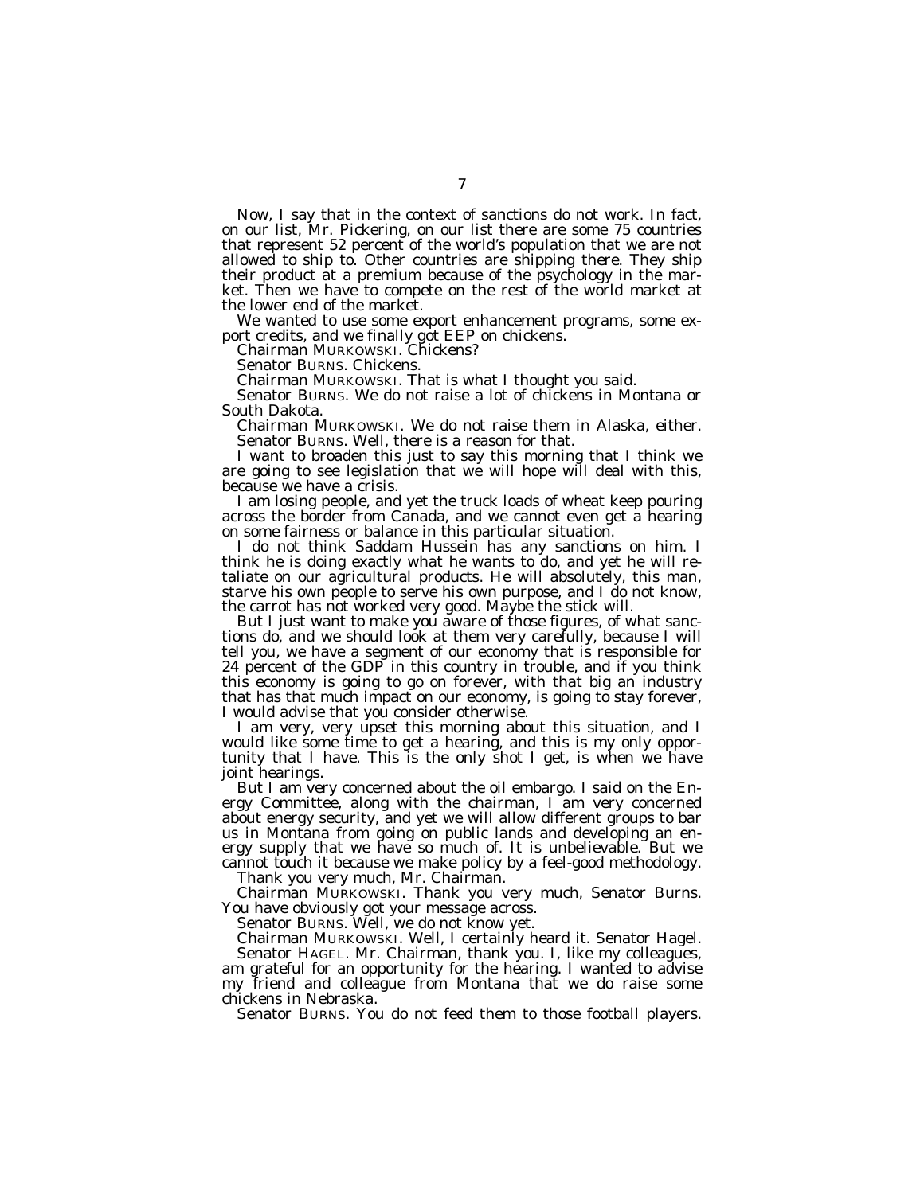Now, I say that in the context of sanctions do not work. In fact, on our list, Mr. Pickering, on our list there are some 75 countries that represent 52 percent of the world's population that we are not allowed to ship to. Other countries are shipping there. They ship their product at a premium because of the psychology in the market. Then we have to compete on the rest of the world market at the lower end of the market.

We wanted to use some export enhancement programs, some export credits, and we finally got EEP on chickens.

Chairman MURKOWSKI. Chickens?

Senator BURNS. Chickens.

Chairman MURKOWSKI. That is what I thought you said.

Senator BURNS. We do not raise a lot of chickens in Montana or South Dakota.

Chairman MURKOWSKI. We do not raise them in Alaska, either.

Senator BURNS. Well, there is a reason for that.

I want to broaden this just to say this morning that I think we are going to see legislation that we will hope will deal with this, because we have a crisis.

I am losing people, and yet the truck loads of wheat keep pouring across the border from Canada, and we cannot even get a hearing on some fairness or balance in this particular situation.

I do not think Saddam Hussein has any sanctions on him. I think he is doing exactly what he wants to do, and yet he will retaliate on our agricultural products. He will absolutely, this man, starve his own people to serve his own purpose, and I do not know, the carrot has not worked very good. Maybe the stick will.

But I just want to make you aware of those figures, of what sanctions do, and we should look at them very carefully, because I will tell you, we have a segment of our economy that is responsible for 24 percent of the GDP in this country in trouble, and if you think this economy is going to go on forever, with that big an industry that has that much impact on our economy, is going to stay forever, I would advise that you consider otherwise.

I am very, very upset this morning about this situation, and I would like some time to get a hearing, and this is my only opportunity that I have. This is the only shot I get, is when we have joint hearings.

But I am very concerned about the oil embargo. I said on the Energy Committee, along with the chairman, I am very concerned about energy security, and yet we will allow different groups to bar us in Montana from going on public lands and developing an energy supply that we have so much of. It is unbelievable. But we cannot touch it because we make policy by a feel-good methodology.

Thank you very much, Mr. Chairman.

Chairman MURKOWSKI. Thank you very much, Senator Burns. You have obviously got your message across.

Senator BURNS. Well, we do not know yet.

Chairman MURKOWSKI. Well, I certainly heard it. Senator Hagel.

Senator HAGEL. Mr. Chairman, thank you. I, like my colleagues, am grateful for an opportunity for the hearing. I wanted to advise my friend and colleague from Montana that we do raise some chickens in Nebraska.

Senator BURNS. You do not feed them to those football players.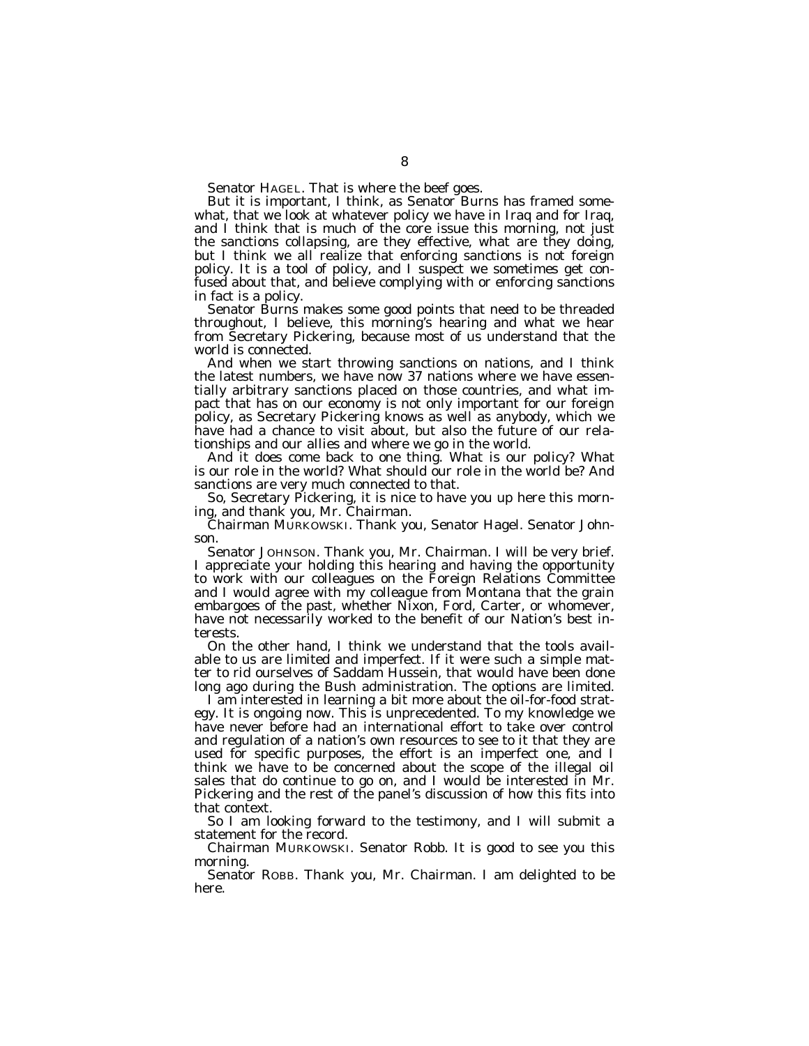Senator HAGEL. That is where the beef goes.

But it is important, I think, as Senator Burns has framed somewhat, that we look at whatever policy we have in Iraq and for Iraq, and I think that is much of the core issue this morning, not just the sanctions collapsing, are they effective, what are they doing, but I think we all realize that enforcing sanctions is not foreign policy. It is a tool of policy, and I suspect we sometimes get confused about that, and believe complying with or enforcing sanctions in fact is a policy.

Senator Burns makes some good points that need to be threaded throughout, I believe, this morning's hearing and what we hear from Secretary Pickering, because most of us understand that the world is connected.

And when we start throwing sanctions on nations, and I think the latest numbers, we have now 37 nations where we have essentially arbitrary sanctions placed on those countries, and what impact that has on our economy is not only important for our foreign policy, as Secretary Pickering knows as well as anybody, which we have had a chance to visit about, but also the future of our relationships and our allies and where we go in the world.

And it does come back to one thing. What is our policy? What is our role in the world? What should our role in the world be? And sanctions are very much connected to that.

So, Secretary Pickering, it is nice to have you up here this morning, and thank you, Mr. Chairman.

Chairman MURKOWSKI. Thank you, Senator Hagel. Senator Johnson.

Senator JOHNSON. Thank you, Mr. Chairman. I will be very brief. I appreciate your holding this hearing and having the opportunity to work with our colleagues on the Foreign Relations Committee and I would agree with my colleague from Montana that the grain embargoes of the past, whether Nixon, Ford, Carter, or whomever, have not necessarily worked to the benefit of our Nation's best interests.

On the other hand, I think we understand that the tools available to us are limited and imperfect. If it were such a simple matter to rid ourselves of Saddam Hussein, that would have been done long ago during the Bush administration. The options are limited.

I am interested in learning a bit more about the oil-for-food strategy. It is ongoing now. This is unprecedented. To my knowledge we have never before had an international effort to take over control and regulation of a nation's own resources to see to it that they are used for specific purposes, the effort is an imperfect one, and I think we have to be concerned about the scope of the illegal oil sales that do continue to go on, and I would be interested in Mr. Pickering and the rest of the panel's discussion of how this fits into that context.

So I am looking forward to the testimony, and I will submit a statement for the record.

Chairman MURKOWSKI. Senator Robb. It is good to see you this morning.

Senator ROBB. Thank you, Mr. Chairman. I am delighted to be here.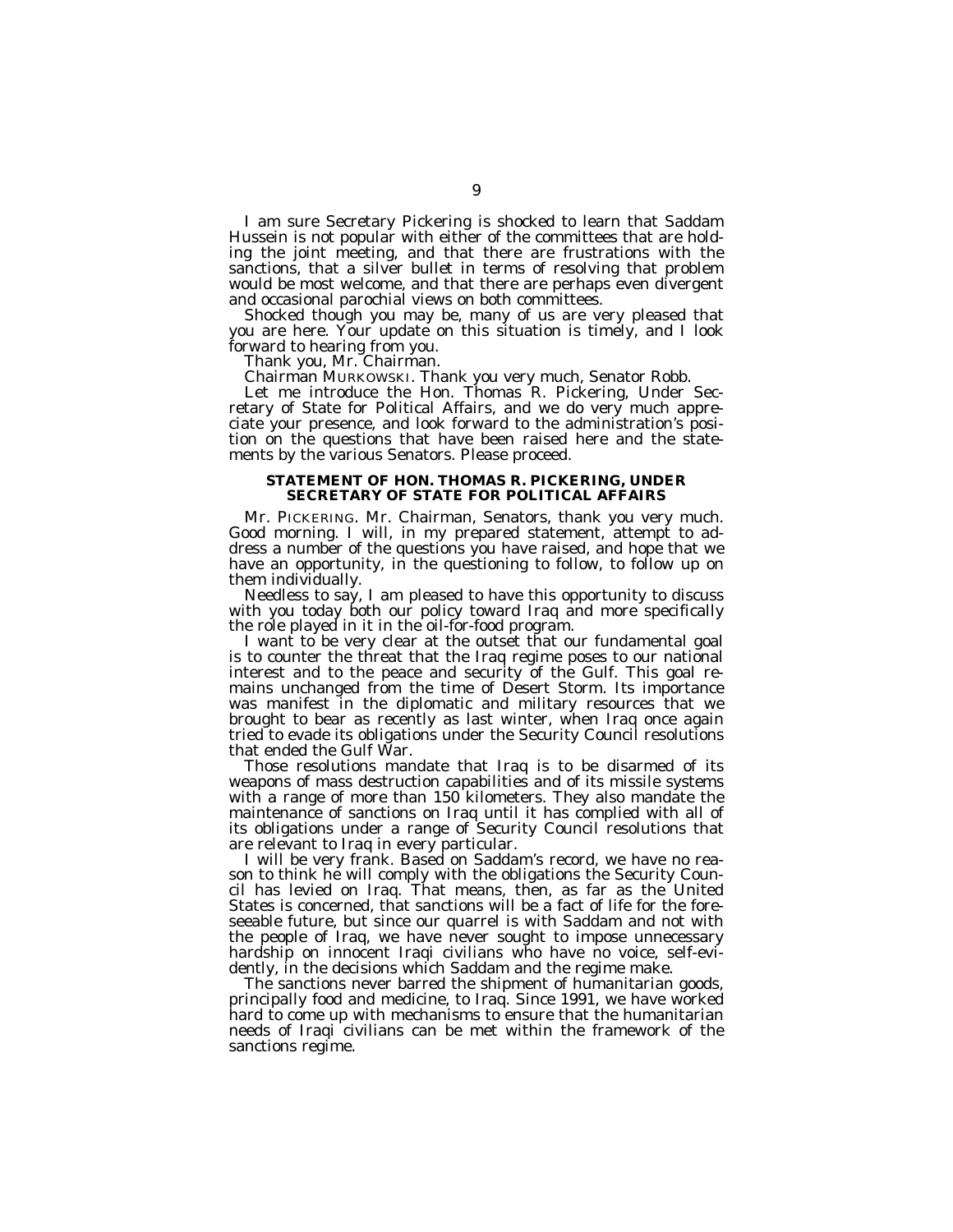I am sure Secretary Pickering is shocked to learn that Saddam Hussein is not popular with either of the committees that are holding the joint meeting, and that there are frustrations with the sanctions, that a silver bullet in terms of resolving that problem would be most welcome, and that there are perhaps even divergent and occasional parochial views on both committees.

Shocked though you may be, many of us are very pleased that you are here. Your update on this situation is timely, and I look forward to hearing from you.

Thank you, Mr. Chairman.

Chairman MURKOWSKI. Thank you very much, Senator Robb.

Let me introduce the Hon. Thomas R. Pickering, Under Secretary of State for Political Affairs, and we do very much appreciate your presence, and look forward to the administration's position on the questions that have been raised here and the statements by the various Senators. Please proceed.

## STATEMENT OF HON. THOMAS R. PICKERING, UNDER SECRETARY OF STATE FOR POLITICAL AFFAIRS

Mr. PICKERING. Mr. Chairman, Senators, thank you very much. Good morning. I will, in my prepared statement, attempt to address a number of the questions you have raised, and hope that we have an opportunity, in the questioning to follow, to follow up on them individually.

Needless to say, I am pleased to have this opportunity to discuss with you today both our policy toward Iraq and more specifically the role played in it in the oil-for-food program.

I want to be very clear at the outset that our fundamental goal is to counter the threat that the Iraq regime poses to our national interest and to the peace and security of the Gulf. This goal remains unchanged from the time of Desert Storm. Its importance was manifest in the diplomatic and military resources that we brought to bear as recently as last winter, when Iraq once again tried to evade its obligations under the Security Council resolutions that ended the Gulf War.

Those resolutions mandate that Iraq is to be disarmed of its weapons of mass destruction capabilities and of its missile systems with a range of more than 150 kilometers. They also mandate the maintenance of sanctions on Iraq until it has complied with all of its obligations under a range of Security Council resolutions that are relevant to Iraq in every particular.

I will be very frank. Based on Saddam's record, we have no reason to think he will comply with the obligations the Security Council has levied on Iraq. That means, then, as far as the United States is concerned, that sanctions will be a fact of life for the foreseeable future, but since our quarrel is with Saddam and not with the people of Iraq, we have never sought to impose unnecessary hardship on innocent Iraqi civilians who have no voice, self-evidently, in the decisions which Saddam and the regime make.

The sanctions never barred the shipment of humanitarian goods, principally food and medicine, to Iraq. Since 1991, we have worked hard to come up with mechanisms to ensure that the humanitarian needs of Iraqi civilians can be met within the framework of the sanctions regime.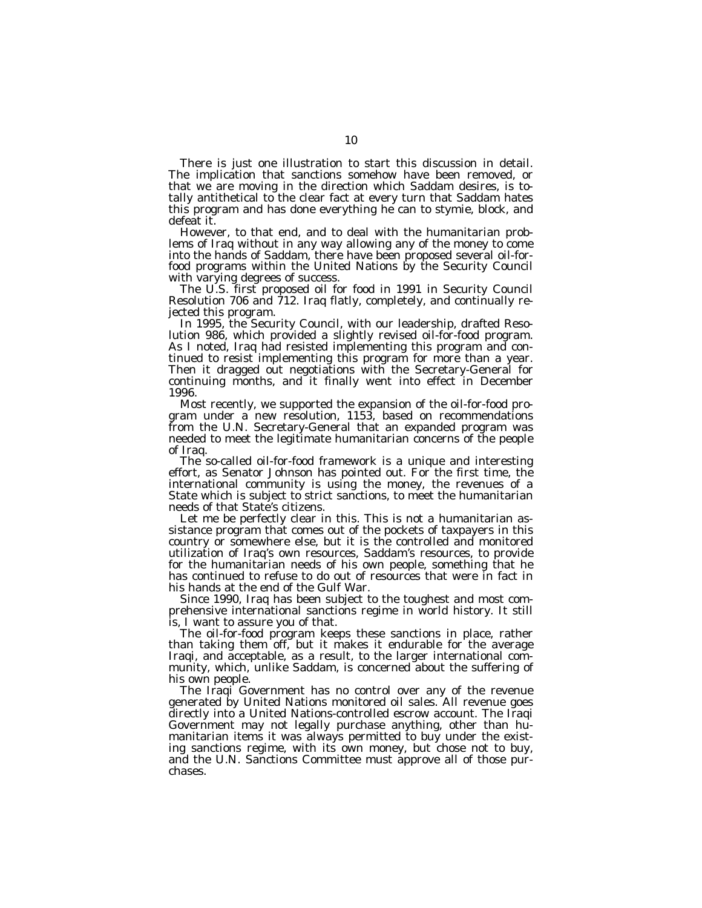There is just one illustration to start this discussion in detail. The implication that sanctions somehow have been removed, or that we are moving in the direction which Saddam desires, is totally antithetical to the clear fact at every turn that Saddam hates this program and has done everything he can to stymie, block, and defeat it.

However, to that end, and to deal with the humanitarian problems of Iraq without in any way allowing any of the money to come into the hands of Saddam, there have been proposed several oil-for-food programs within the United Nations by the Security Council with varying degrees of success.

The U.S. first proposed oil for food in 1991 in Security Council Resolution 706 and 712. Iraq flatly, completely, and continually rejected this program.

In 1995, the Security Council, with our leadership, drafted Resolution 986, which provided a slightly revised oil-for-food program. As I noted, Iraq had resisted implementing this program and continued to resist implementing this program for more than a year. Then it dragged out negotiations with the Secretary-General for continuing months, and it finally went into effect in December 1996.

Most recently, we supported the expansion of the oil-for-food program under a new resolution, 1153, based on recommendations from the U.N. Secretary-General that an expanded program was needed to meet the legitimate humanitarian concerns of the people of Iraq.

The so-called oil-for-food framework is a unique and interesting effort, as Senator Johnson has pointed out. For the first time, the international community is using the money, the revenues of a State which is subject to strict sanctions, to meet the humanitarian needs of that State's citizens.

Let me be perfectly clear in this. This is not a humanitarian assistance program that comes out of the pockets of taxpayers in this country or somewhere else, but it is the controlled and monitored utilization of Iraq's own resources, Saddam's resources, to provide for the humanitarian needs of his own people, something that he has continued to refuse to do out of resources that were in fact in his hands at the end of the Gulf War.

Since 1990, Iraq has been subject to the toughest and most comprehensive international sanctions regime in world history. It still is, I want to assure you of that.

The oil-for-food program keeps these sanctions in place, rather than taking them off, but it makes it endurable for the average Iraqi, and acceptable, as a result, to the larger international community, which, unlike Saddam, is concerned about the suffering of his own people.

The Iraqi Government has no control over any of the revenue generated by United Nations monitored oil sales. All revenue goes directly into a United Nations-controlled escrow account. The Iraqi Government may not legally purchase anything, other than humanitarian items it was always permitted to buy under the existing sanctions regime, with its own money, but chose not to buy, and the U.N. Sanctions Committee must approve all of those purchases.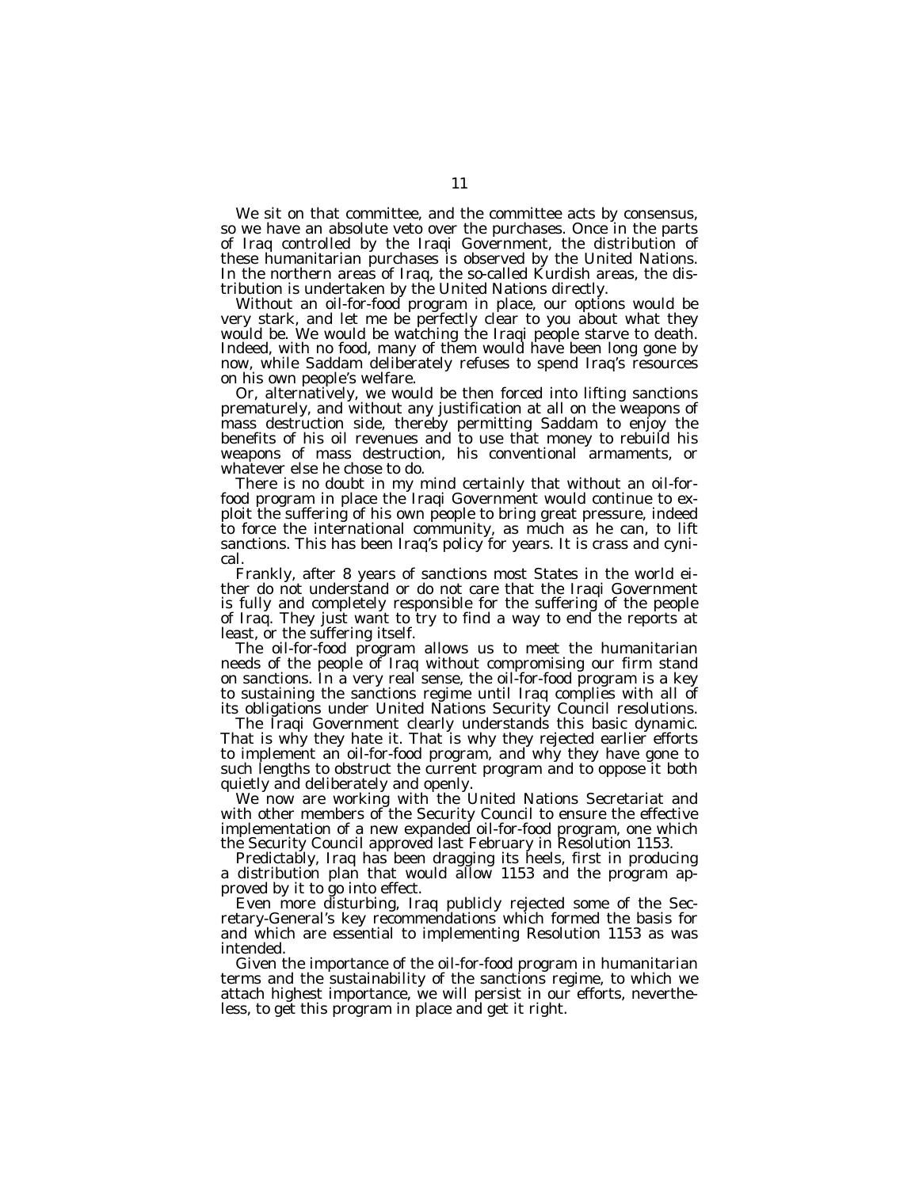We sit on that committee, and the committee acts by consensus, so we have an absolute veto over the purchases. Once in the parts of Iraq controlled by the Iraqi Government, the distribution of these humanitarian purchases is observed by the United Nations. In the northern areas of Iraq, the so-called Kurdish areas, the distribution is undertaken by the United Nations directly.

Without an oil-for-food program in place, our options would be very stark, and let me be perfectly clear to you about what they would be. We would be watching the Iraqi people starve to death. Indeed, with no food, many of them would have been long gone by now, while Saddam deliberately refuses to spend Iraq's resources on his own people's welfare.

Or, alternatively, we would be then forced into lifting sanctions prematurely, and without any justification at all on the weapons of mass destruction side, thereby permitting Saddam to enjoy the benefits of his oil revenues and to use that money to rebuild his weapons of mass destruction, his conventional armaments, or whatever else he chose to do.

There is no doubt in my mind certainly that without an oil-for-food program in place the Iraqi Government would continue to exploit the suffering of his own people to bring great pressure, indeed to force the international community, as much as he can, to lift sanctions. This has been Iraq's policy for years. It is crass and cynical.

Frankly, after 8 years of sanctions most States in the world either do not understand or do not care that the Iraqi Government is fully and completely responsible for the suffering of the people of Iraq. They just want to try to find a way to end the reports at least, or the suffering itself.

The oil-for-food program allows us to meet the humanitarian needs of the people of Iraq without compromising our firm stand on sanctions. In a very real sense, the oil-for-food program is a key to sustaining the sanctions regime until Iraq complies with all of its obligations under United Nations Security Council resolutions.

The Iraqi Government clearly understands this basic dynamic. That is why they hate it. That is why they rejected earlier efforts to implement an oil-for-food program, and why they have gone to such lengths to obstruct the current program and to oppose it both quietly and deliberately and openly.

We now are working with the United Nations Secretariat and with other members of the Security Council to ensure the effective implementation of a new expanded oil-for-food program, one which the Security Council approved last February in Resolution 1153.

Predictably, Iraq has been dragging its heels, first in producing a distribution plan that would allow 1153 and the program approved by it to go into effect.

Even more disturbing, Iraq publicly rejected some of the Secretary-General's key recommendations which formed the basis for and which are essential to implementing Resolution 1153 as was intended.

Given the importance of the oil-for-food program in humanitarian terms and the sustainability of the sanctions regime, to which we attach highest importance, we will persist in our efforts, nevertheless, to get this program in place and get it right.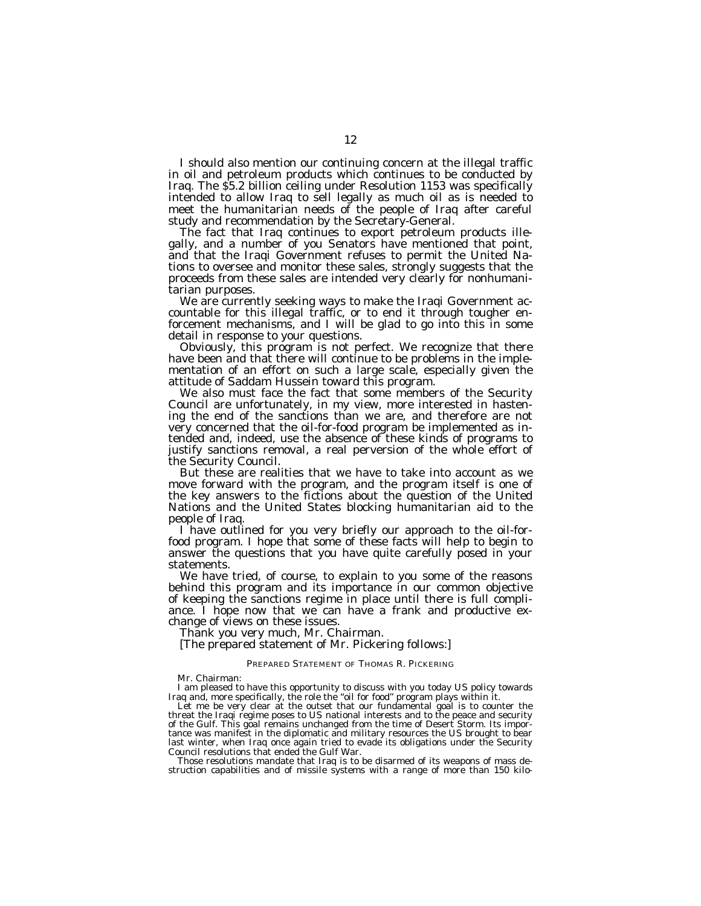I should also mention our continuing concern at the illegal traffic in oil and petroleum products which continues to be conducted by Iraq. The $5.2 billion ceiling under Resolution 1153 was specifically intended to allow Iraq to sell legally as much oil as is needed to meet the humanitarian needs of the people of Iraq after careful study and recommendation by the Secretary-General.

The fact that Iraq continues to export petroleum products illegally, and a number of you Senators have mentioned that point, and that the Iraqi Government refuses to permit the United Nations to oversee and monitor these sales, strongly suggests that the proceeds from these sales are intended very clearly for nonhumanitarian purposes.

We are currently seeking ways to make the Iraqi Government accountable for this illegal traffic, or to end it through tougher enforcement mechanisms, and I will be glad to go into this in some detail in response to your questions.

Obviously, this program is not perfect. We recognize that there have been and that there will continue to be problems in the implementation of an effort on such a large scale, especially given the attitude of Saddam Hussein toward this program.

We also must face the fact that some members of the Security Council are unfortunately, in my view, more interested in hastening the end of the sanctions than we are, and therefore are not very concerned that the oil-for-food program be implemented as intended and, indeed, use the absence of these kinds of programs to justify sanctions removal, a real perversion of the whole effort of the Security Council.

But these are realities that we have to take into account as we move forward with the program, and the program itself is one of the key answers to the fictions about the question of the United Nations and the United States blocking humanitarian aid to the people of Iraq.

I have outlined for you very briefly our approach to the oil-for-food program. I hope that some of these facts will help to begin to answer the questions that you have quite carefully posed in your statements.

We have tried, of course, to explain to you some of the reasons behind this program and its importance in our common objective of keeping the sanctions regime in place until there is full compliance. I hope now that we can have a frank and productive exchange of views on these issues.

Thank you very much, Mr. Chairman.

[The prepared statement of Mr. Pickering follows:]

PREPARED STATEMENT OF THOMAS R. PICKERING

Mr. Chairman:

I am pleased to have this opportunity to discuss with you today US policy towards Iraq and, more specifically, the role the "oil for food" program plays within it.

Let me be very clear at the outset that our fundamental goal is to counter the threat the Iraqi regime poses to US national interests and to the peace and security of the Gulf. This goal remains unchanged from the time of Desert Storm. Its importance was manifest in the diplomatic and military resources the US brought to bear last winter, when Iraq once again tried to evade its obligations under the Security Council resolutions that ended the Gulf War.

Those resolutions mandate that Iraq is to be disarmed of its weapons of mass destruction capabilities and of missile systems with a range of more than 150 kilo-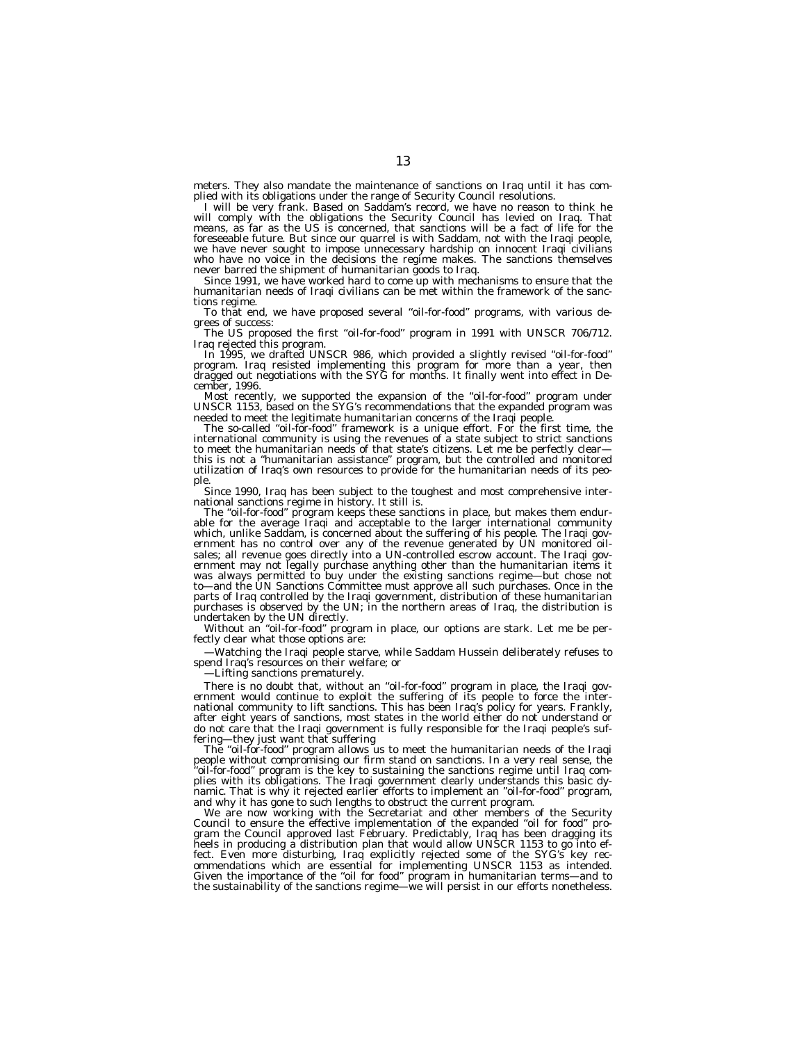meters. They also mandate the maintenance of sanctions on Iraq until it has complied with its obligations under the range of Security Council resolutions.

I will be very frank. Based on Saddam's record, we have no reason to think he will comply with the obligations the Security Council has levied on Iraq. That means, as far as the US is concerned, that sanctions will be a fact of life for the foreseeable future. But since our quarrel is with Saddam, not with the Iraqi people, we have never sought to impose unnecessary hardship on innocent Iraqi civilians who have no voice in the decisions the regime makes. The sanctions themselves never barred the shipment of humanitarian goods to Iraq.

Since 1991, we have worked hard to come up with mechanisms to ensure that the humanitarian needs of Iraqi civilians can be met within the framework of the sanctions regime.

To that end, we have proposed several "oil-for-food" programs, with various degrees of success:

The US proposed the first "oil-for-food" program in 1991 with UNSCR 706/712. Iraq rejected this program.

In 1995, we drafted UNSCR 986, which provided a slightly revised "oil-for-food" program. Iraq resisted implementing this program for more than a year, then dragged out negotiations with the SYG for months. It finally went into effect in December, 1996.

Most recently, we supported the expansion of the "oil-for-food" program under UNSCR 1153, based on the SYG's recommendations that the expanded program was needed to meet the legitimate humanitarian concerns of the Iraqi people.

The so-called "oil-for-food" framework is a unique effort. For the first time, the international community is using the revenues of a state subject to strict sanctions to meet the humanitarian needs of that state's citizens. Let me be perfectly clear—this is not a "humanitarian assistance" program, but the controlled and monitored utilization of Iraq's own resources to provide for the humanitarian needs of its people.

Since 1990, Iraq has been subject to the toughest and most comprehensive international sanctions regime in history. It still is.

The "oil-for-food" program keeps these sanctions in place, but makes them endurable for the average Iraqi and acceptable to the larger international community which, unlike Saddam, is concerned about the suffering of his people. The Iraqi government has no control over any of the revenue generated by UN monitored oil-sales; all revenue goes directly into a UN-controlled escrow account. The Iraqi government may not legally purchase anything other than the humanitarian items it was always permitted to buy under the existing sanctions regime—but chose not to—and the UN Sanctions Committee must approve all such purchases. Once in the parts of Iraq controlled by the Iraqi government, distribution of these humanitarian purchases is observed by the UN; in the northern areas of Iraq, the distribution is undertaken by the UN directly.

Without an "oil-for-food" program in place, our options are stark. Let me be perfectly clear what those options are:

—Watching the Iraqi people starve, while Saddam Hussein deliberately refuses to spend Iraq's resources on their welfare; or

—Lifting sanctions prematurely.

There is no doubt that, without an "oil-for-food" program in place, the Iraqi government would continue to exploit the suffering of its people to force the international community to lift sanctions. This has been Iraq's policy for years. Frankly, after eight years of sanctions, most states in the world either do not understand or do not care that the Iraqi government is fully responsible for the Iraqi people's suffering—they just want that suffering

The "oil-for-food" program allows us to meet the humanitarian needs of the Iraqi people without compromising our firm stand on sanctions. In a very real sense, the "oil-for-food" program is the key to sustaining the sanctions regime until Iraq complies with its obligations. The Iraqi government clearly understands this basic dynamic. That is why it rejected earlier efforts to implement an "oil-for-food" program, and why it has gone to such lengths to obstruct the current program.

We are now working with the Secretariat and other members of the Security Council to ensure the effective implementation of the expanded "oil for food" program the Council approved last February. Predictably, Iraq has been dragging its heels in producing a distribution plan that would allow UNSCR 1153 to go into effect. Even more disturbing, Iraq explicitly rejected some of the SYG's key recommendations which are essential for implementing UNSCR 1153 as intended. Given the importance of the "oil for food" program in humanitarian terms—and to the sustainability of the sanctions regime—we will persist in our efforts nonetheless.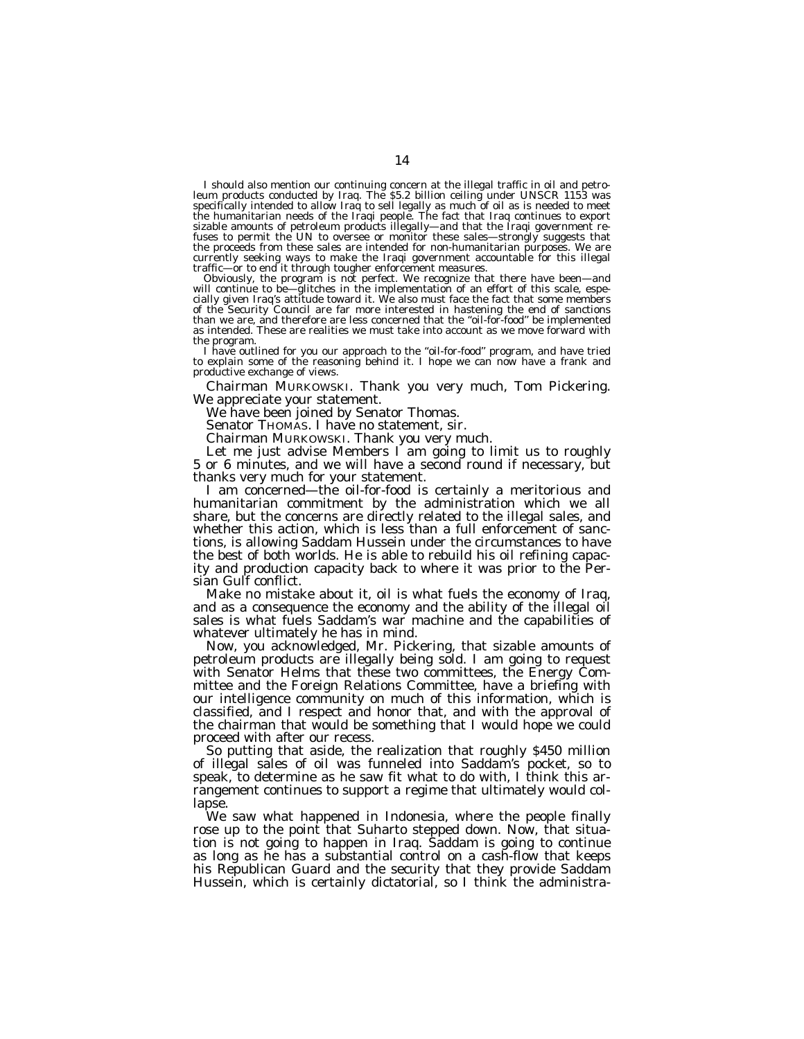I should also mention our continuing concern at the illegal traffic in oil and petroleum products conducted by Iraq. The $5.2 billion ceiling under UNSCR 1153 was specifically intended to allow Iraq to sell legally as much of oil as is needed to meet the humanitarian needs of the Iraqi people. The fact that Iraq continues to export sizable amounts of petroleum products illegally—and that the Iraqi government refuses to permit the UN to oversee or monitor these sales—strongly suggests that the proceeds from these sales are intended for non-humanitarian purposes. We are currently seeking ways to make the Iraqi government accountable for this illegal traffic—or to end it through tougher enforcement measures.

Obviously, the program is not perfect. We recognize that there have been—and will continue to be—glitches in the implementation of an effort of this scale, especially given Iraq's attitude toward it. We also must face the fact that some members of the Security Council are far more interested in hastening the end of sanctions than we are, and therefore are less concerned that the "oil-for-food" be implemented as intended. These are realities we must take into account as we move forward with the program.

I have outlined for you our approach to the "oil-for-food" program, and have tried to explain some of the reasoning behind it. I hope we can now have a frank and productive exchange of views.

Chairman MURKOWSKI. Thank you very much, Tom Pickering. We appreciate your statement.

We have been joined by Senator Thomas.

Senator THOMAS. I have no statement, sir.

Chairman MURKOWSKI. Thank you very much.

Let me just advise Members I am going to limit us to roughly 5 or 6 minutes, and we will have a second round if necessary, but thanks very much for your statement.

I am concerned—the oil-for-food is certainly a meritorious and humanitarian commitment by the administration which we all share, but the concerns are directly related to the illegal sales, and whether this action, which is less than a full enforcement of sanctions, is allowing Saddam Hussein under the circumstances to have the best of both worlds. He is able to rebuild his oil refining capacity and production capacity back to where it was prior to the Persian Gulf conflict.

Make no mistake about it, oil is what fuels the economy of Iraq, and as a consequence the economy and the ability of the illegal oil sales is what fuels Saddam's war machine and the capabilities of whatever ultimately he has in mind.

Now, you acknowledged, Mr. Pickering, that sizable amounts of petroleum products are illegally being sold. I am going to request with Senator Helms that these two committees, the Energy Committee and the Foreign Relations Committee, have a briefing with our intelligence community on much of this information, which is classified, and I respect and honor that, and with the approval of the chairman that would be something that I would hope we could proceed with after our recess.

So putting that aside, the realization that roughly $450 million of illegal sales of oil was funneled into Saddam's pocket, so to speak, to determine as he saw fit what to do with, I think this arrangement continues to support a regime that ultimately would collapse.

We saw what happened in Indonesia, where the people finally rose up to the point that Suharto stepped down. Now, that situation is not going to happen in Iraq. Saddam is going to continue as long as he has a substantial control on a cash-flow that keeps his Republican Guard and the security that they provide Saddam Hussein, which is certainly dictatorial, so I think the administra-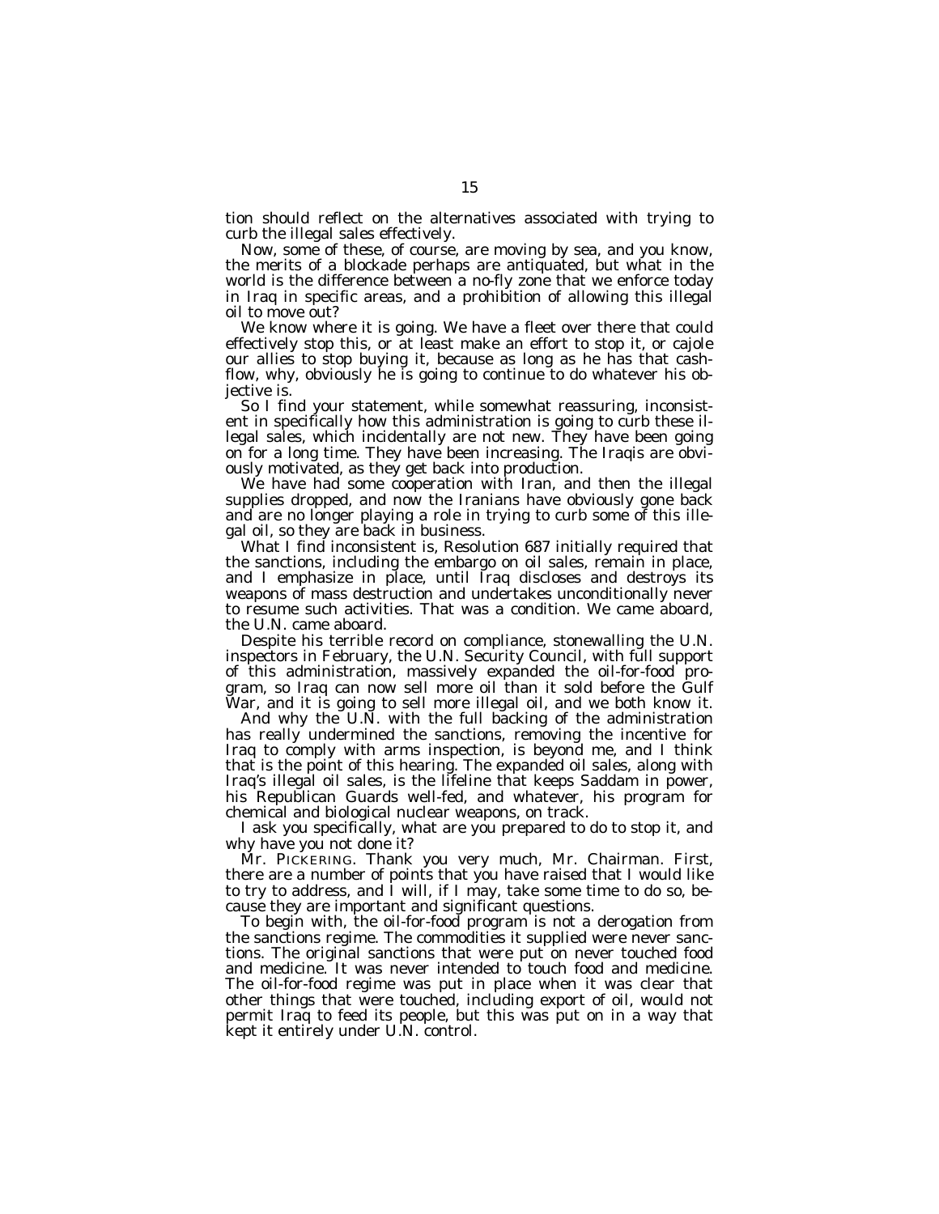tion should reflect on the alternatives associated with trying to curb the illegal sales effectively.

Now, some of these, of course, are moving by sea, and you know, the merits of a blockade perhaps are antiquated, but what in the world is the difference between a no-fly zone that we enforce today in Iraq in specific areas, and a prohibition of allowing this illegal oil to move out?

We know where it is going. We have a fleet over there that could effectively stop this, or at least make an effort to stop it, or cajole our allies to stop buying it, because as long as he has that cash-flow, why, obviously he is going to continue to do whatever his objective is.

So I find your statement, while somewhat reassuring, inconsistent in specifically how this administration is going to curb these illegal sales, which incidentally are not new. They have been going on for a long time. They have been increasing. The Iraqis are obviously motivated, as they get back into production.

We have had some cooperation with Iran, and then the illegal supplies dropped, and now the Iranians have obviously gone back and are no longer playing a role in trying to curb some of this illegal oil, so they are back in business.

What I find inconsistent is, Resolution 687 initially required that the sanctions, including the embargo on oil sales, remain in place, and I emphasize in place, until Iraq discloses and destroys its weapons of mass destruction and undertakes unconditionally never to resume such activities. That was a condition. We came aboard, the U.N. came aboard.

Despite his terrible record on compliance, stonewalling the U.N. inspectors in February, the U.N. Security Council, with full support of this administration, massively expanded the oil-for-food program, so Iraq can now sell more oil than it sold before the Gulf War, and it is going to sell more illegal oil, and we both know it.

And why the U.N. with the full backing of the administration has really undermined the sanctions, removing the incentive for Iraq to comply with arms inspection, is beyond me, and I think that is the point of this hearing. The expanded oil sales, along with Iraq's illegal oil sales, is the lifeline that keeps Saddam in power, his Republican Guards well-fed, and whatever, his program for chemical and biological nuclear weapons, on track.

I ask you specifically, what are you prepared to do to stop it, and why have you not done it?

Mr. PICKERING. Thank you very much, Mr. Chairman. First, there are a number of points that you have raised that I would like to try to address, and I will, if I may, take some time to do so, because they are important and significant questions.

To begin with, the oil-for-food program is not a derogation from the sanctions regime. The commodities it supplied were never sanctions. The original sanctions that were put on never touched food and medicine. It was never intended to touch food and medicine. The oil-for-food regime was put in place when it was clear that other things that were touched, including export of oil, would not permit Iraq to feed its people, but this was put on in a way that kept it entirely under U.N. control.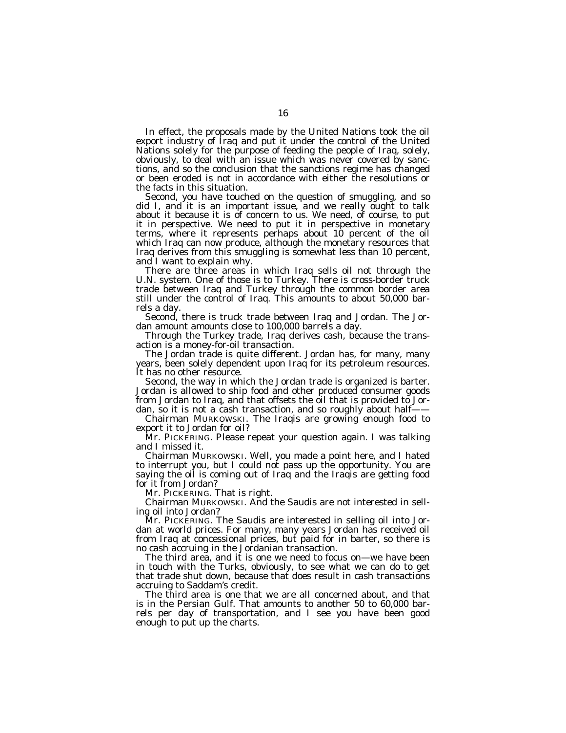In effect, the proposals made by the United Nations took the oil export industry of Iraq and put it under the control of the United Nations solely for the purpose of feeding the people of Iraq, solely, obviously, to deal with an issue which was never covered by sanctions, and so the conclusion that the sanctions regime has changed or been eroded is not in accordance with either the resolutions or the facts in this situation.

Second, you have touched on the question of smuggling, and so did I, and it is an important issue, and we really ought to talk about it because it is of concern to us. We need, of course, to put it in perspective. We need to put it in perspective in monetary terms, where it represents perhaps about 10 percent of the oil which Iraq can now produce, although the monetary resources that Iraq derives from this smuggling is somewhat less than 10 percent, and I want to explain why.

There are three areas in which Iraq sells oil not through the U.N. system. One of those is to Turkey. There is cross-border truck trade between Iraq and Turkey through the common border area still under the control of Iraq. This amounts to about 50,000 barrels a day.

Second, there is truck trade between Iraq and Jordan. The Jordan amount amounts close to 100,000 barrels a day.

Through the Turkey trade, Iraq derives cash, because the transaction is a money-for-oil transaction.

The Jordan trade is quite different. Jordan has, for many, many years, been solely dependent upon Iraq for its petroleum resources. It has no other resource.

Second, the way in which the Jordan trade is organized is barter. Jordan is allowed to ship food and other produced consumer goods from Jordan to Iraq, and that offsets the oil that is provided to Jordan, so it is not a cash transaction, and so roughly about half——

Chairman MURKOWSKI. The Iraqis are growing enough food to export it to Jordan for oil?

Mr. PICKERING. Please repeat your question again. I was talking and I missed it.

Chairman MURKOWSKI. Well, you made a point here, and I hated to interrupt you, but I could not pass up the opportunity. You are saying the oil is coming out of Iraq and the Iraqis are getting food for it from Jordan?

Mr. PICKERING. That is right.

Chairman MURKOWSKI. And the Saudis are not interested in selling oil into Jordan?

Mr. PICKERING. The Saudis are interested in selling oil into Jordan at world prices. For many, many years Jordan has received oil from Iraq at concessional prices, but paid for in barter, so there is no cash accruing in the Jordanian transaction.

The third area, and it is one we need to focus on—we have been in touch with the Turks, obviously, to see what we can do to get that trade shut down, because that does result in cash transactions accruing to Saddam's credit.

The third area is one that we are all concerned about, and that is in the Persian Gulf. That amounts to another 50 to 60,000 barrels per day of transportation, and I see you have been good enough to put up the charts.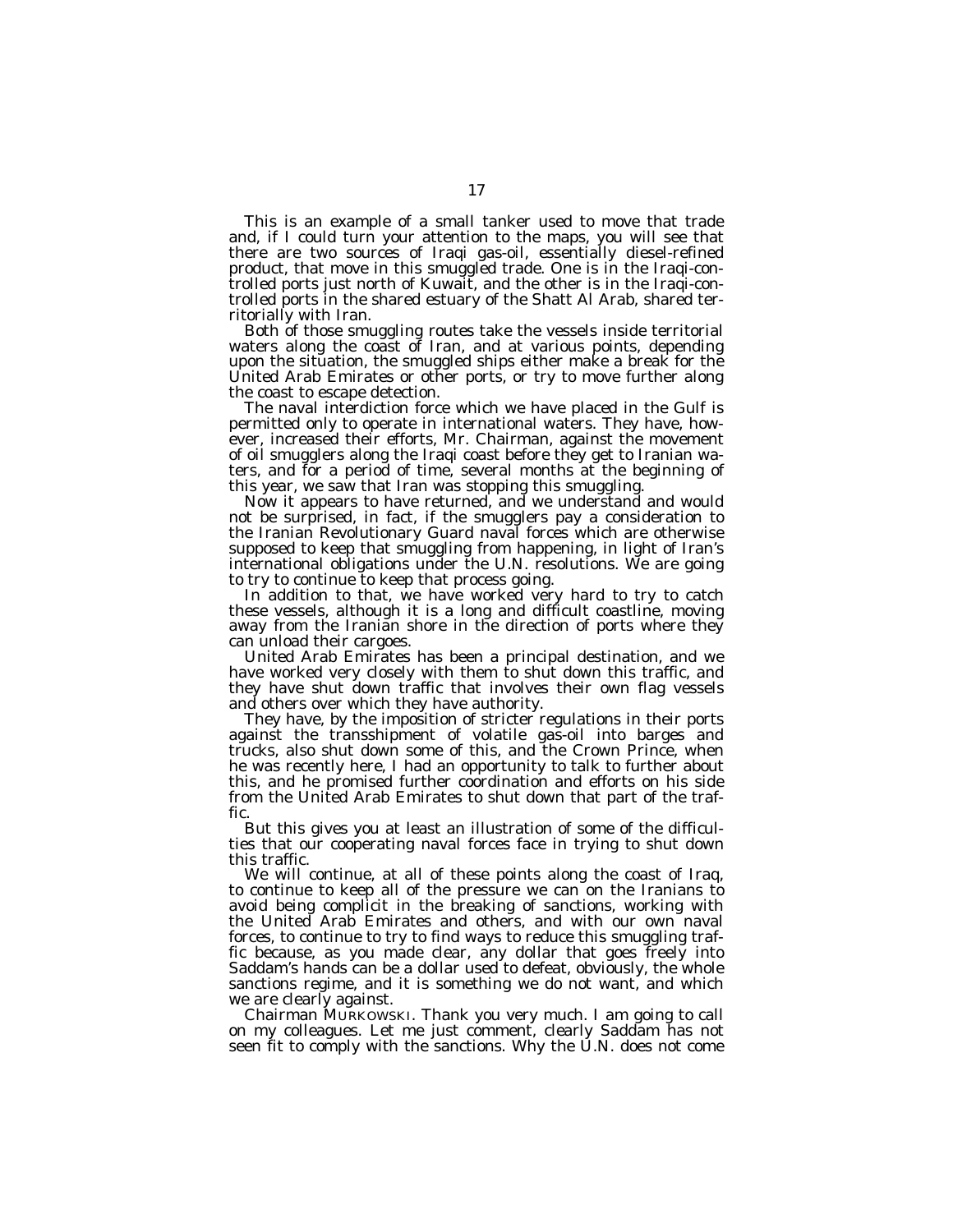This is an example of a small tanker used to move that trade and, if I could turn your attention to the maps, you will see that there are two sources of Iraqi gas-oil, essentially diesel-refined product, that move in this smuggled trade. One is in the Iraqi-controlled ports just north of Kuwait, and the other is in the Iraqi-controlled ports in the shared estuary of the Shatt Al Arab, shared territorially with Iran.

Both of those smuggling routes take the vessels inside territorial waters along the coast of Iran, and at various points, depending upon the situation, the smuggled ships either make a break for the United Arab Emirates or other ports, or try to move further along the coast to escape detection.

The naval interdiction force which we have placed in the Gulf is permitted only to operate in international waters. They have, however, increased their efforts, Mr. Chairman, against the movement of oil smugglers along the Iraqi coast before they get to Iranian waters, and for a period of time, several months at the beginning of this year, we saw that Iran was stopping this smuggling.

Now it appears to have returned, and we understand and would not be surprised, in fact, if the smugglers pay a consideration to the Iranian Revolutionary Guard naval forces which are otherwise supposed to keep that smuggling from happening, in light of Iran's international obligations under the U.N. resolutions. We are going to try to continue to keep that process going.

In addition to that, we have worked very hard to try to catch these vessels, although it is a long and difficult coastline, moving away from the Iranian shore in the direction of ports where they can unload their cargoes.

United Arab Emirates has been a principal destination, and we have worked very closely with them to shut down this traffic, and they have shut down traffic that involves their own flag vessels and others over which they have authority.

They have, by the imposition of stricter regulations in their ports against the transshipment of volatile gas-oil into barges and trucks, also shut down some of this, and the Crown Prince, when he was recently here, I had an opportunity to talk to further about this, and he promised further coordination and efforts on his side from the United Arab Emirates to shut down that part of the traffic.

But this gives you at least an illustration of some of the difficulties that our cooperating naval forces face in trying to shut down this traffic.

We will continue, at all of these points along the coast of Iraq, to continue to keep all of the pressure we can on the Iranians to avoid being complicit in the breaking of sanctions, working with the United Arab Emirates and others, and with our own naval forces, to continue to try to find ways to reduce this smuggling traffic because, as you made clear, any dollar that goes freely into Saddam's hands can be a dollar used to defeat, obviously, the whole sanctions regime, and it is something we do not want, and which we are clearly against.

Chairman MURKOWSKI. Thank you very much. I am going to call on my colleagues. Let me just comment, clearly Saddam has not seen fit to comply with the sanctions. Why the U.N. does not come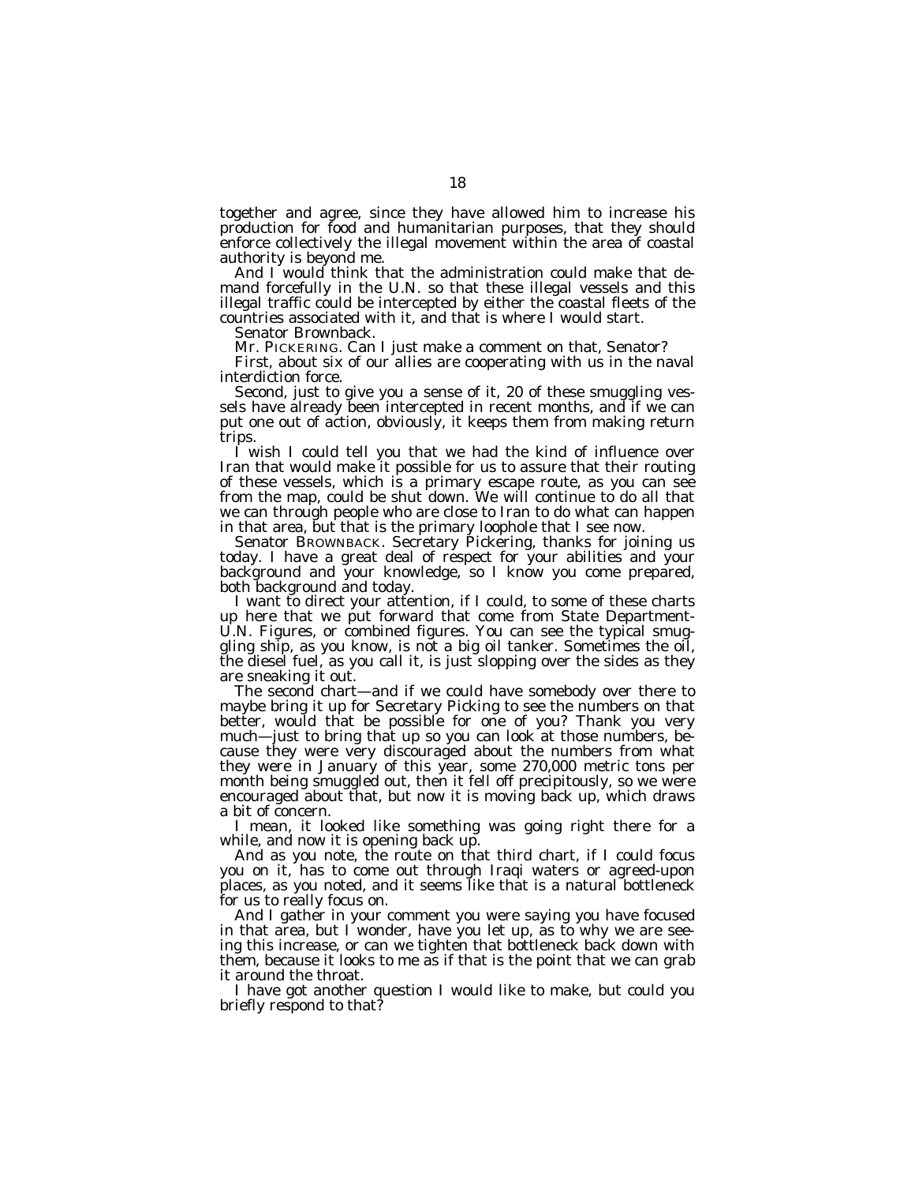together and agree, since they have allowed him to increase his production for food and humanitarian purposes, that they should enforce collectively the illegal movement within the area of coastal authority is beyond me.

And I would think that the administration could make that demand forcefully in the U.N. so that these illegal vessels and this illegal traffic could be intercepted by either the coastal fleets of the countries associated with it, and that is where I would start.

Senator Brownback.

Mr. PICKERING. Can I just make a comment on that, Senator?

First, about six of our allies are cooperating with us in the naval interdiction force.

Second, just to give you a sense of it, 20 of these smuggling vessels have already been intercepted in recent months, and if we can put one out of action, obviously, it keeps them from making return trips.

I wish I could tell you that we had the kind of influence over Iran that would make it possible for us to assure that their routing of these vessels, which is a primary escape route, as you can see from the map, could be shut down. We will continue to do all that we can through people who are close to Iran to do what can happen in that area, but that is the primary loophole that I see now.

Senator BROWNBACK. Secretary Pickering, thanks for joining us today. I have a great deal of respect for your abilities and your background and your knowledge, so I know you come prepared, both background and today.

I want to direct your attention, if I could, to some of these charts up here that we put forward that come from State Department-U.N. Figures, or combined figures. You can see the typical smuggling ship, as you know, is not a big oil tanker. Sometimes the oil, the diesel fuel, as you call it, is just slopping over the sides as they are sneaking it out.

The second chart—and if we could have somebody over there to maybe bring it up for Secretary Picking to see the numbers on that better, would that be possible for one of you? Thank you very much—just to bring that up so you can look at those numbers, because they were very discouraged about the numbers from what they were in January of this year, some 270,000 metric tons per month being smuggled out, then it fell off precipitously, so we were encouraged about that, but now it is moving back up, which draws a bit of concern.

I mean, it looked like something was going right there for a while, and now it is opening back up.

And as you note, the route on that third chart, if I could focus you on it, has to come out through Iraqi waters or agreed-upon places, as you noted, and it seems like that is a natural bottleneck for us to really focus on.

And I gather in your comment you were saying you have focused in that area, but I wonder, have you let up, as to why we are seeing this increase, or can we tighten that bottleneck back down with them, because it looks to me as if that is the point that we can grab it around the throat.

I have got another question I would like to make, but could you briefly respond to that?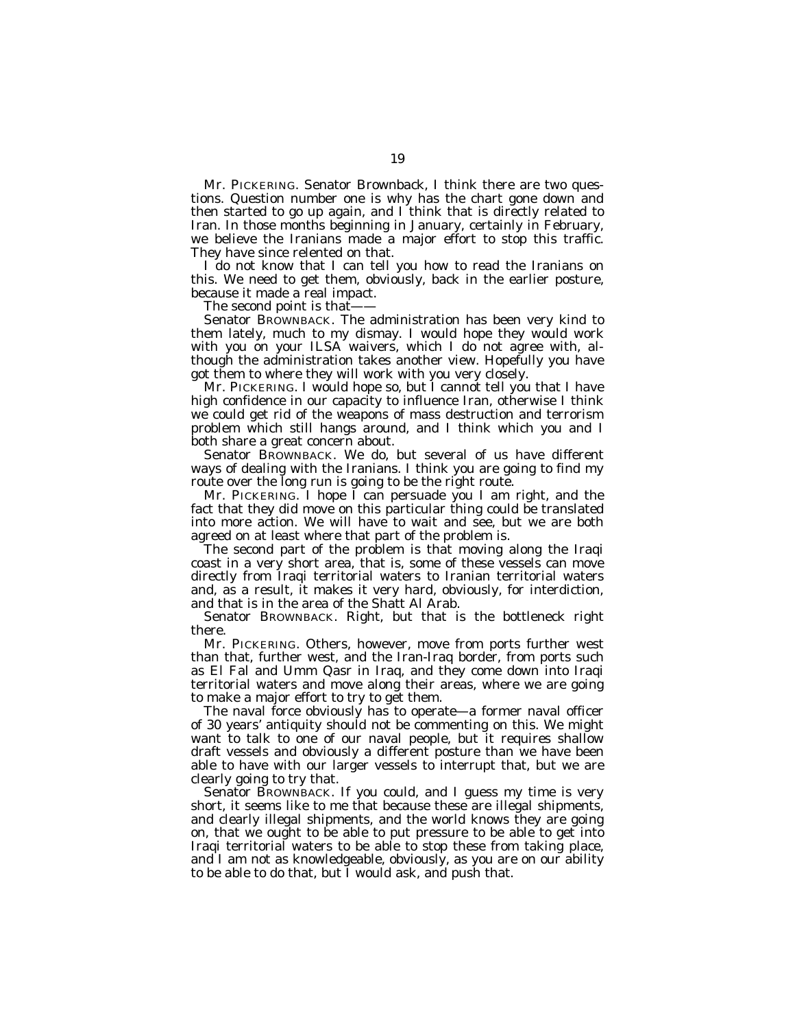Mr. PICKERING. Senator Brownback, I think there are two questions. Question number one is why has the chart gone down and then started to go up again, and I think that is directly related to Iran. In those months beginning in January, certainly in February, we believe the Iranians made a major effort to stop this traffic. They have since relented on that.

I do not know that I can tell you how to read the Iranians on this. We need to get them, obviously, back in the earlier posture, because it made a real impact.

The second point is that——

Senator BROWNBACK. The administration has been very kind to them lately, much to my dismay. I would hope they would work with you on your ILSA waivers, which I do not agree with, although the administration takes another view. Hopefully you have got them to where they will work with you very closely.

Mr. PICKERING. I would hope so, but I cannot tell you that I have high confidence in our capacity to influence Iran, otherwise I think we could get rid of the weapons of mass destruction and terrorism problem which still hangs around, and I think which you and I both share a great concern about.

Senator BROWNBACK. We do, but several of us have different ways of dealing with the Iranians. I think you are going to find my route over the long run is going to be the right route.

Mr. PICKERING. I hope I can persuade you I am right, and the fact that they did move on this particular thing could be translated into more action. We will have to wait and see, but we are both agreed on at least where that part of the problem is.

The second part of the problem is that moving along the Iraqi coast in a very short area, that is, some of these vessels can move directly from Iraqi territorial waters to Iranian territorial waters and, as a result, it makes it very hard, obviously, for interdiction, and that is in the area of the Shatt Al Arab.

Senator BROWNBACK. Right, but that is the bottleneck right there.

Mr. PICKERING. Others, however, move from ports further west than that, further west, and the Iran-Iraq border, from ports such as El Fal and Umm Qasr in Iraq, and they come down into Iraqi territorial waters and move along their areas, where we are going to make a major effort to try to get them.

The naval force obviously has to operate—a former naval officer of 30 years' antiquity should not be commenting on this. We might want to talk to one of our naval people, but it requires shallow draft vessels and obviously a different posture than we have been able to have with our larger vessels to interrupt that, but we are clearly going to try that.

Senator BROWNBACK. If you could, and I guess my time is very short, it seems like to me that because these are illegal shipments, and clearly illegal shipments, and the world knows they are going on, that we ought to be able to put pressure to be able to get into Iraqi territorial waters to be able to stop these from taking place, and I am not as knowledgeable, obviously, as you are on our ability to be able to do that, but I would ask, and push that.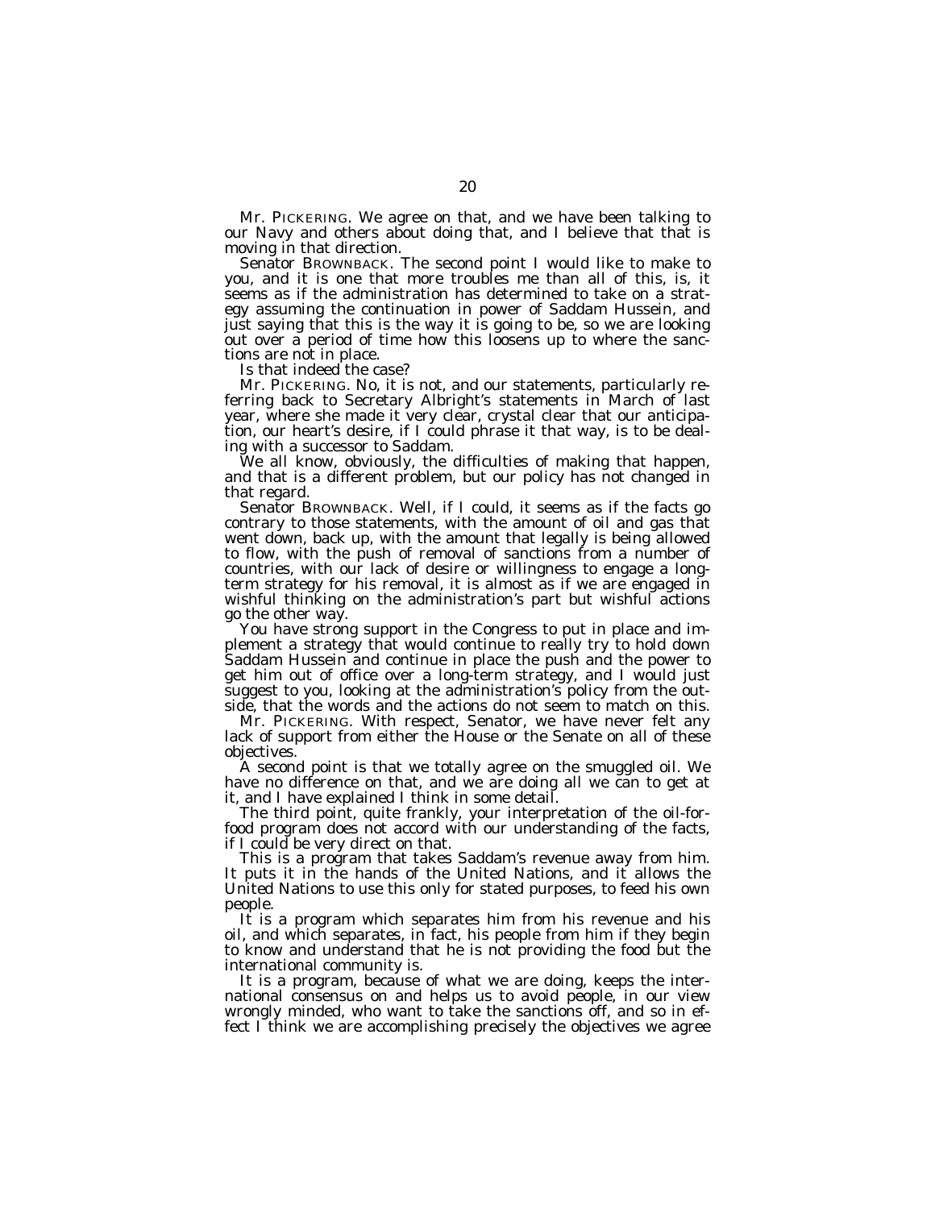Mr. PICKERING. We agree on that, and we have been talking to our Navy and others about doing that, and I believe that that is moving in that direction.

Senator BROWNBACK. The second point I would like to make to you, and it is one that more troubles me than all of this, is, it seems as if the administration has determined to take on a strategy assuming the continuation in power of Saddam Hussein, and just saying that this is the way it is going to be, so we are looking out over a period of time how this loosens up to where the sanctions are not in place.

Is that indeed the case?

Mr. PICKERING. No, it is not, and our statements, particularly referring back to Secretary Albright's statements in March of last year, where she made it very clear, crystal clear that our anticipation, our heart's desire, if I could phrase it that way, is to be dealing with a successor to Saddam.

We all know, obviously, the difficulties of making that happen, and that is a different problem, but our policy has not changed in that regard.

Senator BROWNBACK. Well, if I could, it seems as if the facts go contrary to those statements, with the amount of oil and gas that went down, back up, with the amount that legally is being allowed to flow, with the push of removal of sanctions from a number of countries, with our lack of desire or willingness to engage a long-term strategy for his removal, it is almost as if we are engaged in wishful thinking on the administration's part but wishful actions go the other way.

You have strong support in the Congress to put in place and implement a strategy that would continue to really try to hold down Saddam Hussein and continue in place the push and the power to get him out of office over a long-term strategy, and I would just suggest to you, looking at the administration's policy from the outside, that the words and the actions do not seem to match on this.

Mr. PICKERING. With respect, Senator, we have never felt any lack of support from either the House or the Senate on all of these objectives.

A second point is that we totally agree on the smuggled oil. We have no difference on that, and we are doing all we can to get at it, and I have explained I think in some detail.

The third point, quite frankly, your interpretation of the oil-for-food program does not accord with our understanding of the facts, if I could be very direct on that.

This is a program that takes Saddam's revenue away from him. It puts it in the hands of the United Nations, and it allows the United Nations to use this only for stated purposes, to feed his own people.

It is a program which separates him from his revenue and his oil, and which separates, in fact, his people from him if they begin to know and understand that he is not providing the food but the international community is.

It is a program, because of what we are doing, keeps the international consensus on and helps us to avoid people, in our view wrongly minded, who want to take the sanctions off, and so in effect I think we are accomplishing precisely the objectives we agree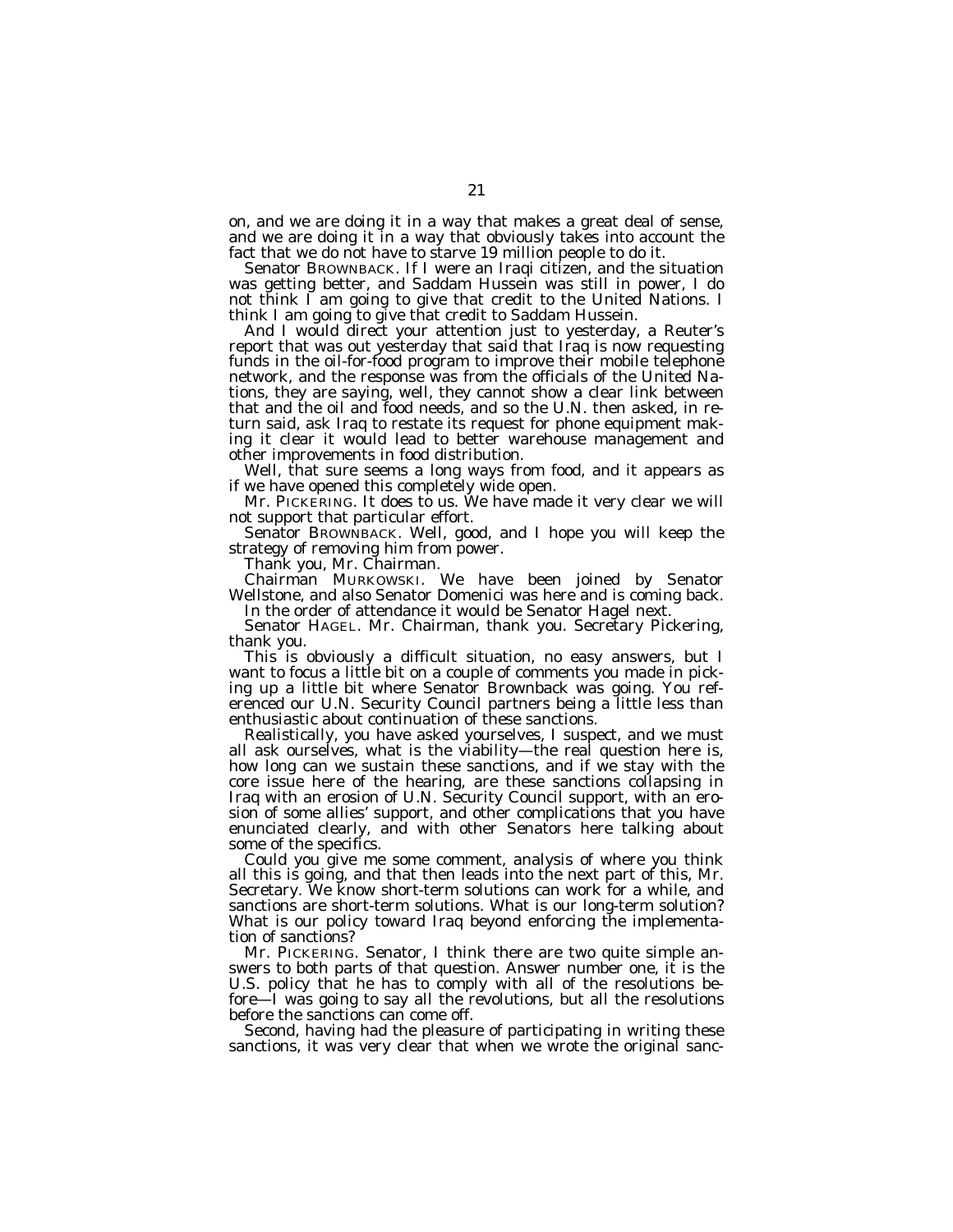on, and we are doing it in a way that makes a great deal of sense, and we are doing it in a way that obviously takes into account the fact that we do not have to starve 19 million people to do it.

Senator BROWNBACK. If I were an Iraqi citizen, and the situation was getting better, and Saddam Hussein was still in power, I do not think I am going to give that credit to the United Nations. I think I am going to give that credit to Saddam Hussein.

And I would direct your attention just to yesterday, a Reuter's report that was out yesterday that said that Iraq is now requesting funds in the oil-for-food program to improve their mobile telephone network, and the response was from the officials of the United Nations, they are saying, well, they cannot show a clear link between that and the oil and food needs, and so the U.N. then asked, in return said, ask Iraq to restate its request for phone equipment making it clear it would lead to better warehouse management and other improvements in food distribution.

Well, that sure seems a long ways from food, and it appears as if we have opened this completely wide open.

Mr. PICKERING. It does to us. We have made it very clear we will not support that particular effort.

Senator BROWNBACK. Well, good, and I hope you will keep the strategy of removing him from power.

Thank you, Mr. Chairman.

Chairman MURKOWSKI. We have been joined by Senator Wellstone, and also Senator Domenici was here and is coming back.

In the order of attendance it would be Senator Hagel next.

Senator HAGEL. Mr. Chairman, thank you. Secretary Pickering, thank you.

This is obviously a difficult situation, no easy answers, but I want to focus a little bit on a couple of comments you made in picking up a little bit where Senator Brownback was going. You referenced our U.N. Security Council partners being a little less than enthusiastic about continuation of these sanctions.

Realistically, you have asked yourselves, I suspect, and we must all ask ourselves, what is the viability—the real question here is, how long can we sustain these sanctions, and if we stay with the core issue here of the hearing, are these sanctions collapsing in Iraq with an erosion of U.N. Security Council support, with an erosion of some allies' support, and other complications that you have enunciated clearly, and with other Senators here talking about some of the specifics.

Could you give me some comment, analysis of where you think all this is going, and that then leads into the next part of this, Mr. Secretary. We know short-term solutions can work for a while, and sanctions are short-term solutions. What is our long-term solution? What is our policy toward Iraq beyond enforcing the implementation of sanctions?

Mr. PICKERING. Senator, I think there are two quite simple answers to both parts of that question. Answer number one, it is the U.S. policy that he has to comply with all of the resolutions before—I was going to say all the revolutions, but all the resolutions before the sanctions can come off.

Second, having had the pleasure of participating in writing these sanctions, it was very clear that when we wrote the original sanc-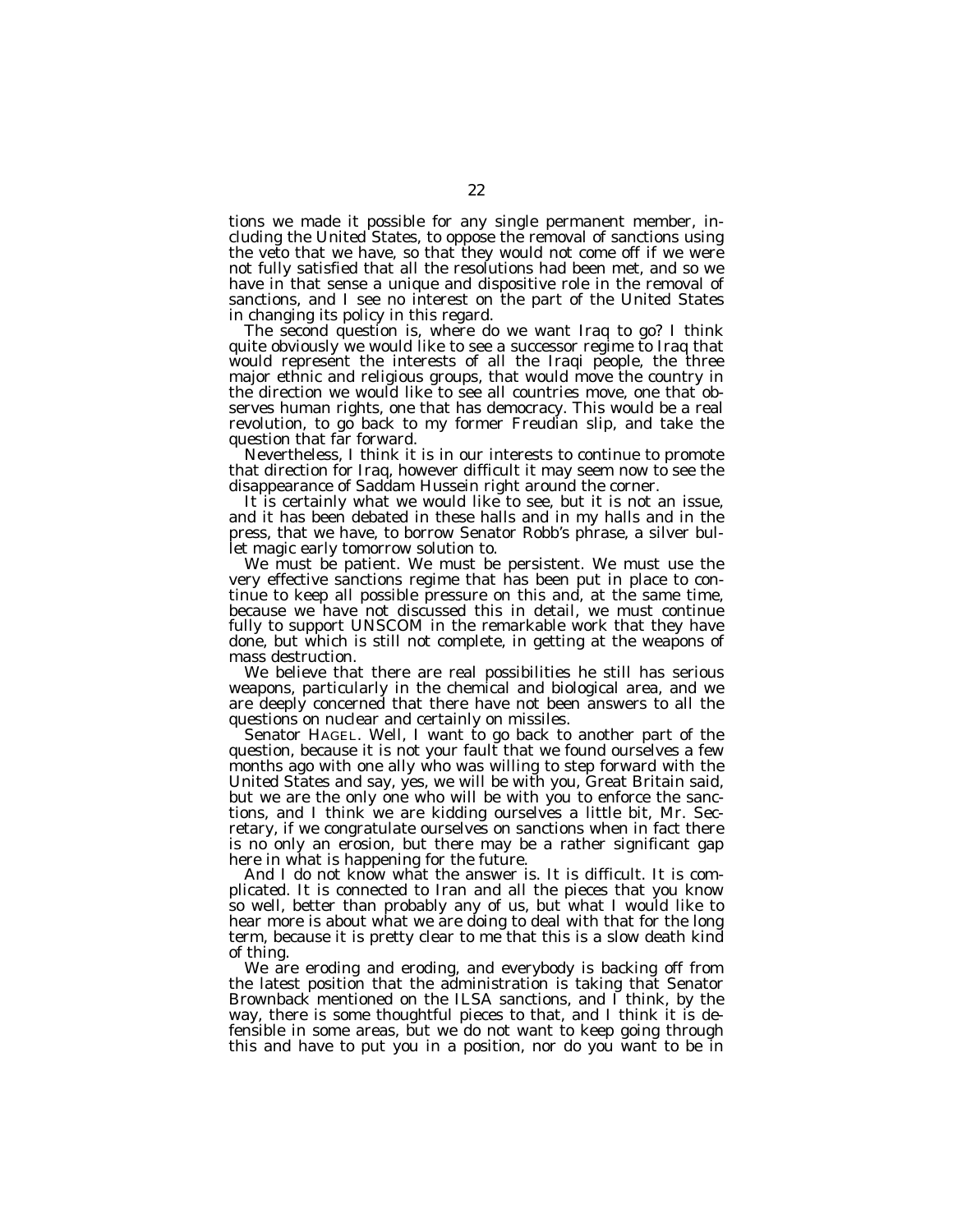tions we made it possible for any single permanent member, including the United States, to oppose the removal of sanctions using the veto that we have, so that they would not come off if we were not fully satisfied that all the resolutions had been met, and so we have in that sense a unique and dispositive role in the removal of sanctions, and I see no interest on the part of the United States in changing its policy in this regard.

The second question is, where do we want Iraq to go? I think quite obviously we would like to see a successor regime to Iraq that would represent the interests of all the Iraqi people, the three major ethnic and religious groups, that would move the country in the direction we would like to see all countries move, one that observes human rights, one that has democracy. This would be a real revolution, to go back to my former Freudian slip, and take the question that far forward.

Nevertheless, I think it is in our interests to continue to promote that direction for Iraq, however difficult it may seem now to see the disappearance of Saddam Hussein right around the corner.

It is certainly what we would like to see, but it is not an issue, and it has been debated in these halls and in my halls and in the press, that we have, to borrow Senator Robb's phrase, a silver bullet magic early tomorrow solution to.

We must be patient. We must be persistent. We must use the very effective sanctions regime that has been put in place to continue to keep all possible pressure on this and, at the same time, because we have not discussed this in detail, we must continue fully to support UNSCOM in the remarkable work that they have done, but which is still not complete, in getting at the weapons of mass destruction.

We believe that there are real possibilities he still has serious weapons, particularly in the chemical and biological area, and we are deeply concerned that there have not been answers to all the questions on nuclear and certainly on missiles.

Senator HAGEL. Well, I want to go back to another part of the question, because it is not your fault that we found ourselves a few months ago with one ally who was willing to step forward with the United States and say, yes, we will be with you, Great Britain said, but we are the only one who will be with you to enforce the sanctions, and I think we are kidding ourselves a little bit, Mr. Secretary, if we congratulate ourselves on sanctions when in fact there is no only an erosion, but there may be a rather significant gap here in what is happening for the future.

And I do not know what the answer is. It is difficult. It is complicated. It is connected to Iran and all the pieces that you know so well, better than probably any of us, but what I would like to hear more is about what we are doing to deal with that for the long term, because it is pretty clear to me that this is a slow death kind of thing.

We are eroding and eroding, and everybody is backing off from the latest position that the administration is taking that Senator Brownback mentioned on the ILSA sanctions, and I think, by the way, there is some thoughtful pieces to that, and I think it is defensible in some areas, but we do not want to keep going through this and have to put you in a position, nor do you want to be in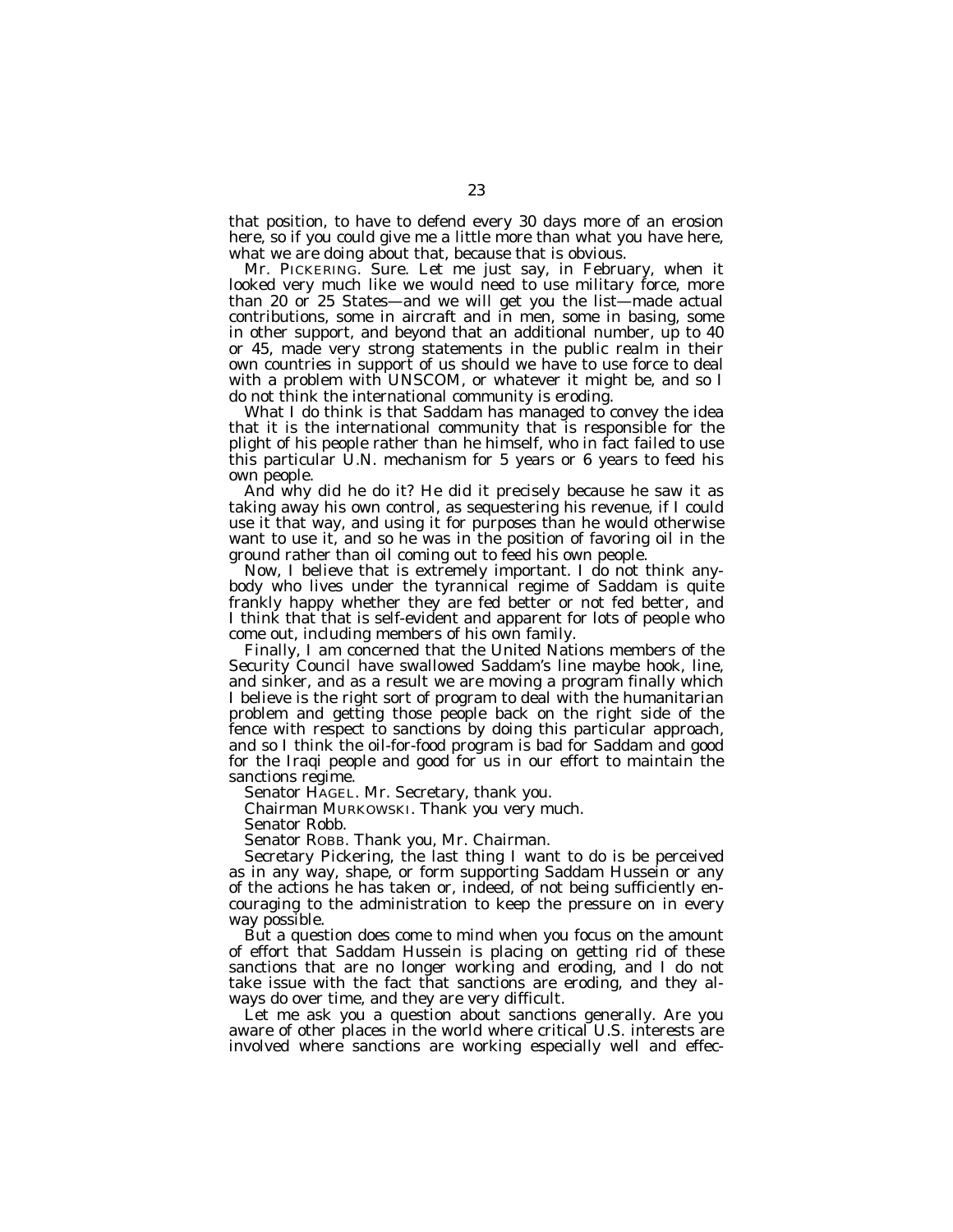that position, to have to defend every 30 days more of an erosion here, so if you could give me a little more than what you have here, what we are doing about that, because that is obvious.

Mr. PICKERING. Sure. Let me just say, in February, when it looked very much like we would need to use military force, more than 20 or 25 States—and we will get you the list—made actual contributions, some in aircraft and in men, some in basing, some in other support, and beyond that an additional number, up to 40 or 45, made very strong statements in the public realm in their own countries in support of us should we have to use force to deal with a problem with UNSCOM, or whatever it might be, and so I do not think the international community is eroding.

What I do think is that Saddam has managed to convey the idea that it is the international community that is responsible for the plight of his people rather than he himself, who in fact failed to use this particular U.N. mechanism for 5 years or 6 years to feed his own people.

And why did he do it? He did it precisely because he saw it as taking away his own control, as sequestering his revenue, if I could use it that way, and using it for purposes than he would otherwise want to use it, and so he was in the position of favoring oil in the ground rather than oil coming out to feed his own people.

Now, I believe that is extremely important. I do not think anybody who lives under the tyrannical regime of Saddam is quite frankly happy whether they are fed better or not fed better, and I think that that is self-evident and apparent for lots of people who come out, including members of his own family.

Finally, I am concerned that the United Nations members of the Security Council have swallowed Saddam's line maybe hook, line, and sinker, and as a result we are moving a program finally which I believe is the right sort of program to deal with the humanitarian problem and getting those people back on the right side of the fence with respect to sanctions by doing this particular approach, and so I think the oil-for-food program is bad for Saddam and good for the Iraqi people and good for us in our effort to maintain the sanctions regime.

Senator HAGEL. Mr. Secretary, thank you.

Chairman MURKOWSKI. Thank you very much.

Senator Robb.

Senator ROBB. Thank you, Mr. Chairman.

Secretary Pickering, the last thing I want to do is be perceived as in any way, shape, or form supporting Saddam Hussein or any of the actions he has taken or, indeed, of not being sufficiently encouraging to the administration to keep the pressure on in every way possible.

But a question does come to mind when you focus on the amount of effort that Saddam Hussein is placing on getting rid of these sanctions that are no longer working and eroding, and I do not take issue with the fact that sanctions are eroding, and they always do over time, and they are very difficult.

Let me ask you a question about sanctions generally. Are you aware of other places in the world where critical U.S. interests are involved where sanctions are working especially well and effec-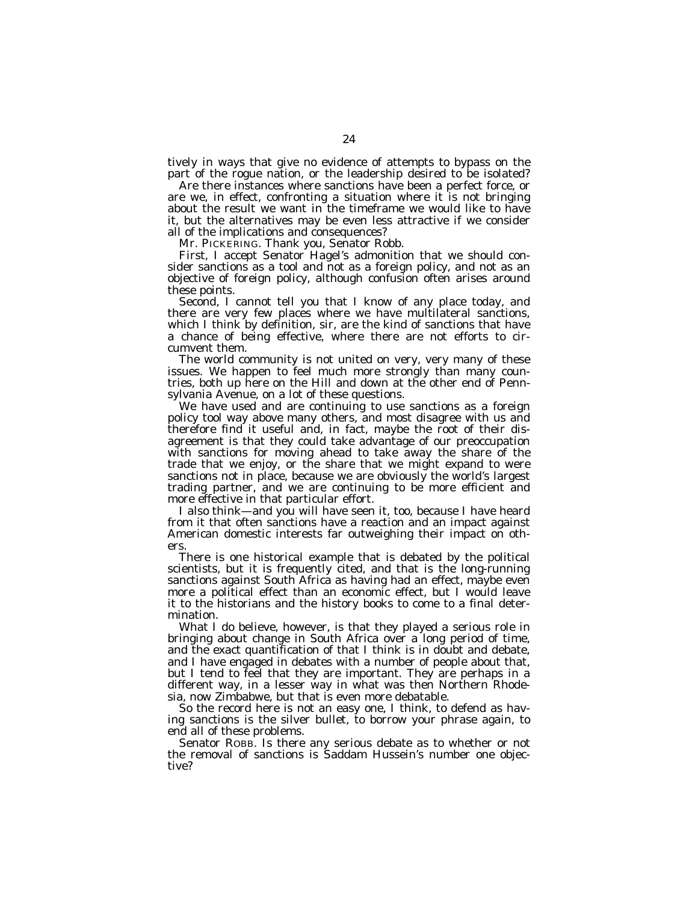tively in ways that give no evidence of attempts to bypass on the part of the rogue nation, or the leadership desired to be isolated?

Are there instances where sanctions have been a perfect force, or are we, in effect, confronting a situation where it is not bringing about the result we want in the timeframe we would like to have it, but the alternatives may be even less attractive if we consider all of the implications and consequences?

Mr. PICKERING. Thank you, Senator Robb.

First, I accept Senator Hagel's admonition that we should consider sanctions as a tool and not as a foreign policy, and not as an objective of foreign policy, although confusion often arises around these points.

Second, I cannot tell you that I know of any place today, and there are very few places where we have multilateral sanctions, which I think by definition, sir, are the kind of sanctions that have a chance of being effective, where there are not efforts to circumvent them.

The world community is not united on very, very many of these issues. We happen to feel much more strongly than many countries, both up here on the Hill and down at the other end of Pennsylvania Avenue, on a lot of these questions.

We have used and are continuing to use sanctions as a foreign policy tool way above many others, and most disagree with us and therefore find it useful and, in fact, maybe the root of their disagreement is that they could take advantage of our preoccupation with sanctions for moving ahead to take away the share of the trade that we enjoy, or the share that we might expand to were sanctions not in place, because we are obviously the world's largest trading partner, and we are continuing to be more efficient and more effective in that particular effort.

I also think—and you will have seen it, too, because I have heard from it that often sanctions have a reaction and an impact against American domestic interests far outweighing their impact on others.

There is one historical example that is debated by the political scientists, but it is frequently cited, and that is the long-running sanctions against South Africa as having had an effect, maybe even more a political effect than an economic effect, but I would leave it to the historians and the history books to come to a final determination.

What I do believe, however, is that they played a serious role in bringing about change in South Africa over a long period of time, and the exact quantification of that I think is in doubt and debate, and I have engaged in debates with a number of people about that, but I tend to feel that they are important. They are perhaps in a different way, in a lesser way in what was then Northern Rhodesia, now Zimbabwe, but that is even more debatable.

So the record here is not an easy one, I think, to defend as having sanctions is the silver bullet, to borrow your phrase again, to end all of these problems.

Senator ROBB. Is there any serious debate as to whether or not the removal of sanctions is Saddam Hussein's number one objective?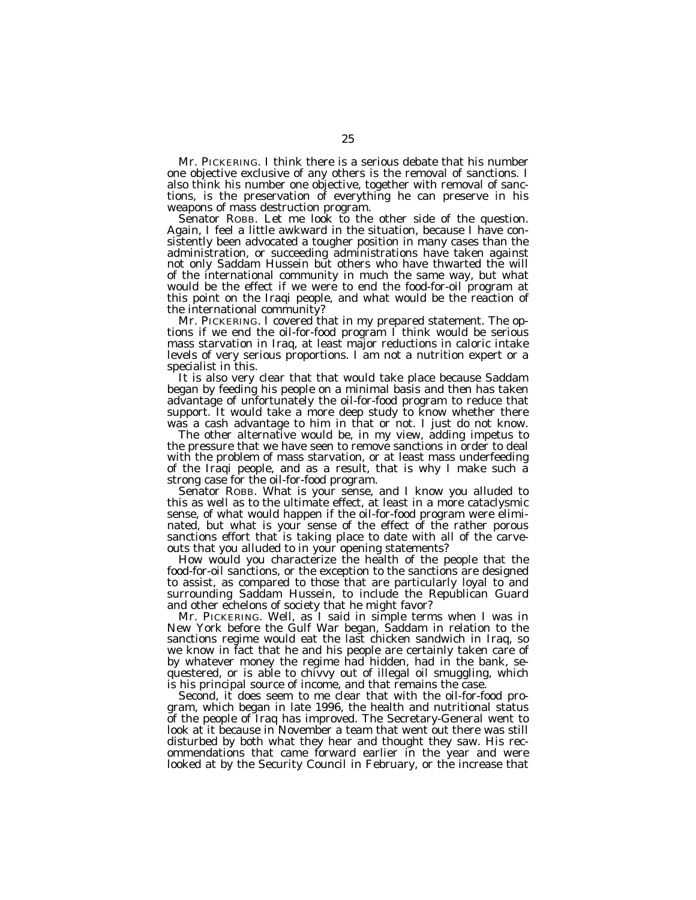Mr. PICKERING. I think there is a serious debate that his number one objective exclusive of any others is the removal of sanctions. I also think his number one objective, together with removal of sanctions, is the preservation of everything he can preserve in his weapons of mass destruction program.

Senator ROBB. Let me look to the other side of the question. Again, I feel a little awkward in the situation, because I have consistently been advocated a tougher position in many cases than the administration, or succeeding administrations have taken against not only Saddam Hussein but others who have thwarted the will of the international community in much the same way, but what would be the effect if we were to end the food-for-oil program at this point on the Iraqi people, and what would be the reaction of the international community?

Mr. PICKERING. I covered that in my prepared statement. The options if we end the oil-for-food program I think would be serious mass starvation in Iraq, at least major reductions in caloric intake levels of very serious proportions. I am not a nutrition expert or a specialist in this.

It is also very clear that that would take place because Saddam began by feeding his people on a minimal basis and then has taken advantage of unfortunately the oil-for-food program to reduce that support. It would take a more deep study to know whether there was a cash advantage to him in that or not. I just do not know.

The other alternative would be, in my view, adding impetus to the pressure that we have seen to remove sanctions in order to deal with the problem of mass starvation, or at least mass underfeeding of the Iraqi people, and as a result, that is why I make such a strong case for the oil-for-food program.

Senator ROBB. What is your sense, and I know you alluded to this as well as to the ultimate effect, at least in a more cataclysmic sense, of what would happen if the oil-for-food program were eliminated, but what is your sense of the effect of the rather porous sanctions effort that is taking place to date with all of the carve-outs that you alluded to in your opening statements?

How would you characterize the health of the people that the food-for-oil sanctions, or the exception to the sanctions are designed to assist, as compared to those that are particularly loyal to and surrounding Saddam Hussein, to include the Republican Guard and other echelons of society that he might favor?

Mr. PICKERING. Well, as I said in simple terms when I was in New York before the Gulf War began, Saddam in relation to the sanctions regime would eat the last chicken sandwich in Iraq, so we know in fact that he and his people are certainly taken care of by whatever money the regime had hidden, had in the bank, sequestered, or is able to chivvy out of illegal oil smuggling, which is his principal source of income, and that remains the case.

Second, it does seem to me clear that with the oil-for-food program, which began in late 1996, the health and nutritional status of the people of Iraq has improved. The Secretary-General went to look at it because in November a team that went out there was still disturbed by both what they hear and thought they saw. His recommendations that came forward earlier in the year and were looked at by the Security Council in February, or the increase that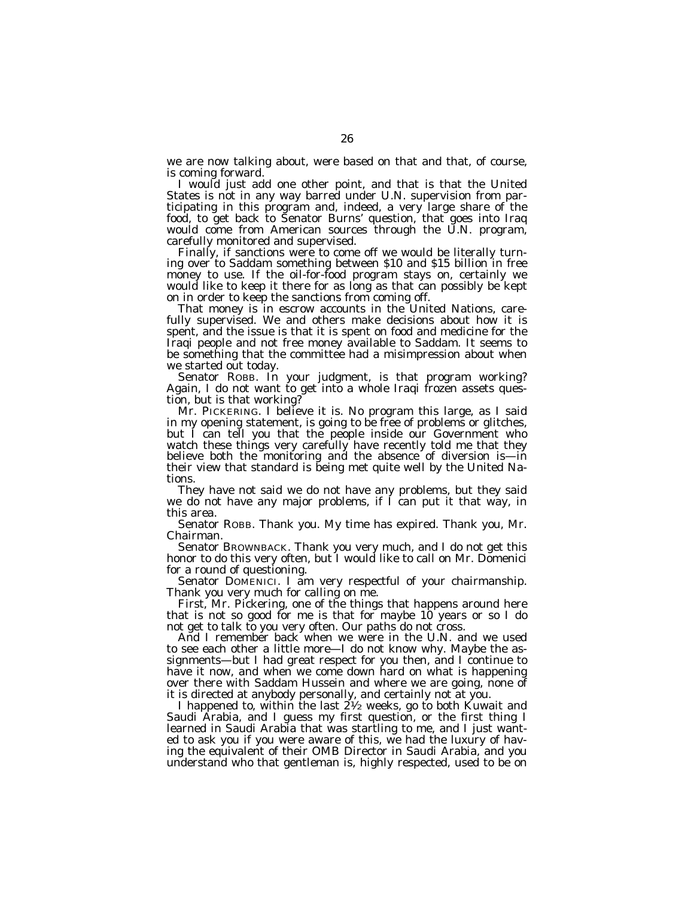we are now talking about, were based on that and that, of course, is coming forward.

I would just add one other point, and that is that the United States is not in any way barred under U.N. supervision from participating in this program and, indeed, a very large share of the food, to get back to Senator Burns' question, that goes into Iraq would come from American sources through the U.N. program, carefully monitored and supervised.

Finally, if sanctions were to come off we would be literally turning over to Saddam something between $10 and $15 billion in free money to use. If the oil-for-food program stays on, certainly we would like to keep it there for as long as that can possibly be kept on in order to keep the sanctions from coming off.

That money is in escrow accounts in the United Nations, carefully supervised. We and others make decisions about how it is spent, and the issue is that it is spent on food and medicine for the Iraqi people and not free money available to Saddam. It seems to be something that the committee had a misimpression about when we started out today.

Senator ROBB. In your judgment, is that program working? Again, I do not want to get into a whole Iraqi frozen assets question, but is that working?

Mr. PICKERING. I believe it is. No program this large, as I said in my opening statement, is going to be free of problems or glitches, but I can tell you that the people inside our Government who watch these things very carefully have recently told me that they believe both the monitoring and the absence of diversion is—in their view that standard is being met quite well by the United Nations.

They have not said we do not have any problems, but they said we do not have any major problems, if I can put it that way, in this area.

Senator ROBB. Thank you. My time has expired. Thank you, Mr. Chairman.

Senator BROWNBACK. Thank you very much, and I do not get this honor to do this very often, but I would like to call on Mr. Domenici for a round of questioning.

Senator DOMENICI. I am very respectful of your chairmanship. Thank you very much for calling on me.

First, Mr. Pickering, one of the things that happens around here that is not so good for me is that for maybe 10 years or so I do not get to talk to you very often. Our paths do not cross.

And I remember back when we were in the U.N. and we used to see each other a little more—I do not know why. Maybe the assignments—but I had great respect for you then, and I continue to have it now, and when we come down hard on what is happening over there with Saddam Hussein and where we are going, none of it is directed at anybody personally, and certainly not at you.

I happened to, within the last 2½ weeks, go to both Kuwait and Saudi Arabia, and I guess my first question, or the first thing I learned in Saudi Arabia that was startling to me, and I just wanted to ask you if you were aware of this, we had the luxury of having the equivalent of their OMB Director in Saudi Arabia, and you understand who that gentleman is, highly respected, used to be on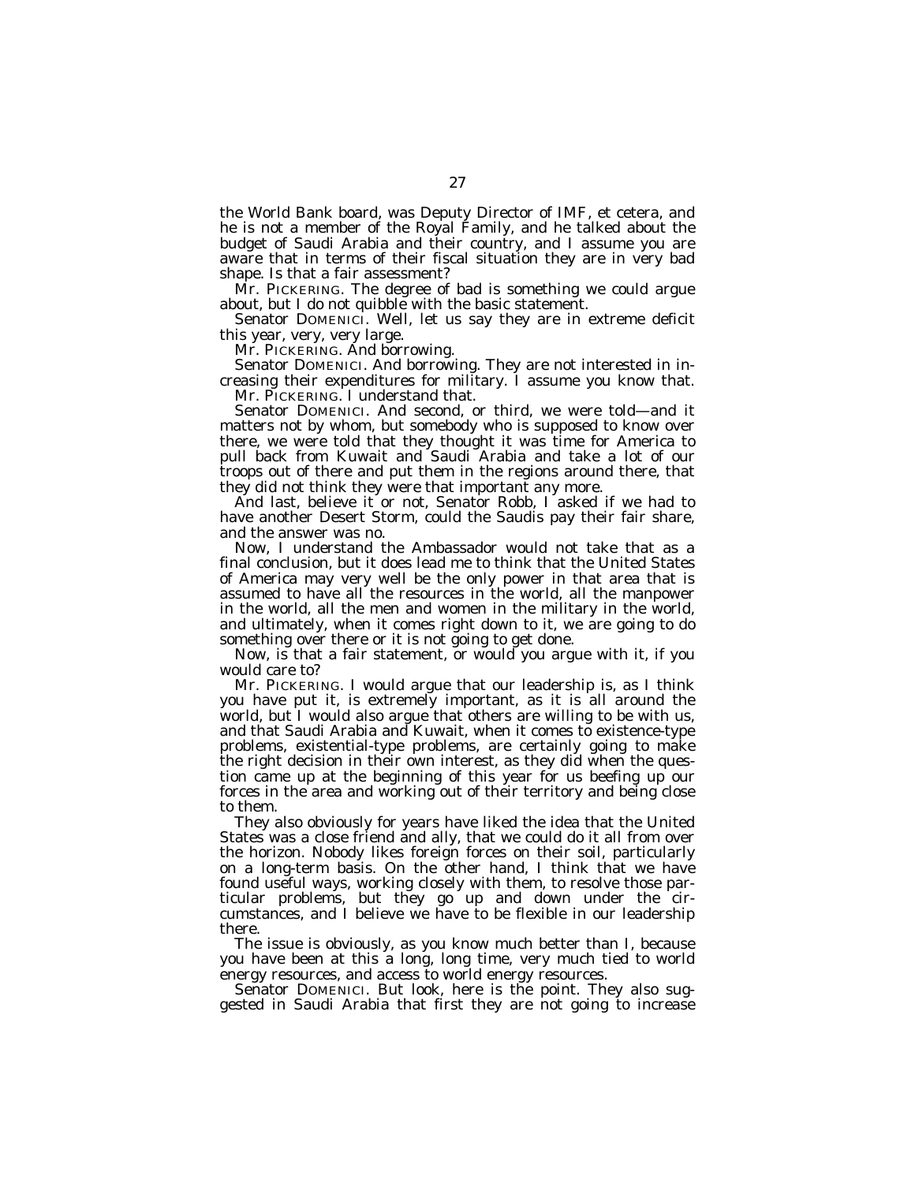the World Bank board, was Deputy Director of IMF, et cetera, and he is not a member of the Royal Family, and he talked about the budget of Saudi Arabia and their country, and I assume you are aware that in terms of their fiscal situation they are in very bad shape. Is that a fair assessment?

Mr. PICKERING. The degree of bad is something we could argue about, but I do not quibble with the basic statement.

Senator DOMENICI. Well, let us say they are in extreme deficit this year, very, very large.

Mr. PICKERING. And borrowing.

Senator DOMENICI. And borrowing. They are not interested in increasing their expenditures for military. I assume you know that.

Mr. PICKERING. I understand that.

Senator DOMENICI. And second, or third, we were told—and it matters not by whom, but somebody who is supposed to know over there, we were told that they thought it was time for America to pull back from Kuwait and Saudi Arabia and take a lot of our troops out of there and put them in the regions around there, that they did not think they were that important any more.

And last, believe it or not, Senator Robb, I asked if we had to have another Desert Storm, could the Saudis pay their fair share, and the answer was no.

Now, I understand the Ambassador would not take that as a final conclusion, but it does lead me to think that the United States of America may very well be the only power in that area that is assumed to have all the resources in the world, all the manpower in the world, all the men and women in the military in the world, and ultimately, when it comes right down to it, we are going to do something over there or it is not going to get done.

Now, is that a fair statement, or would you argue with it, if you would care to?

Mr. PICKERING. I would argue that our leadership is, as I think you have put it, is extremely important, as it is all around the world, but I would also argue that others are willing to be with us, and that Saudi Arabia and Kuwait, when it comes to existence-type problems, existential-type problems, are certainly going to make the right decision in their own interest, as they did when the question came up at the beginning of this year for us beefing up our forces in the area and working out of their territory and being close to them.

They also obviously for years have liked the idea that the United States was a close friend and ally, that we could do it all from over the horizon. Nobody likes foreign forces on their soil, particularly on a long-term basis. On the other hand, I think that we have found useful ways, working closely with them, to resolve those particular problems, but they go up and down under the circumstances, and I believe we have to be flexible in our leadership there.

The issue is obviously, as you know much better than I, because you have been at this a long, long time, very much tied to world energy resources, and access to world energy resources.

Senator DOMENICI. But look, here is the point. They also suggested in Saudi Arabia that first they are not going to increase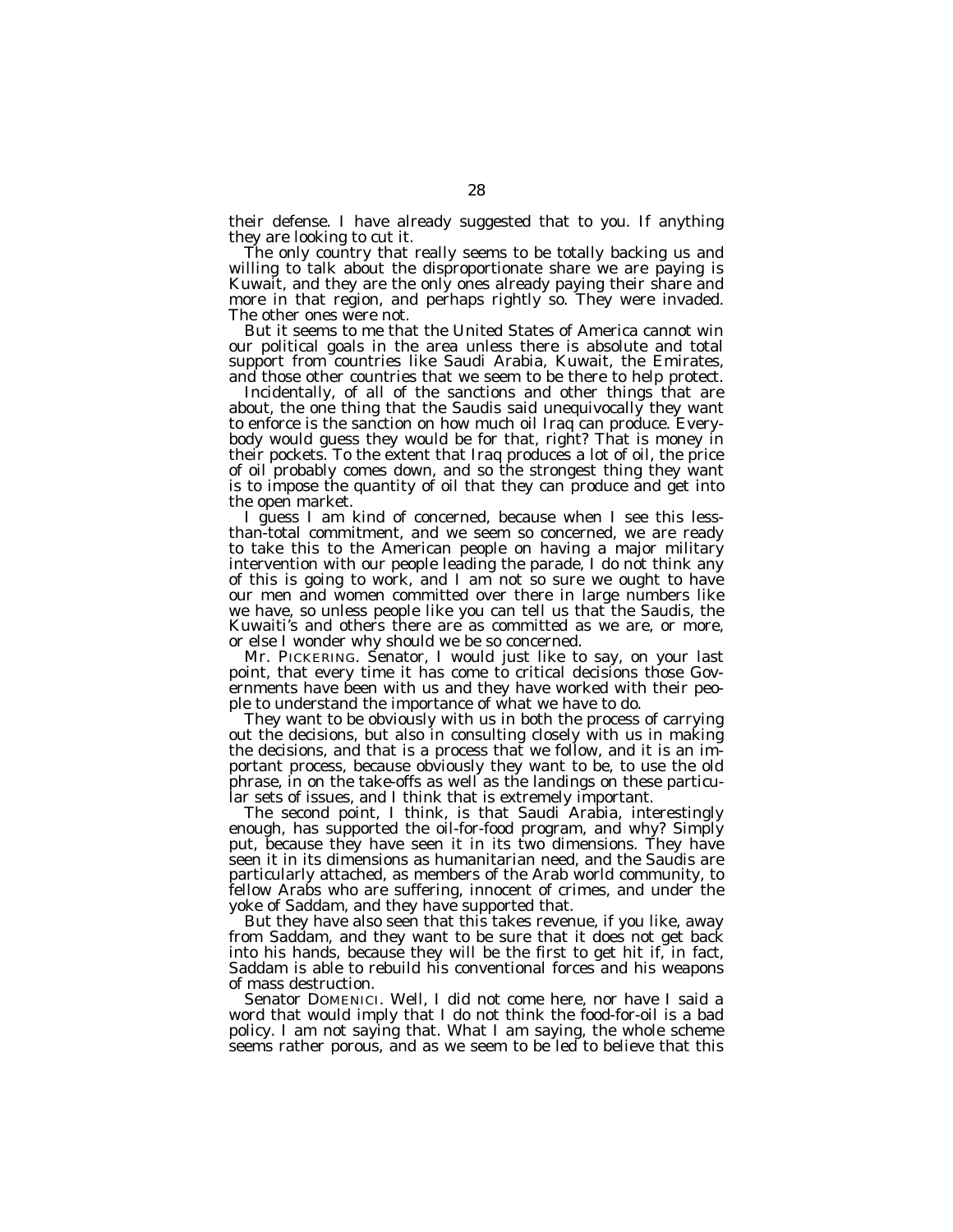their defense. I have already suggested that to you. If anything they are looking to cut it.

The only country that really seems to be totally backing us and willing to talk about the disproportionate share we are paying is Kuwait, and they are the only ones already paying their share and more in that region, and perhaps rightly so. They were invaded. The other ones were not.

But it seems to me that the United States of America cannot win our political goals in the area unless there is absolute and total support from countries like Saudi Arabia, Kuwait, the Emirates, and those other countries that we seem to be there to help protect.

Incidentally, of all of the sanctions and other things that are about, the one thing that the Saudis said unequivocally they want to enforce is the sanction on how much oil Iraq can produce. Everybody would guess they would be for that, right? That is money in their pockets. To the extent that Iraq produces a lot of oil, the price of oil probably comes down, and so the strongest thing they want is to impose the quantity of oil that they can produce and get into the open market.

I guess I am kind of concerned, because when I see this less-than-total commitment, and we seem so concerned, we are ready to take this to the American people on having a major military intervention with our people leading the parade, I do not think any of this is going to work, and I am not so sure we ought to have our men and women committed over there in large numbers like we have, so unless people like you can tell us that the Saudis, the Kuwaiti's and others there are as committed as we are, or more, or else I wonder why should we be so concerned.

Mr. PICKERING. Senator, I would just like to say, on your last point, that every time it has come to critical decisions those Governments have been with us and they have worked with their people to understand the importance of what we have to do.

They want to be obviously with us in both the process of carrying out the decisions, but also in consulting closely with us in making the decisions, and that is a process that we follow, and it is an important process, because obviously they want to be, to use the old phrase, in on the take-offs as well as the landings on these particular sets of issues, and I think that is extremely important.

The second point, I think, is that Saudi Arabia, interestingly enough, has supported the oil-for-food program, and why? Simply put, because they have seen it in its two dimensions. They have seen it in its dimensions as humanitarian need, and the Saudis are particularly attached, as members of the Arab world community, to fellow Arabs who are suffering, innocent of crimes, and under the yoke of Saddam, and they have supported that.

But they have also seen that this takes revenue, if you like, away from Saddam, and they want to be sure that it does not get back into his hands, because they will be the first to get hit if, in fact, Saddam is able to rebuild his conventional forces and his weapons of mass destruction.

Senator DOMENICI. Well, I did not come here, nor have I said a word that would imply that I do not think the food-for-oil is a bad policy. I am not saying that. What I am saying, the whole scheme seems rather porous, and as we seem to be led to believe that this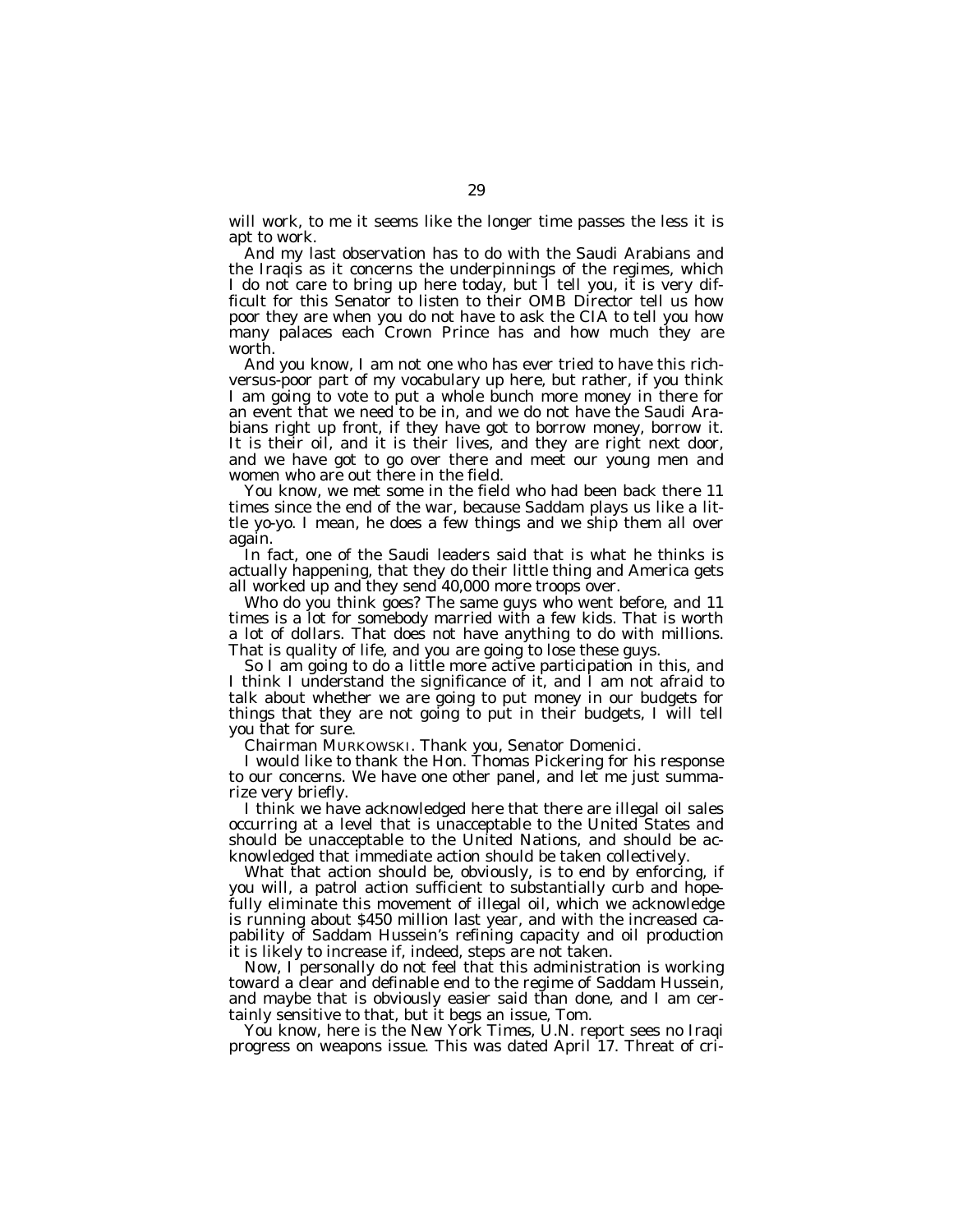will work, to me it seems like the longer time passes the less it is apt to work.

And my last observation has to do with the Saudi Arabians and the Iraqis as it concerns the underpinnings of the regimes, which I do not care to bring up here today, but I tell you, it is very difficult for this Senator to listen to their OMB Director tell us how poor they are when you do not have to ask the CIA to tell you how many palaces each Crown Prince has and how much they are worth.

And you know, I am not one who has ever tried to have this rich-versus-poor part of my vocabulary up here, but rather, if you think I am going to vote to put a whole bunch more money in there for an event that we need to be in, and we do not have the Saudi Arabians right up front, if they have got to borrow money, borrow it. It is their oil, and it is their lives, and they are right next door, and we have got to go over there and meet our young men and women who are out there in the field.

You know, we met some in the field who had been back there 11 times since the end of the war, because Saddam plays us like a little yo-yo. I mean, he does a few things and we ship them all over again.

In fact, one of the Saudi leaders said that is what he thinks is actually happening, that they do their little thing and America gets all worked up and they send 40,000 more troops over.

Who do you think goes? The same guys who went before, and 11 times is a lot for somebody married with a few kids. That is worth a lot of dollars. That does not have anything to do with millions. That is quality of life, and you are going to lose these guys.

So I am going to do a little more active participation in this, and I think I understand the significance of it, and I am not afraid to talk about whether we are going to put money in our budgets for things that they are not going to put in their budgets, I will tell you that for sure.

Chairman MURKOWSKI. Thank you, Senator Domenici.

I would like to thank the Hon. Thomas Pickering for his response to our concerns. We have one other panel, and let me just summarize very briefly.

I think we have acknowledged here that there are illegal oil sales occurring at a level that is unacceptable to the United States and should be unacceptable to the United Nations, and should be acknowledged that immediate action should be taken collectively.

What that action should be, obviously, is to end by enforcing, if you will, a patrol action sufficient to substantially curb and hopefully eliminate this movement of illegal oil, which we acknowledge is running about $450 million last year, and with the increased capability of Saddam Hussein's refining capacity and oil production it is likely to increase if, indeed, steps are not taken.

Now, I personally do not feel that this administration is working toward a clear and definable end to the regime of Saddam Hussein, and maybe that is obviously easier said than done, and I am certainly sensitive to that, but it begs an issue, Tom.

You know, here is the *New York Times*, U.N. report sees no Iraqi progress on weapons issue. This was dated April 17. Threat of cri-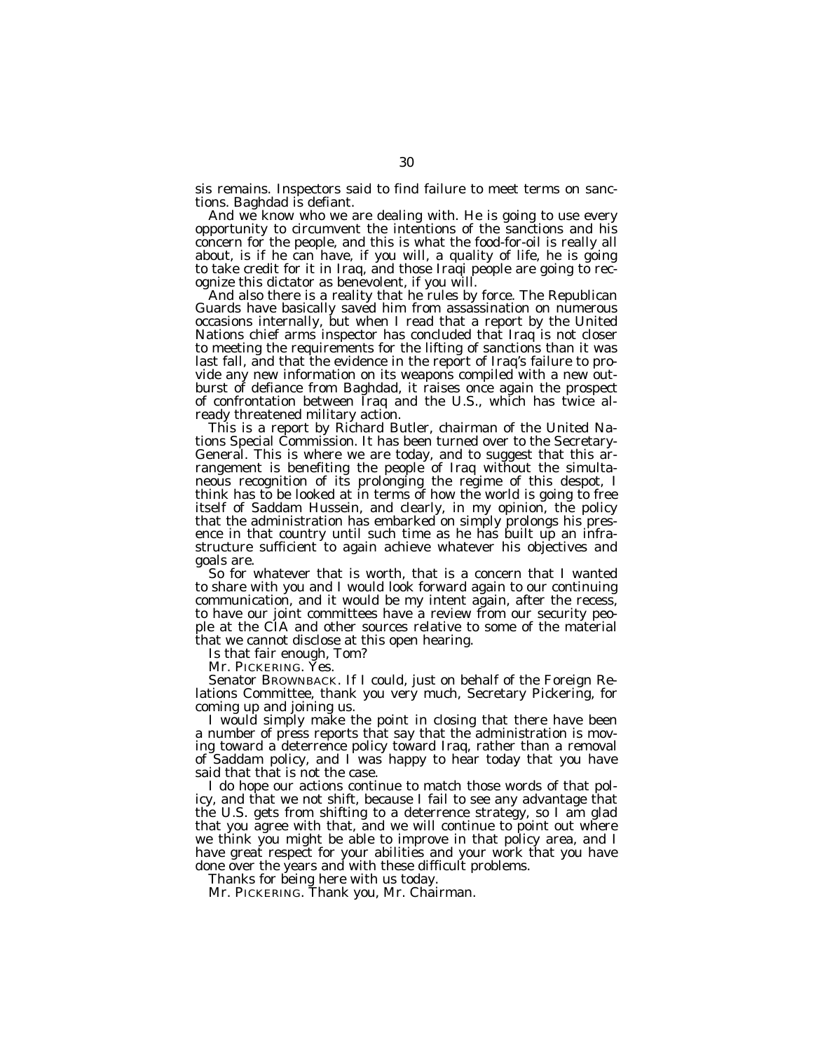sis remains. Inspectors said to find failure to meet terms on sanctions. Baghdad is defiant.

And we know who we are dealing with. He is going to use every opportunity to circumvent the intentions of the sanctions and his concern for the people, and this is what the food-for-oil is really all about, is if he can have, if you will, a quality of life, he is going to take credit for it in Iraq, and those Iraqi people are going to recognize this dictator as benevolent, if you will.

And also there is a reality that he rules by force. The Republican Guards have basically saved him from assassination on numerous occasions internally, but when I read that a report by the United Nations chief arms inspector has concluded that Iraq is not closer to meeting the requirements for the lifting of sanctions than it was last fall, and that the evidence in the report of Iraq's failure to provide any new information on its weapons compiled with a new outburst of defiance from Baghdad, it raises once again the prospect of confrontation between Iraq and the U.S., which has twice already threatened military action.

This is a report by Richard Butler, chairman of the United Nations Special Commission. It has been turned over to the Secretary-General. This is where we are today, and to suggest that this arrangement is benefiting the people of Iraq without the simultaneous recognition of its prolonging the regime of this despot, I think has to be looked at in terms of how the world is going to free itself of Saddam Hussein, and clearly, in my opinion, the policy that the administration has embarked on simply prolongs his presence in that country until such time as he has built up an infrastructure sufficient to again achieve whatever his objectives and goals are.

So for whatever that is worth, that is a concern that I wanted to share with you and I would look forward again to our continuing communication, and it would be my intent again, after the recess, to have our joint committees have a review from our security people at the CIA and other sources relative to some of the material that we cannot disclose at this open hearing.

Is that fair enough, Tom?

Mr. PICKERING. Yes.

Senator BROWNBACK. If I could, just on behalf of the Foreign Relations Committee, thank you very much, Secretary Pickering, for coming up and joining us.

I would simply make the point in closing that there have been a number of press reports that say that the administration is moving toward a deterrence policy toward Iraq, rather than a removal of Saddam policy, and I was happy to hear today that you have said that that is not the case.

I do hope our actions continue to match those words of that policy, and that we not shift, because I fail to see any advantage that the U.S. gets from shifting to a deterrence strategy, so I am glad that you agree with that, and we will continue to point out where we think you might be able to improve in that policy area, and I have great respect for your abilities and your work that you have done over the years and with these difficult problems.

Thanks for being here with us today.

Mr. PICKERING. Thank you, Mr. Chairman.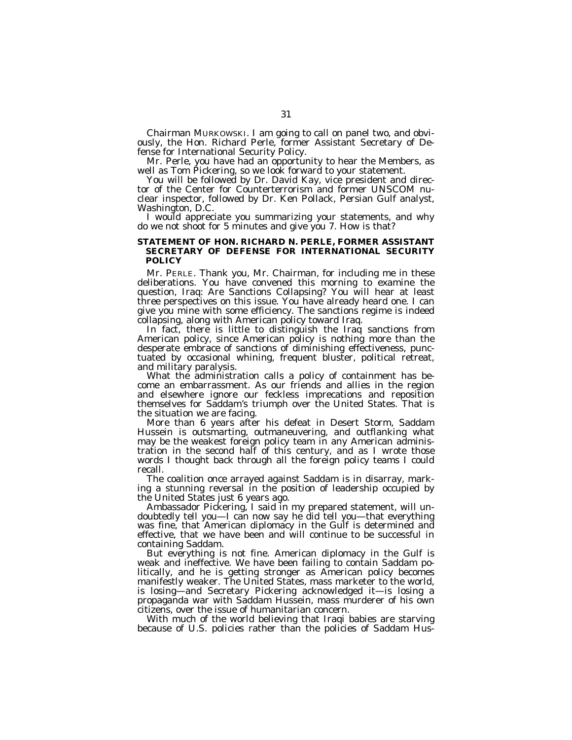Chairman MURKOWSKI. I am going to call on panel two, and obviously, the Hon. Richard Perle, former Assistant Secretary of Defense for International Security Policy.

Mr. Perle, you have had an opportunity to hear the Members, as well as Tom Pickering, so we look forward to your statement.

You will be followed by Dr. David Kay, vice president and director of the Center for Counterterrorism and former UNSCOM nuclear inspector, followed by Dr. Ken Pollack, Persian Gulf analyst, Washington, D.C.

I would appreciate you summarizing your statements, and why do we not shoot for 5 minutes and give you 7. How is that?

## STATEMENT OF HON. RICHARD N. PERLE, FORMER ASSISTANT SECRETARY OF DEFENSE FOR INTERNATIONAL SECURITY POLICY

Mr. PERLE. Thank you, Mr. Chairman, for including me in these deliberations. You have convened this morning to examine the question, Iraq: Are Sanctions Collapsing? You will hear at least three perspectives on this issue. You have already heard one. I can give you mine with some efficiency. The sanctions regime is indeed collapsing, along with American policy toward Iraq.

In fact, there is little to distinguish the Iraq sanctions from American policy, since American policy is nothing more than the desperate embrace of sanctions of diminishing effectiveness, punctuated by occasional whining, frequent bluster, political retreat, and military paralysis.

What the administration calls a policy of containment has become an embarrassment. As our friends and allies in the region and elsewhere ignore our feckless imprecations and reposition themselves for Saddam's triumph over the United States. That is the situation we are facing.

More than 6 years after his defeat in Desert Storm, Saddam Hussein is outsmarting, outmaneuvering, and outflanking what may be the weakest foreign policy team in any American administration in the second half of this century, and as I wrote those words I thought back through all the foreign policy teams I could recall.

The coalition once arrayed against Saddam is in disarray, marking a stunning reversal in the position of leadership occupied by the United States just 6 years ago.

Ambassador Pickering, I said in my prepared statement, will undoubtedly tell you—I can now say he did tell you—that everything was fine, that American diplomacy in the Gulf is determined and effective, that we have been and will continue to be successful in containing Saddam.

But everything is not fine. American diplomacy in the Gulf is weak and ineffective. We have been failing to contain Saddam politically, and he is getting stronger as American policy becomes manifestly weaker. The United States, mass marketer to the world, is losing—and Secretary Pickering acknowledged it—is losing a propaganda war with Saddam Hussein, mass murderer of his own citizens, over the issue of humanitarian concern.

With much of the world believing that Iraqi babies are starving because of U.S. policies rather than the policies of Saddam Hus-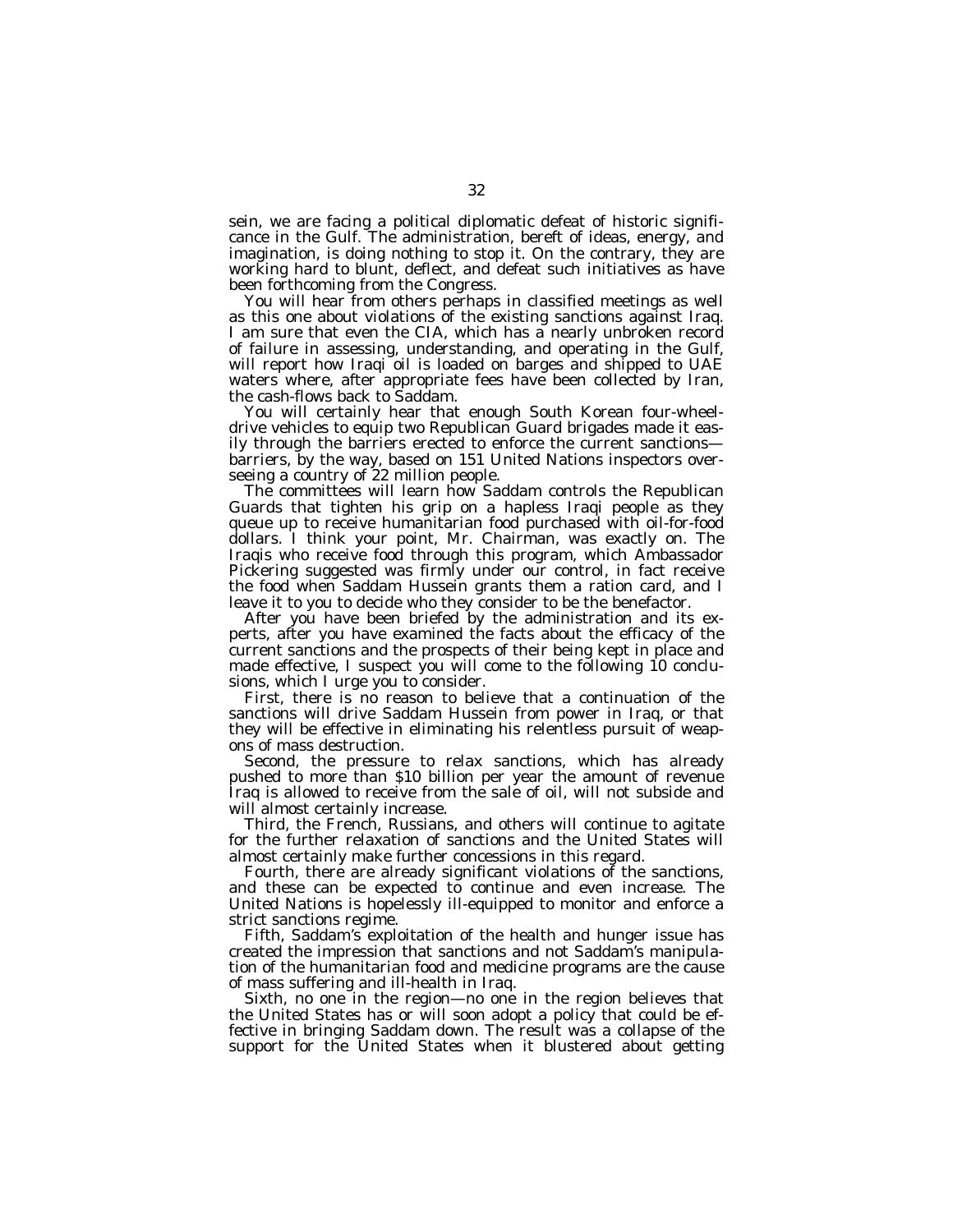sein, we are facing a political diplomatic defeat of historic significance in the Gulf. The administration, bereft of ideas, energy, and imagination, is doing nothing to stop it. On the contrary, they are working hard to blunt, deflect, and defeat such initiatives as have been forthcoming from the Congress.

You will hear from others perhaps in classified meetings as well as this one about violations of the existing sanctions against Iraq. I am sure that even the CIA, which has a nearly unbroken record of failure in assessing, understanding, and operating in the Gulf, will report how Iraqi oil is loaded on barges and shipped to UAE waters where, after appropriate fees have been collected by Iran, the cash-flows back to Saddam.

You will certainly hear that enough South Korean four-wheel-drive vehicles to equip two Republican Guard brigades made it easily through the barriers erected to enforce the current sanctions—barriers, by the way, based on 151 United Nations inspectors overseeing a country of 22 million people.

The committees will learn how Saddam controls the Republican Guards that tighten his grip on a hapless Iraqi people as they queue up to receive humanitarian food purchased with oil-for-food dollars. I think your point, Mr. Chairman, was exactly on. The Iraqis who receive food through this program, which Ambassador Pickering suggested was firmly under our control, in fact receive the food when Saddam Hussein grants them a ration card, and I leave it to you to decide who they consider to be the benefactor.

After you have been briefed by the administration and its experts, after you have examined the facts about the efficacy of the current sanctions and the prospects of their being kept in place and made effective, I suspect you will come to the following 10 conclusions, which I urge you to consider.

First, there is no reason to believe that a continuation of the sanctions will drive Saddam Hussein from power in Iraq, or that they will be effective in eliminating his relentless pursuit of weapons of mass destruction.

Second, the pressure to relax sanctions, which has already pushed to more than $10 billion per year the amount of revenue Iraq is allowed to receive from the sale of oil, will not subside and will almost certainly increase.

Third, the French, Russians, and others will continue to agitate for the further relaxation of sanctions and the United States will almost certainly make further concessions in this regard.

Fourth, there are already significant violations of the sanctions, and these can be expected to continue and even increase. The United Nations is hopelessly ill-equipped to monitor and enforce a strict sanctions regime.

Fifth, Saddam's exploitation of the health and hunger issue has created the impression that sanctions and not Saddam's manipulation of the humanitarian food and medicine programs are the cause of mass suffering and ill-health in Iraq.

Sixth, no one in the region—no one in the region believes that the United States has or will soon adopt a policy that could be effective in bringing Saddam down. The result was a collapse of the support for the United States when it blustered about getting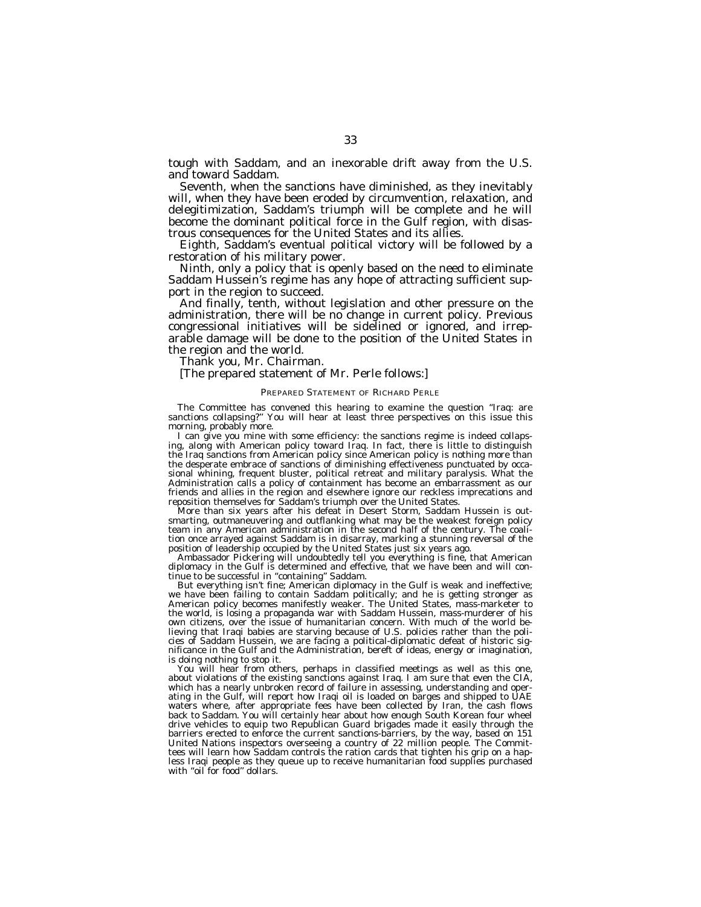tough with Saddam, and an inexorable drift away from the U.S. and toward Saddam.

Seventh, when the sanctions have diminished, as they inevitably will, when they have been eroded by circumvention, relaxation, and delegitimization, Saddam's triumph will be complete and he will become the dominant political force in the Gulf region, with disastrous consequences for the United States and its allies.

Eighth, Saddam's eventual political victory will be followed by a restoration of his military power.

Ninth, only a policy that is openly based on the need to eliminate Saddam Hussein's regime has any hope of attracting sufficient support in the region to succeed.

And finally, tenth, without legislation and other pressure on the administration, there will be no change in current policy. Previous congressional initiatives will be sidelined or ignored, and irreparable damage will be done to the position of the United States in the region and the world.

Thank you, Mr. Chairman.

[The prepared statement of Mr. Perle follows:]

PREPARED STATEMENT OF RICHARD PERLE

The Committee has convened this hearing to examine the question "Iraq: are sanctions collapsing?" You will hear at least three perspectives on this issue this morning, probably more.

I can give you mine with some efficiency: the sanctions regime is indeed collapsing, along with American policy toward Iraq. In fact, there is little to distinguish the Iraq sanctions from American policy since American policy is nothing more than the desperate embrace of sanctions of diminishing effectiveness punctuated by occasional whining, frequent bluster, political retreat and military paralysis. What the Administration calls a policy of containment has become an embarrassment as our friends and allies in the region and elsewhere ignore our reckless imprecations and reposition themselves for Saddam's triumph over the United States.

More than six years after his defeat in Desert Storm, Saddam Hussein is outsmarting, outmaneuvering and outflanking what may be the weakest foreign policy team in any American administration in the second half of the century. The coalition once arrayed against Saddam is in disarray, marking a stunning reversal of the position of leadership occupied by the United States just six years ago.

Ambassador Pickering will undoubtedly tell you everything is fine, that American diplomacy in the Gulf is determined and effective, that we have been and will continue to be successful in "containing" Saddam.

But everything isn't fine; American diplomacy in the Gulf is weak and ineffective; we have been failing to contain Saddam politically; and he is getting stronger as American policy becomes manifestly weaker. The United States, mass-marketer to the world, is losing a propaganda war with Saddam Hussein, mass-murderer of his own citizens, over the issue of humanitarian concern. With much of the world believing that Iraqi babies are starving because of U.S. policies rather than the policies of Saddam Hussein, we are facing a political-diplomatic defeat of historic significance in the Gulf and the Administration, bereft of ideas, energy or imagination, is doing nothing to stop it.

You will hear from others, perhaps in classified meetings as well as this one, about violations of the existing sanctions against Iraq. I am sure that even the CIA, which has a nearly unbroken record of failure in assessing, understanding and operating in the Gulf, will report how Iraqi oil is loaded on barges and shipped to UAE waters where, after appropriate fees have been collected by Iran, the cash flows back to Saddam. You will certainly hear about how enough South Korean four wheel drive vehicles to equip two Republican Guard brigades made it easily through the barriers erected to enforce the current sanctions-barriers, by the way, based on 151 United Nations inspectors overseeing a country of 22 million people. The Committees will learn how Saddam controls the ration cards that tighten his grip on a hapless Iraqi people as they queue up to receive humanitarian food supplies purchased with "oil for food" dollars.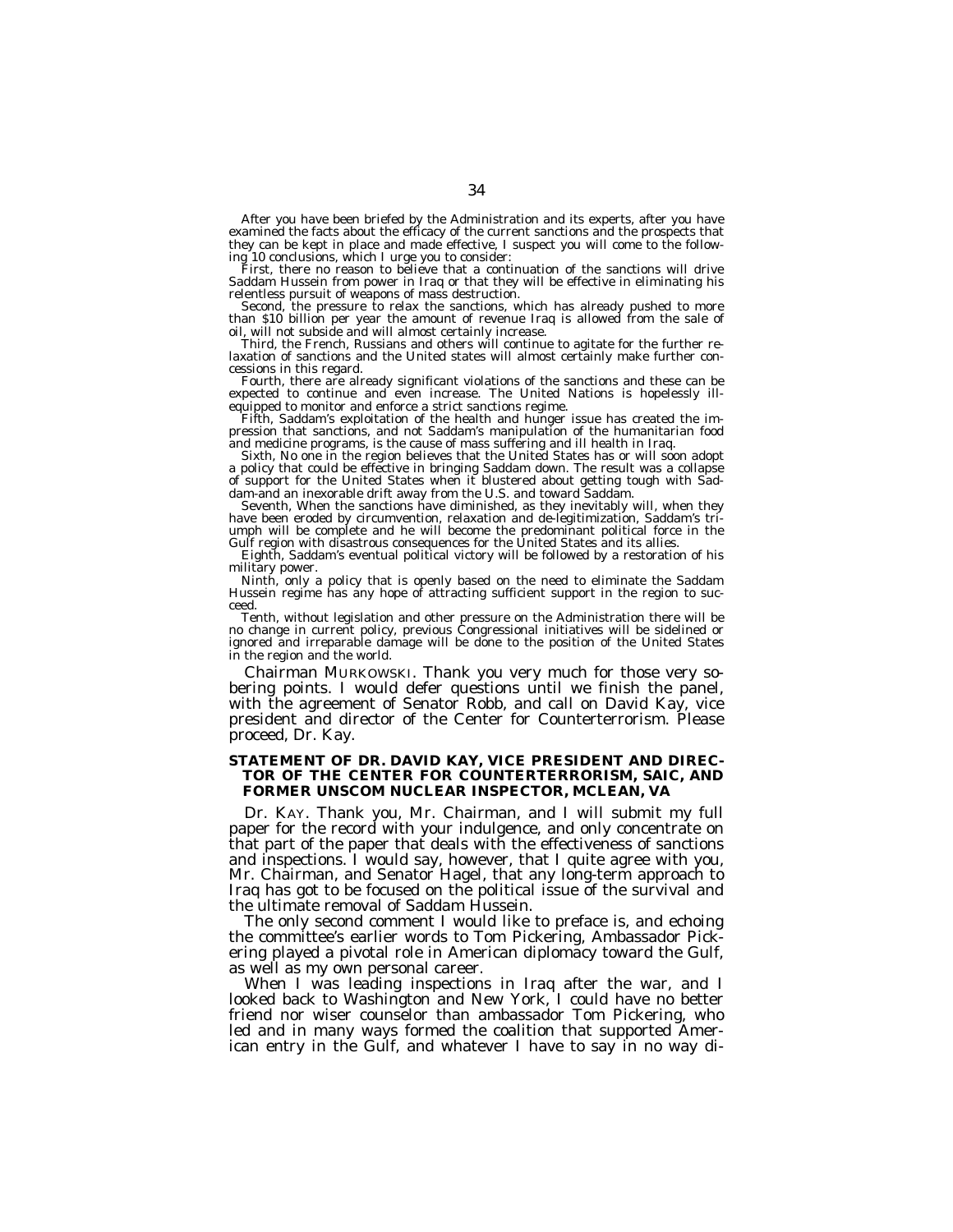After you have been briefed by the Administration and its experts, after you have examined the facts about the efficacy of the current sanctions and the prospects that they can be kept in place and made effective, I suspect you will come to the following 10 conclusions, which I urge you to consider:

First, there no reason to believe that a continuation of the sanctions will drive Saddam Hussein from power in Iraq or that they will be effective in eliminating his relentless pursuit of weapons of mass destruction.

Second, the pressure to relax the sanctions, which has already pushed to more than $10 billion per year the amount of revenue Iraq is allowed from the sale of oil, will not subside and will almost certainly increase.

Third, the French, Russians and others will continue to agitate for the further relaxation of sanctions and the United states will almost certainly make further concessions in this regard.

Fourth, there are already significant violations of the sanctions and these can be expected to continue and even increase. The United Nations is hopelessly ill-equipped to monitor and enforce a strict sanctions regime.

Fifth, Saddam's exploitation of the health and hunger issue has created the impression that sanctions, and not Saddam's manipulation of the humanitarian food and medicine programs, is the cause of mass suffering and ill health in Iraq.

Sixth, No one in the region believes that the United States has or will soon adopt a policy that could be effective in bringing Saddam down. The result was a collapse of support for the United States when it blustered about getting tough with Saddam-and an inexorable drift away from the U.S. and toward Saddam.

Seventh, When the sanctions have diminished, as they inevitably will, when they have been eroded by circumvention, relaxation and de-legitimization, Saddam's triumph will be complete and he will become the predominant political force in the Gulf region with disastrous consequences for the United States and its allies.

Eighth, Saddam's eventual political victory will be followed by a restoration of his military power.

Ninth, only a policy that is openly based on the need to eliminate the Saddam Hussein regime has any hope of attracting sufficient support in the region to succeed.

Tenth, without legislation and other pressure on the Administration there will be no change in current policy, previous Congressional initiatives will be sidelined or ignored and irreparable damage will be done to the position of the United States in the region and the world.

Chairman MURKOWSKI. Thank you very much for those very sobering points. I would defer questions until we finish the panel, with the agreement of Senator Robb, and call on David Kay, vice president and director of the Center for Counterterrorism. Please proceed, Dr. Kay.

## STATEMENT OF DR. DAVID KAY, VICE PRESIDENT AND DIRECTOR OF THE CENTER FOR COUNTERTERRORISM, SAIC, AND FORMER UNSCOM NUCLEAR INSPECTOR, MCLEAN, VA

Dr. KAY. Thank you, Mr. Chairman, and I will submit my full paper for the record with your indulgence, and only concentrate on that part of the paper that deals with the effectiveness of sanctions and inspections. I would say, however, that I quite agree with you, Mr. Chairman, and Senator Hagel, that any long-term approach to Iraq has got to be focused on the political issue of the survival and the ultimate removal of Saddam Hussein.

The only second comment I would like to preface is, and echoing the committee's earlier words to Tom Pickering, Ambassador Pickering played a pivotal role in American diplomacy toward the Gulf, as well as my own personal career.

When I was leading inspections in Iraq after the war, and I looked back to Washington and New York, I could have no better friend nor wiser counselor than ambassador Tom Pickering, who led and in many ways formed the coalition that supported American entry in the Gulf, and whatever I have to say in no way di-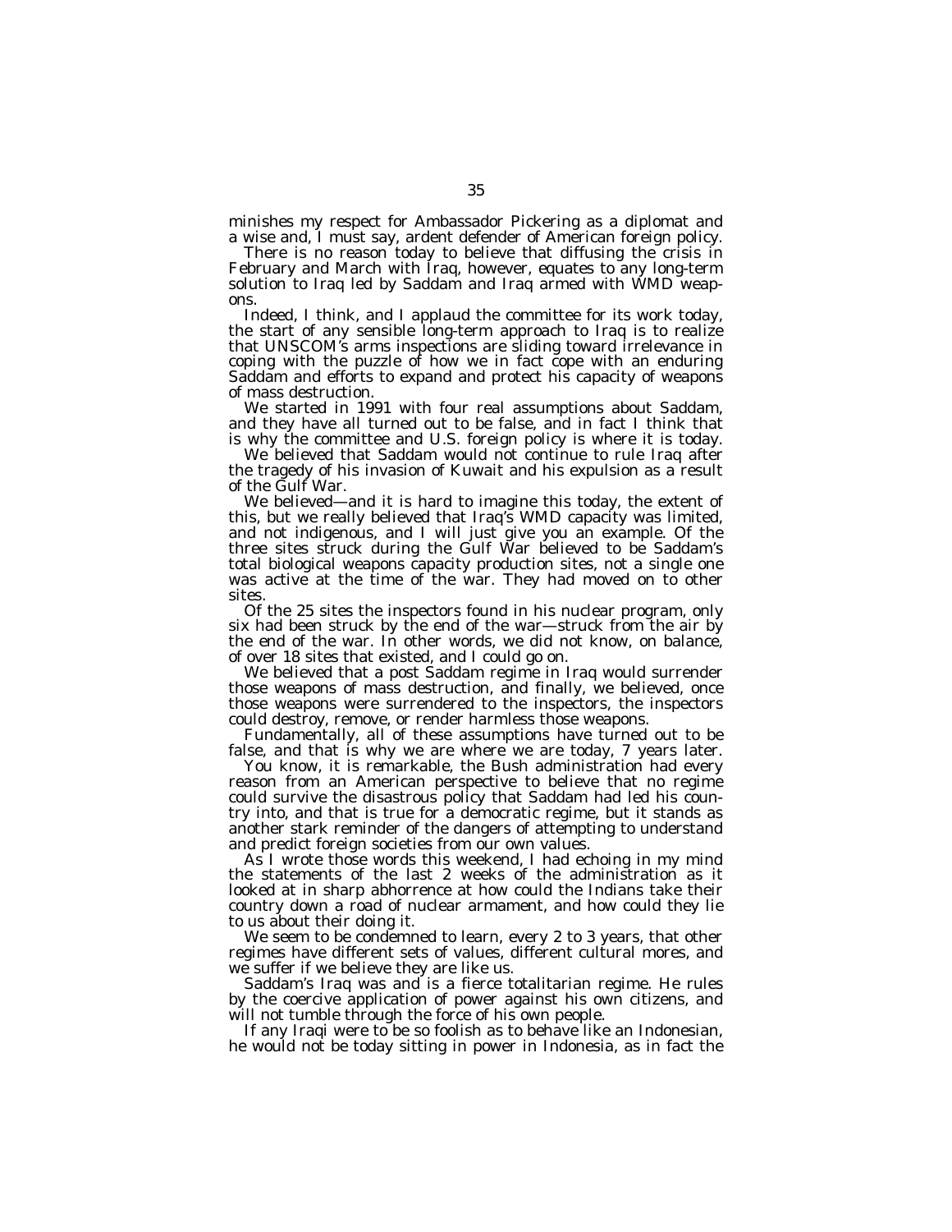minishes my respect for Ambassador Pickering as a diplomat and a wise and, I must say, ardent defender of American foreign policy.

There is no reason today to believe that diffusing the crisis in February and March with Iraq, however, equates to any long-term solution to Iraq led by Saddam and Iraq armed with WMD weapons.

Indeed, I think, and I applaud the committee for its work today, the start of any sensible long-term approach to Iraq is to realize that UNSCOM's arms inspections are sliding toward irrelevance in coping with the puzzle of how we in fact cope with an enduring Saddam and efforts to expand and protect his capacity of weapons of mass destruction.

We started in 1991 with four real assumptions about Saddam, and they have all turned out to be false, and in fact I think that is why the committee and U.S. foreign policy is where it is today.

We believed that Saddam would not continue to rule Iraq after the tragedy of his invasion of Kuwait and his expulsion as a result of the Gulf War.

We believed—and it is hard to imagine this today, the extent of this, but we really believed that Iraq's WMD capacity was limited, and not indigenous, and I will just give you an example. Of the three sites struck during the Gulf War believed to be Saddam's total biological weapons capacity production sites, not a single one was active at the time of the war. They had moved on to other sites.

Of the 25 sites the inspectors found in his nuclear program, only six had been struck by the end of the war—struck from the air by the end of the war. In other words, we did not know, on balance, of over 18 sites that existed, and I could go on.

We believed that a post Saddam regime in Iraq would surrender those weapons of mass destruction, and finally, we believed, once those weapons were surrendered to the inspectors, the inspectors could destroy, remove, or render harmless those weapons.

Fundamentally, all of these assumptions have turned out to be false, and that is why we are where we are today, 7 years later.

You know, it is remarkable, the Bush administration had every reason from an American perspective to believe that no regime could survive the disastrous policy that Saddam had led his country into, and that is true for a democratic regime, but it stands as another stark reminder of the dangers of attempting to understand and predict foreign societies from our own values.

As I wrote those words this weekend, I had echoing in my mind the statements of the last 2 weeks of the administration as it looked at in sharp abhorrence at how could the Indians take their country down a road of nuclear armament, and how could they lie to us about their doing it.

We seem to be condemned to learn, every 2 to 3 years, that other regimes have different sets of values, different cultural mores, and we suffer if we believe they are like us.

Saddam's Iraq was and is a fierce totalitarian regime. He rules by the coercive application of power against his own citizens, and will not tumble through the force of his own people.

If any Iraqi were to be so foolish as to behave like an Indonesian, he would not be today sitting in power in Indonesia, as in fact the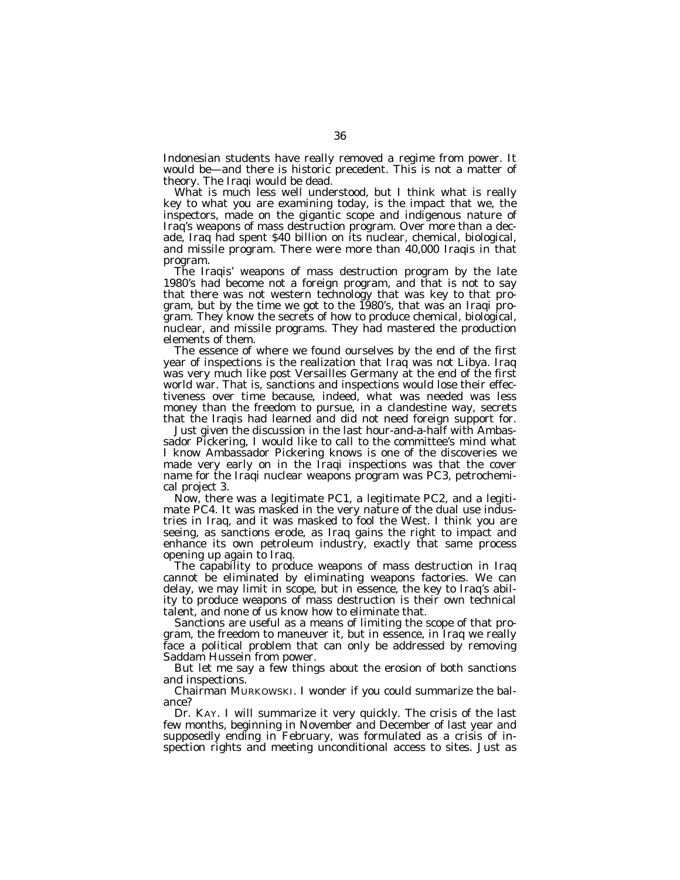Indonesian students have really removed a regime from power. It would be—and there is historic precedent. This is not a matter of theory. The Iraqi would be dead.

What is much less well understood, but I think what is really key to what you are examining today, is the impact that we, the inspectors, made on the gigantic scope and indigenous nature of Iraq's weapons of mass destruction program. Over more than a decade, Iraq had spent $40 billion on its nuclear, chemical, biological, and missile program. There were more than 40,000 Iraqis in that program.

The Iraqis' weapons of mass destruction program by the late 1980's had become not a foreign program, and that is not to say that there was not western technology that was key to that program, but by the time we got to the 1980's, that was an Iraqi program. They know the secrets of how to produce chemical, biological, nuclear, and missile programs. They had mastered the production elements of them.

The essence of where we found ourselves by the end of the first year of inspections is the realization that Iraq was not Libya. Iraq was very much like post Versailles Germany at the end of the first world war. That is, sanctions and inspections would lose their effectiveness over time because, indeed, what was needed was less money than the freedom to pursue, in a clandestine way, secrets that the Iraqis had learned and did not need foreign support for.

Just given the discussion in the last hour-and-a-half with Ambassador Pickering, I would like to call to the committee's mind what I know Ambassador Pickering knows is one of the discoveries we made very early on in the Iraqi inspections was that the cover name for the Iraqi nuclear weapons program was PC3, petrochemical project 3.

Now, there was a legitimate PC1, a legitimate PC2, and a legitimate PC4. It was masked in the very nature of the dual use industries in Iraq, and it was masked to fool the West. I think you are seeing, as sanctions erode, as Iraq gains the right to impact and enhance its own petroleum industry, exactly that same process opening up again to Iraq.

The capability to produce weapons of mass destruction in Iraq cannot be eliminated by eliminating weapons factories. We can delay, we may limit in scope, but in essence, the key to Iraq's ability to produce weapons of mass destruction is their own technical talent, and none of us know how to eliminate that.

Sanctions are useful as a means of limiting the scope of that program, the freedom to maneuver it, but in essence, in Iraq we really face a political problem that can only be addressed by removing Saddam Hussein from power.

But let me say a few things about the erosion of both sanctions and inspections.

Chairman MURKOWSKI. I wonder if you could summarize the balance?

Dr. KAY. I will summarize it very quickly. The crisis of the last few months, beginning in November and December of last year and supposedly ending in February, was formulated as a crisis of inspection rights and meeting unconditional access to sites. Just as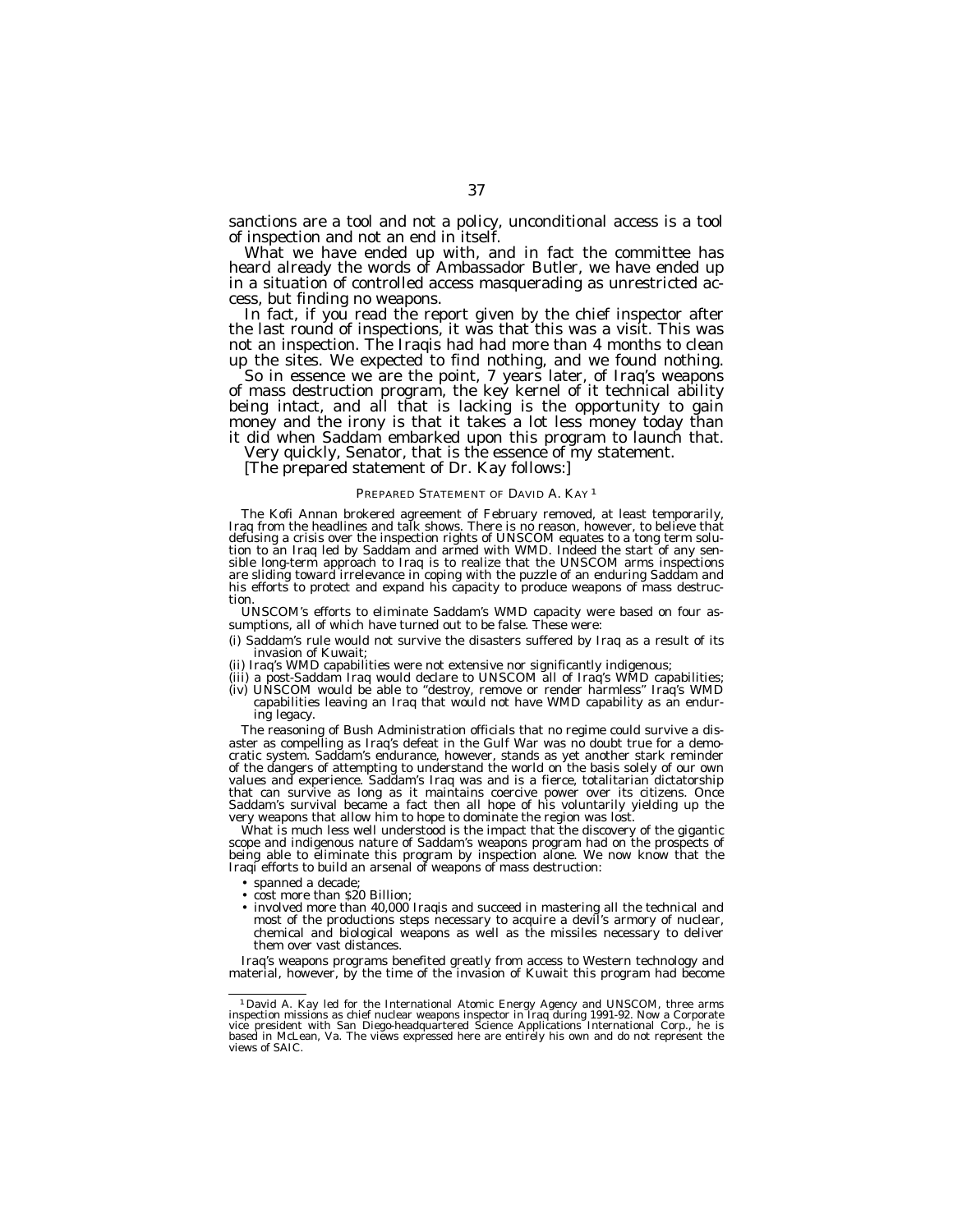sanctions are a tool and not a policy, unconditional access is a tool of inspection and not an end in itself.

What we have ended up with, and in fact the committee has heard already the words of Ambassador Butler, we have ended up in a situation of controlled access masquerading as unrestricted access, but finding no weapons.

In fact, if you read the report given by the chief inspector after the last round of inspections, it was that this was a visit. This was not an inspection. The Iraqis had had more than 4 months to clean up the sites. We expected to find nothing, and we found nothing.

So in essence we are the point, 7 years later, of Iraq's weapons of mass destruction program, the key kernel of it technical ability being intact, and all that is lacking is the opportunity to gain money and the irony is that it takes a lot less money today than it did when Saddam embarked upon this program to launch that.

Very quickly, Senator, that is the essence of my statement.

[The prepared statement of Dr. Kay follows:]

## PREPARED STATEMENT OF DAVID A. KAY [1]

The Kofi Annan brokered agreement of February removed, at least temporarily, Iraq from the headlines and talk shows. There is no reason, however, to believe that defusing a crisis over the inspection rights of UNSCOM equates to a tong term solution to an Iraq led by Saddam and armed with WMD. Indeed the start of any sensible long-term approach to Iraq is to realize that the UNSCOM arms inspections are sliding toward irrelevance in coping with the puzzle of an enduring Saddam and his efforts to protect and expand his capacity to produce weapons of mass destruction.

UNSCOM's efforts to eliminate Saddam's WMD capacity were based on four assumptions, all of which have turned out to be false. These were:

(i) Saddam's rule would not survive the disasters suffered by Iraq as a result of its invasion of Kuwait;
(ii) Iraq's WMD capabilities were not extensive nor significantly indigenous;
(iii) a post-Saddam Iraq would declare to UNSCOM all of Iraq's WMD capabilities;
(iv) UNSCOM would be able to "destroy, remove or render harmless" Iraq's WMD capabilities leaving an Iraq that would not have WMD capability as an enduring legacy.

The reasoning of Bush Administration officials that no regime could survive a disaster as compelling as Iraq's defeat in the Gulf War was no doubt true for a democratic system. Saddam's endurance, however, stands as yet another stark reminder of the dangers of attempting to understand the world on the basis solely of our own values and experience. Saddam's Iraq was and is a fierce, totalitarian dictatorship that can survive as long as it maintains coercive power over its citizens. Once Saddam's survival became a fact then all hope of his voluntarily yielding up the very weapons that allow him to hope to dominate the region was lost.

What is much less well understood is the impact that the discovery of the gigantic scope and indigenous nature of Saddam's weapons program had on the prospects of being able to eliminate this program by inspection alone. We now know that the Iraqi efforts to build an arsenal of weapons of mass destruction:

- spanned a decade;
- cost more than $20 Billion;
- involved more than 40,000 Iraqis and succeed in mastering all the technical and most of the productions steps necessary to acquire a devil's armory of nuclear, chemical and biological weapons as well as the missiles necessary to deliver them over vast distances.

Iraq's weapons programs benefited greatly from access to Western technology and material, however, by the time of the invasion of Kuwait this program had become

[1] David A. Kay led for the International Atomic Energy Agency and UNSCOM, three arms inspection missions as chief nuclear weapons inspector in Iraq during 1991-92. Now a Corporate vice president with San Diego-headquartered Science Applications International Corp., he is based in McLean, Va. The views expressed here are entirely his own and do not represent the views of SAIC.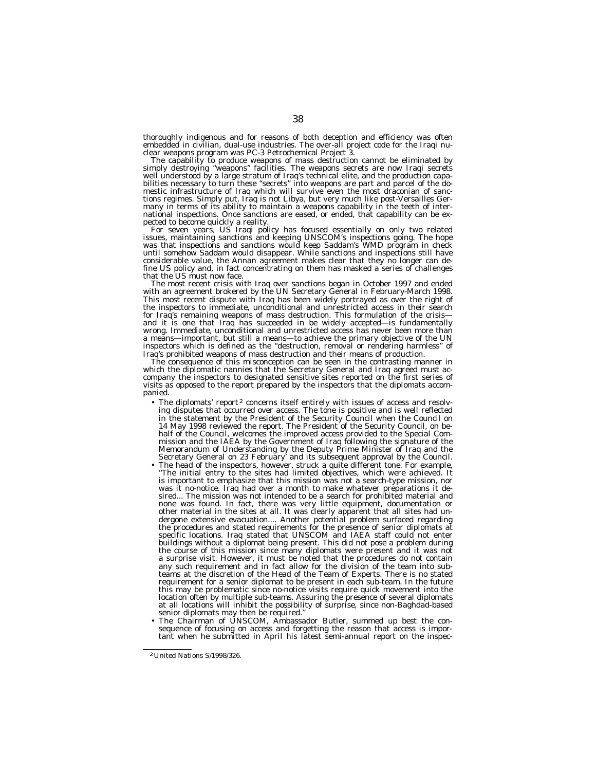thoroughly indigenous and for reasons of both deception and efficiency was often embedded in civilian, dual-use industries. The over-all project code for the Iraqi nuclear weapons program was PC-3 Petrochemical Project 3.

The capability to produce weapons of mass destruction cannot be eliminated by simply destroying "weapons" facilities. The weapons secrets are now Iraqi secrets well understood by a large stratum of Iraq's technical elite, and the production capabilities necessary to turn these "secrets" into weapons are part and parcel of the domestic infrastructure of Iraq which will survive even the most draconian of sanctions regimes. Simply put, Iraq is not Libya, but very much like post-Versailles Germany in terms of its ability to maintain a weapons capability in the teeth of international inspections. Once sanctions are eased, or ended, that capability can be expected to become quickly a reality.

For seven years, US Iraqi policy has focused essentially on only two related issues, maintaining sanctions and keeping UNSCOM's inspections going. The hope was that inspections and sanctions would keep Saddam's WMD program in check until somehow Saddam would disappear. While sanctions and inspections still have considerable value, the Annan agreement makes clear that they no longer can define US policy and, in fact concentrating on them has masked a series of challenges that the US must now face.

The most recent crisis with Iraq over sanctions began in October 1997 and ended with an agreement brokered by the UN Secretary General in February-March 1998. This most recent dispute with Iraq has been widely portrayed as over the right of the inspectors to immediate, unconditional and unrestricted access in their search for Iraq's remaining weapons of mass destruction. This formulation of the crisis—and it is one that Iraq has succeeded in be widely accepted—is fundamentally wrong. Immediate, unconditional and unrestricted access has never been more than a means—important, but still a means—to achieve the primary objective of the UN inspectors which is defined as the "destruction, removal or rendering harmless" of Iraq's prohibited weapons of mass destruction and their means of production.

The consequence of this misconception can be seen in the contrasting manner in which the diplomatic nannies that the Secretary General and Iraq agreed must accompany the inspectors to designated sensitive sites reported on the first series of visits as opposed to the report prepared by the inspectors that the diplomats accompanied.

- The diplomats' report [2] concerns itself entirely with issues of access and resolving disputes that occurred over access. The tone is positive and is well reflected in the statement by the President of the Security Council when the Council on 14 May 1998 reviewed the report. The President of the Security Council, on behalf of the Council, welcomes the improved access provided to the Special Commission and the IAEA by the Government of Iraq following the signature of the Memorandum of Understanding by the Deputy Prime Minister of Iraq and the Secretary General on 23 February' and its subsequent approval by the Council.
- The head of the inspectors, however, struck a quite different tone. For example, "The initial entry to the sites had limited objectives, which were achieved. It is important to emphasize that this mission was not a search-type mission, nor was it no-notice. Iraq had over a month to make whatever preparations it desired... The mission was not intended to be a search for prohibited material and none was found. In fact, there was very little equipment, documentation or other material in the sites at all. It was clearly apparent that all sites had undergone extensive evacuation.... Another potential problem surfaced regarding the procedures and stated requirements for the presence of senior diplomats at specific locations. Iraq stated that UNSCOM and IAEA staff could not enter buildings without a diplomat being present. This did not pose a problem during the course of this mission since many diplomats were present and it was not a surprise visit. However, it must be noted that the procedures do not contain any such requirement and in fact allow for the division of the team into subteams at the discretion of the Head of the Team of Experts. There is no stated requirement for a senior diplomat to be present in each sub-team. In the future this may be problematic since no-notice visits require quick movement into the location often by multiple sub-teams. Assuring the presence of several diplomats at all locations will inhibit the possibility of surprise, since non-Baghdad-based senior diplomats may then be required."
- The Chairman of UNSCOM, Ambassador Butler, summed up best the consequence of focusing on access and forgetting the reason that access is important when he submitted in April his latest semi-annual report on the inspec-

[2] United Nations S/1998/326.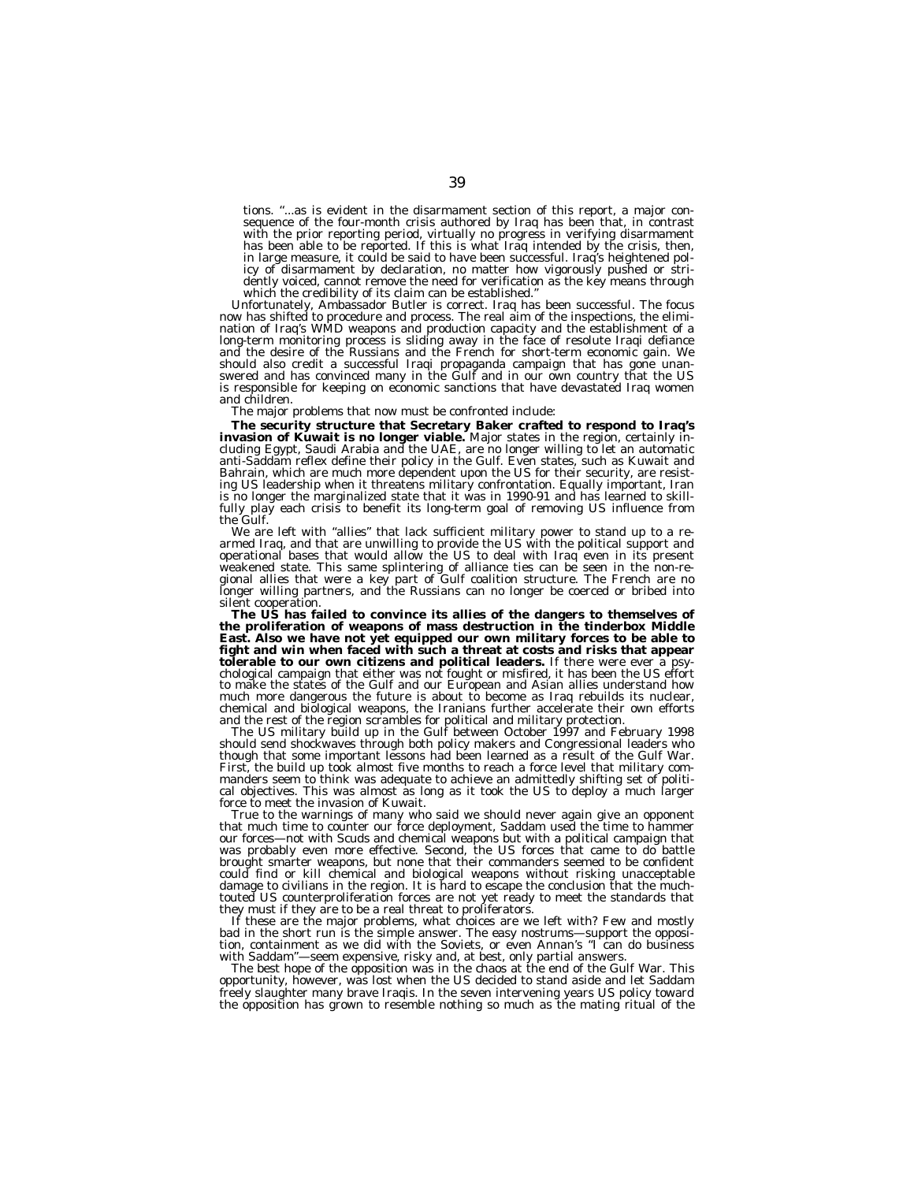tions. "...as is evident in the disarmament section of this report, a major consequence of the four-month crisis authored by Iraq has been that, in contrast with the prior reporting period, virtually no progress in verifying disarmament has been able to be reported. If this is what Iraq intended by the crisis, then, in large measure, it could be said to have been successful. Iraq's heightened policy of disarmament by declaration, no matter how vigorously pushed or stridently voiced, cannot remove the need for verification as the key means through which the credibility of its claim can be established."

Unfortunately, Ambassador Butler is correct. Iraq has been successful. The focus now has shifted to procedure and process. The real aim of the inspections, the elimination of Iraq's WMD weapons and production capacity and the establishment of a long-term monitoring process is sliding away in the face of resolute Iraqi defiance and the desire of the Russians and the French for short-term economic gain. We should also credit a successful Iraqi propaganda campaign that has gone unanswered and has convinced many in the Gulf and in our own country that the US is responsible for keeping on economic sanctions that have devastated Iraq women and children.

The major problems that now must be confronted include:

**The security structure that Secretary Baker crafted to respond to Iraq's invasion of Kuwait is no longer viable.** Major states in the region, certainly including Egypt, Saudi Arabia and the UAE, are no longer willing to let an automatic anti-Saddam reflex define their policy in the Gulf. Even states, such as Kuwait and Bahrain, which are much more dependent upon the US for their security, are resisting US leadership when it threatens military confrontation. Equally important, Iran is no longer the marginalized state that it was in 1990-91 and has learned to skillfully play each crisis to benefit its long-term goal of removing US influence from the Gulf.

We are left with "allies" that lack sufficient military power to stand up to a rearmed Iraq, and that are unwilling to provide the US with the political support and operational bases that would allow the US to deal with Iraq even in its present weakened state. This same splintering of alliance ties can be seen in the non-regional allies that were a key part of Gulf coalition structure. The French are no longer willing partners, and the Russians can no longer be coerced or bribed into silent cooperation.

**The US has failed to convince its allies of the dangers to themselves of the proliferation of weapons of mass destruction in the tinderbox Middle East. Also we have not yet equipped our own military forces to be able to fight and win when faced with such a threat at costs and risks that appear tolerable to our own citizens and political leaders.** If there were ever a psychological campaign that either was not fought or misfired, it has been the US effort to make the states of the Gulf and our European and Asian allies understand how much more dangerous the future is about to become as Iraq rebuilds its nuclear, chemical and biological weapons, the Iranians further accelerate their own efforts and the rest of the region scrambles for political and military protection.

The US military build up in the Gulf between October 1997 and February 1998 should send shockwaves through both policy makers and Congressional leaders who though that some important lessons had been learned as a result of the Gulf War. First, the build up took almost five months to reach a force level that military commanders seem to think was adequate to achieve an admittedly shifting set of political objectives. This was almost as long as it took the US to deploy a much larger force to meet the invasion of Kuwait.

True to the warnings of many who said we should never again give an opponent that much time to counter our force deployment, Saddam used the time to hammer our forces—not with Scuds and chemical weapons but with a political campaign that was probably even more effective. Second, the US forces that came to do battle brought smarter weapons, but none that their commanders seemed to be confident could find or kill chemical and biological weapons without risking unacceptable damage to civilians in the region. It is hard to escape the conclusion that the much-touted US counterproliferation forces are not yet ready to meet the standards that they must if they are to be a real threat to proliferators.

If these are the major problems, what choices are we left with? Few and mostly bad in the short run is the simple answer. The easy nostrums—support the opposition, containment as we did with the Soviets, or even Annan's "I can do business with Saddam"—seem expensive, risky and, at best, only partial answers.

The best hope of the opposition was in the chaos at the end of the Gulf War. This opportunity, however, was lost when the US decided to stand aside and let Saddam freely slaughter many brave Iraqis. In the seven intervening years US policy toward the opposition has grown to resemble nothing so much as the mating ritual of the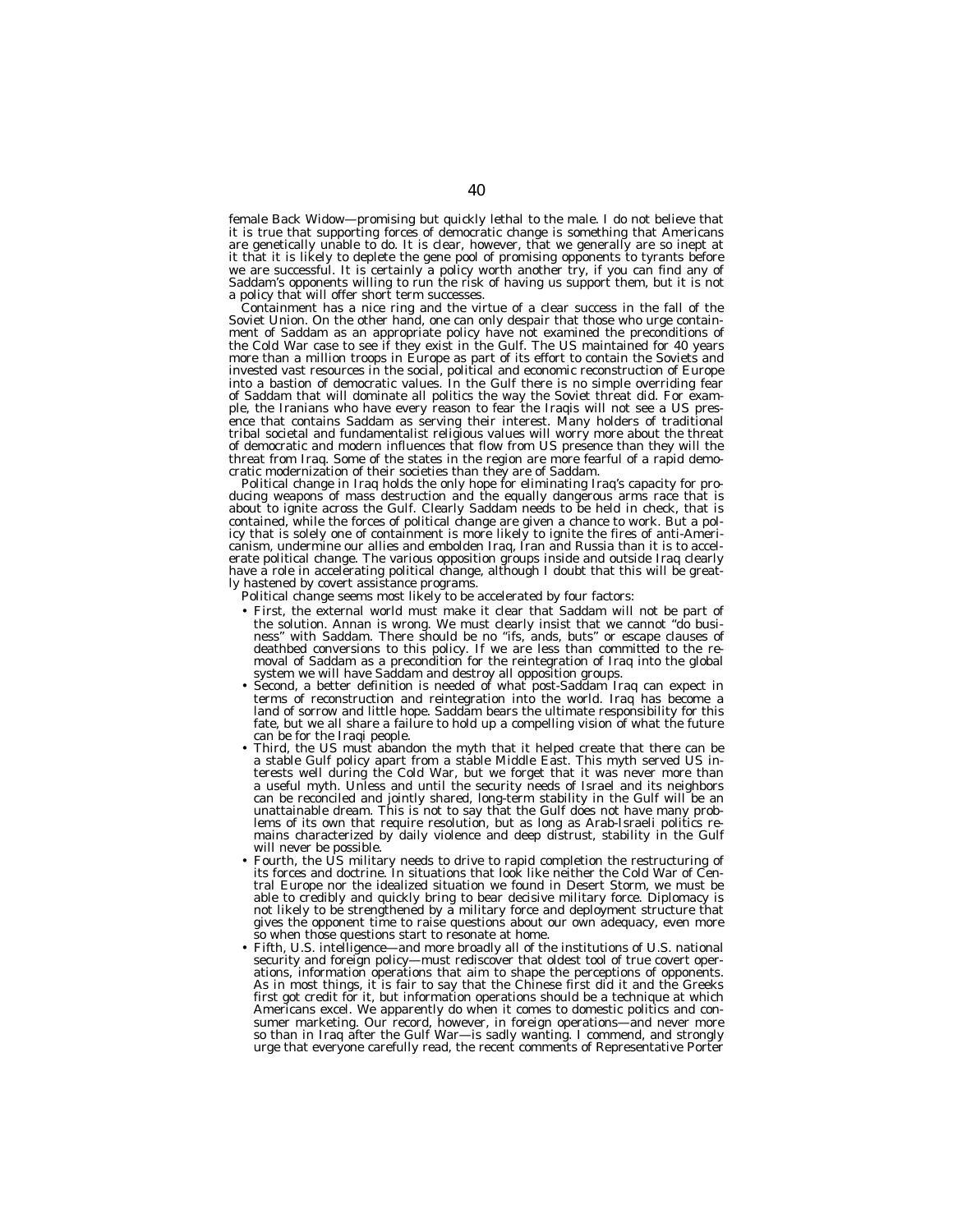female Back Widow—promising but quickly lethal to the male. I do not believe that it is true that supporting forces of democratic change is something that Americans are genetically unable to do. It is clear, however, that we generally are so inept at it that it is likely to deplete the gene pool of promising opponents to tyrants before we are successful. It is certainly a policy worth another try, if you can find any of Saddam's opponents willing to run the risk of having us support them, but it is not a policy that will offer short term successes.

Containment has a nice ring and the virtue of a clear success in the fall of the Soviet Union. On the other hand, one can only despair that those who urge containment of Saddam as an appropriate policy have not examined the preconditions of the Cold War case to see if they exist in the Gulf. The US maintained for 40 years more than a million troops in Europe as part of its effort to contain the Soviets and invested vast resources in the social, political and economic reconstruction of Europe into a bastion of democratic values. In the Gulf there is no simple overriding fear of Saddam that will dominate all politics the way the Soviet threat did. For example, the Iranians who have every reason to fear the Iraqis will not see a US presence that contains Saddam as serving their interest. Many holders of traditional tribal societal and fundamentalist religious values will worry more about the threat of democratic and modern influences that flow from US presence than they will the threat from Iraq. Some of the states in the region are more fearful of a rapid democratic modernization of their societies than they are of Saddam.

Political change in Iraq holds the only hope for eliminating Iraq's capacity for producing weapons of mass destruction and the equally dangerous arms race that is about to ignite across the Gulf. Clearly Saddam needs to be held in check, that is contained, while the forces of political change are given a chance to work. But a policy that is solely one of containment is more likely to ignite the fires of anti-Americanism, undermine our allies and embolden Iraq, Iran and Russia than it is to accelerate political change. The various opposition groups inside and outside Iraq clearly have a role in accelerating political change, although I doubt that this will be greatly hastened by covert assistance programs.

Political change seems most likely to be accelerated by four factors:

- First, the external world must make it clear that Saddam will not be part of the solution. Annan is wrong. We must clearly insist that we cannot "do business" with Saddam. There should be no "ifs, ands, buts" or escape clauses of deathbed conversions to this policy. If we are less than committed to the removal of Saddam as a precondition for the reintegration of Iraq into the global system we will have Saddam and destroy all opposition groups.
- Second, a better definition is needed of what post-Saddam Iraq can expect in terms of reconstruction and reintegration into the world. Iraq has become a land of sorrow and little hope. Saddam bears the ultimate responsibility for this fate, but we all share a failure to hold up a compelling vision of what the future can be for the Iraqi people.
- Third, the US must abandon the myth that it helped create that there can be a stable Gulf policy apart from a stable Middle East. This myth served US interests well during the Cold War, but we forget that it was never more than a useful myth. Unless and until the security needs of Israel and its neighbors can be reconciled and jointly shared, long-term stability in the Gulf will be an unattainable dream. This is not to say that the Gulf does not have many problems of its own that require resolution, but as long as Arab-Israeli politics remains characterized by daily violence and deep distrust, stability in the Gulf will never be possible.
- Fourth, the US military needs to drive to rapid completion the restructuring of its forces and doctrine. In situations that look like neither the Cold War of Central Europe nor the idealized situation we found in Desert Storm, we must be able to credibly and quickly bring to bear decisive military force. Diplomacy is not likely to be strengthened by a military force and deployment structure that gives the opponent time to raise questions about our own adequacy, even more so when those questions start to resonate at home.
- Fifth, U.S. intelligence—and more broadly all of the institutions of U.S. national security and foreign policy—must rediscover that oldest tool of true covert operations, information operations that aim to shape the perceptions of opponents. As in most things, it is fair to say that the Chinese first did it and the Greeks first got credit for it, but information operations should be a technique at which Americans excel. We apparently do when it comes to domestic politics and consumer marketing. Our record, however, in foreign operations—and never more so than in Iraq after the Gulf War—is sadly wanting. I commend, and strongly urge that everyone carefully read, the recent comments of Representative Porter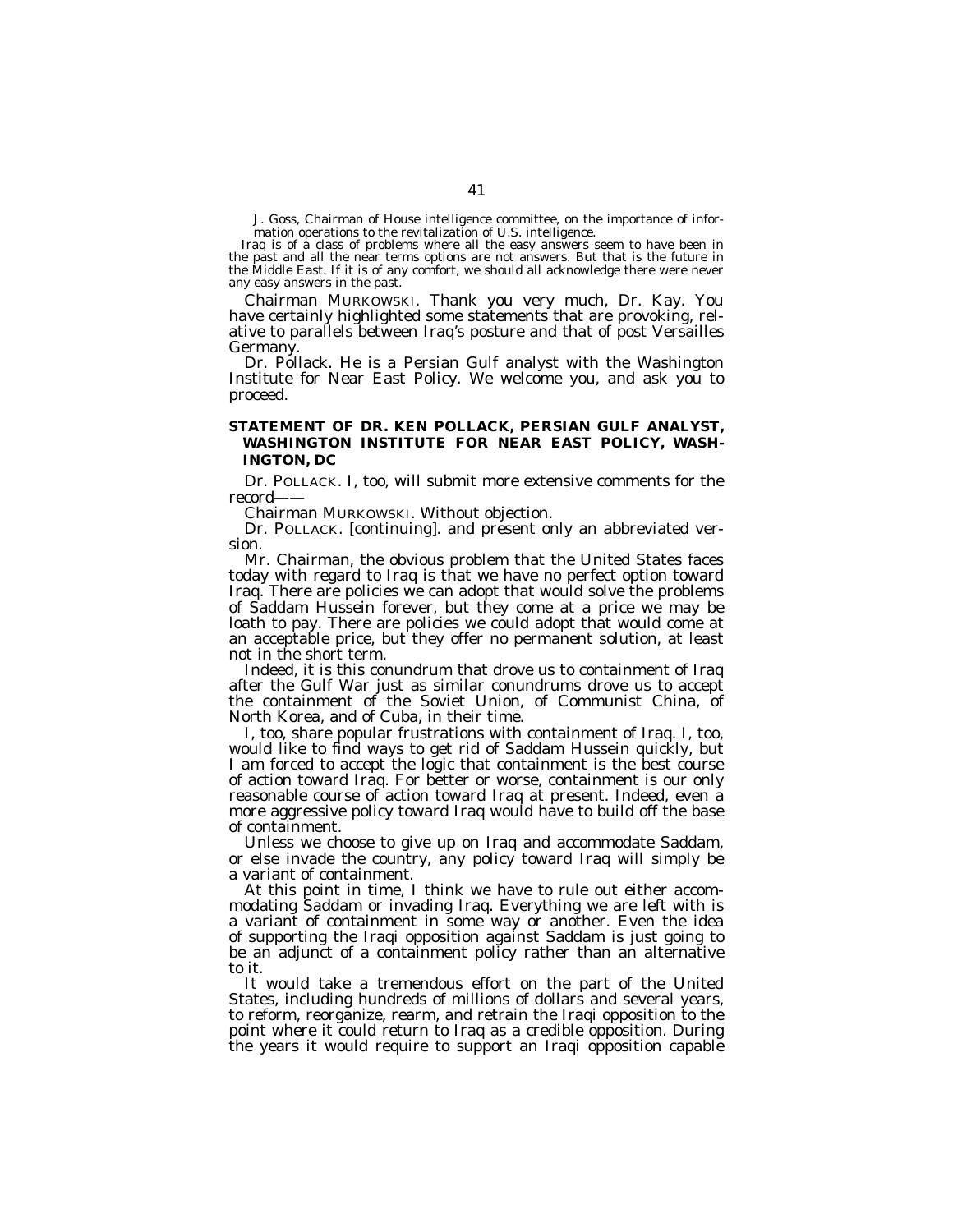J. Goss, Chairman of House intelligence committee, on the importance of information operations to the revitalization of U.S. intelligence.

Iraq is of a class of problems where all the easy answers seem to have been in the past and all the near terms options are not answers. But that is the future in the Middle East. If it is of any comfort, we should all acknowledge there were never any easy answers in the past.

Chairman MURKOWSKI. Thank you very much, Dr. Kay. You have certainly highlighted some statements that are provoking, relative to parallels between Iraq's posture and that of post Versailles Germany.

Dr. Pollack. He is a Persian Gulf analyst with the Washington Institute for Near East Policy. We welcome you, and ask you to proceed.

### STATEMENT OF DR. KEN POLLACK, PERSIAN GULF ANALYST, WASHINGTON INSTITUTE FOR NEAR EAST POLICY, WASHINGTON, DC

Dr. POLLACK. I, too, will submit more extensive comments for the record——

Chairman MURKOWSKI. Without objection.

Dr. POLLACK. [continuing]. and present only an abbreviated version.

Mr. Chairman, the obvious problem that the United States faces today with regard to Iraq is that we have no perfect option toward Iraq. There are policies we can adopt that would solve the problems of Saddam Hussein forever, but they come at a price we may be loath to pay. There are policies we could adopt that would come at an acceptable price, but they offer no permanent solution, at least not in the short term.

Indeed, it is this conundrum that drove us to containment of Iraq after the Gulf War just as similar conundrums drove us to accept the containment of the Soviet Union, of Communist China, of North Korea, and of Cuba, in their time.

I, too, share popular frustrations with containment of Iraq. I, too, would like to find ways to get rid of Saddam Hussein quickly, but I am forced to accept the logic that containment is the best course of action toward Iraq. For better or worse, containment is our only reasonable course of action toward Iraq at present. Indeed, even a more aggressive policy toward Iraq would have to build off the base of containment.

Unless we choose to give up on Iraq and accommodate Saddam, or else invade the country, any policy toward Iraq will simply be a variant of containment.

At this point in time, I think we have to rule out either accommodating Saddam or invading Iraq. Everything we are left with is a variant of containment in some way or another. Even the idea of supporting the Iraqi opposition against Saddam is just going to be an adjunct of a containment policy rather than an alternative to it.

It would take a tremendous effort on the part of the United States, including hundreds of millions of dollars and several years, to reform, reorganize, rearm, and retrain the Iraqi opposition to the point where it could return to Iraq as a credible opposition. During the years it would require to support an Iraqi opposition capable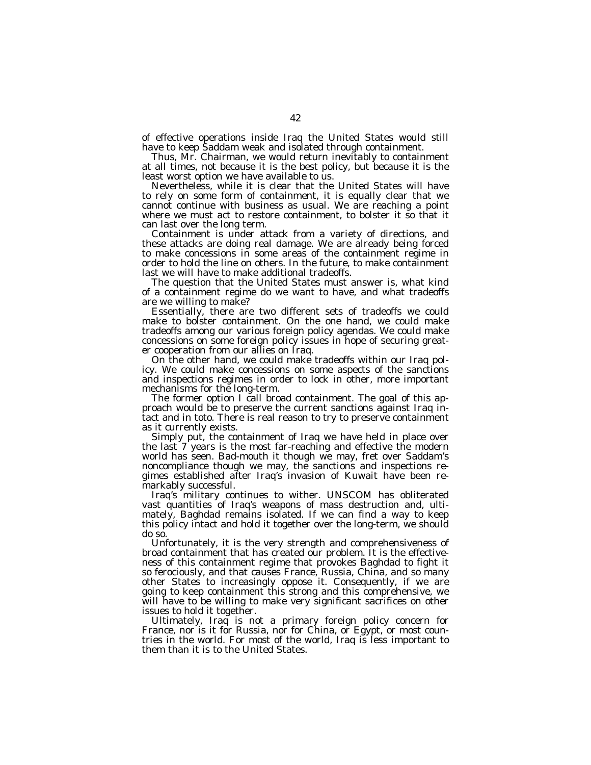of effective operations inside Iraq the United States would still have to keep Saddam weak and isolated through containment.

Thus, Mr. Chairman, we would return inevitably to containment at all times, not because it is the best policy, but because it is the least worst option we have available to us.

Nevertheless, while it is clear that the United States will have to rely on some form of containment, it is equally clear that we cannot continue with business as usual. We are reaching a point where we must act to restore containment, to bolster it so that it can last over the long term.

Containment is under attack from a variety of directions, and these attacks are doing real damage. We are already being forced to make concessions in some areas of the containment regime in order to hold the line on others. In the future, to make containment last we will have to make additional tradeoffs.

The question that the United States must answer is, what kind of a containment regime do we want to have, and what tradeoffs are we willing to make?

Essentially, there are two different sets of tradeoffs we could make to bolster containment. On the one hand, we could make tradeoffs among our various foreign policy agendas. We could make concessions on some foreign policy issues in hope of securing greater cooperation from our allies on Iraq.

On the other hand, we could make tradeoffs within our Iraq policy. We could make concessions on some aspects of the sanctions and inspections regimes in order to lock in other, more important mechanisms for the long-term.

The former option I call broad containment. The goal of this approach would be to preserve the current sanctions against Iraq intact and in toto. There is real reason to try to preserve containment as it currently exists.

Simply put, the containment of Iraq we have held in place over the last 7 years is the most far-reaching and effective the modern world has seen. Bad-mouth it though we may, fret over Saddam's noncompliance though we may, the sanctions and inspections regimes established after Iraq's invasion of Kuwait have been remarkably successful.

Iraq's military continues to wither. UNSCOM has obliterated vast quantities of Iraq's weapons of mass destruction and, ultimately, Baghdad remains isolated. If we can find a way to keep this policy intact and hold it together over the long-term, we should do so.

Unfortunately, it is the very strength and comprehensiveness of broad containment that has created our problem. It is the effectiveness of this containment regime that provokes Baghdad to fight it so ferociously, and that causes France, Russia, China, and so many other States to increasingly oppose it. Consequently, if we are going to keep containment this strong and this comprehensive, we will have to be willing to make very significant sacrifices on other issues to hold it together.

Ultimately, Iraq is not a primary foreign policy concern for France, nor is it for Russia, nor for China, or Egypt, or most countries in the world. For most of the world, Iraq is less important to them than it is to the United States.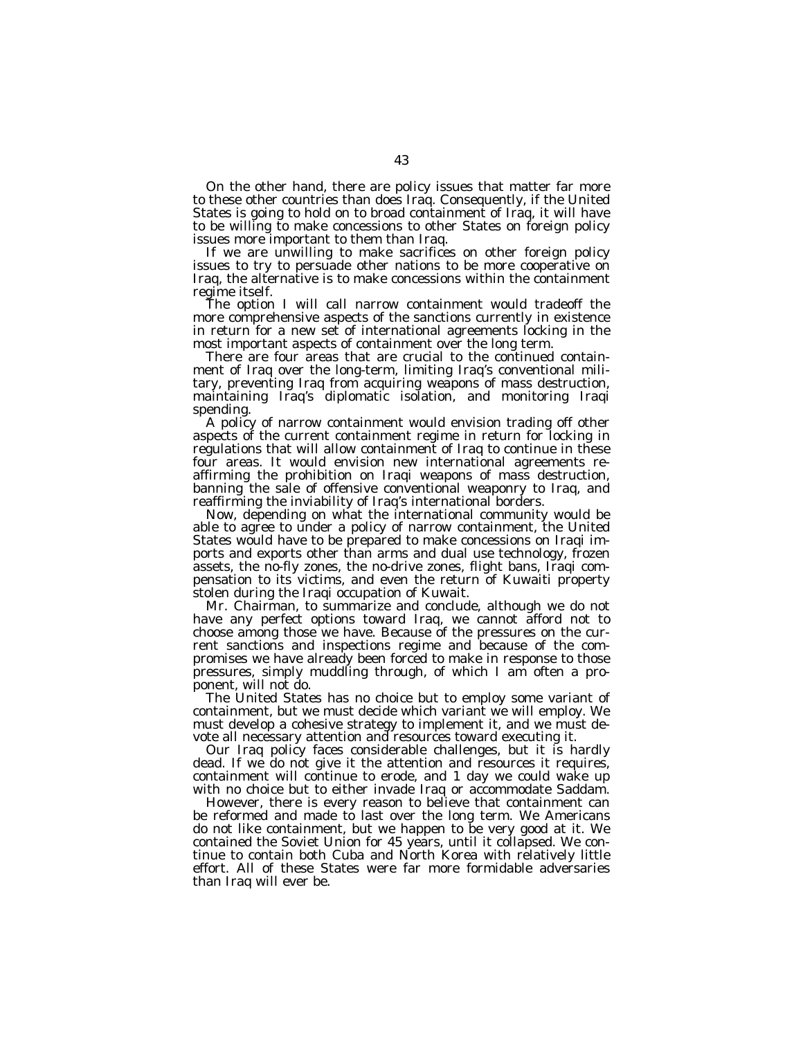On the other hand, there are policy issues that matter far more to these other countries than does Iraq. Consequently, if the United States is going to hold on to broad containment of Iraq, it will have to be willing to make concessions to other States on foreign policy issues more important to them than Iraq.

If we are unwilling to make sacrifices on other foreign policy issues to try to persuade other nations to be more cooperative on Iraq, the alternative is to make concessions within the containment regime itself.

The option I will call narrow containment would tradeoff the more comprehensive aspects of the sanctions currently in existence in return for a new set of international agreements locking in the most important aspects of containment over the long term.

There are four areas that are crucial to the continued containment of Iraq over the long-term, limiting Iraq's conventional military, preventing Iraq from acquiring weapons of mass destruction, maintaining Iraq's diplomatic isolation, and monitoring Iraqi spending.

A policy of narrow containment would envision trading off other aspects of the current containment regime in return for locking in regulations that will allow containment of Iraq to continue in these four areas. It would envision new international agreements reaffirming the prohibition on Iraqi weapons of mass destruction, banning the sale of offensive conventional weaponry to Iraq, and reaffirming the inviability of Iraq's international borders.

Now, depending on what the international community would be able to agree to under a policy of narrow containment, the United States would have to be prepared to make concessions on Iraqi imports and exports other than arms and dual use technology, frozen assets, the no-fly zones, the no-drive zones, flight bans, Iraqi compensation to its victims, and even the return of Kuwaiti property stolen during the Iraqi occupation of Kuwait.

Mr. Chairman, to summarize and conclude, although we do not have any perfect options toward Iraq, we cannot afford not to choose among those we have. Because of the pressures on the current sanctions and inspections regime and because of the compromises we have already been forced to make in response to those pressures, simply muddling through, of which I am often a proponent, will not do.

The United States has no choice but to employ some variant of containment, but we must decide which variant we will employ. We must develop a cohesive strategy to implement it, and we must devote all necessary attention and resources toward executing it.

Our Iraq policy faces considerable challenges, but it is hardly dead. If we do not give it the attention and resources it requires, containment will continue to erode, and 1 day we could wake up with no choice but to either invade Iraq or accommodate Saddam.

However, there is every reason to believe that containment can be reformed and made to last over the long term. We Americans do not like containment, but we happen to be very good at it. We contained the Soviet Union for 45 years, until it collapsed. We continue to contain both Cuba and North Korea with relatively little effort. All of these States were far more formidable adversaries than Iraq will ever be.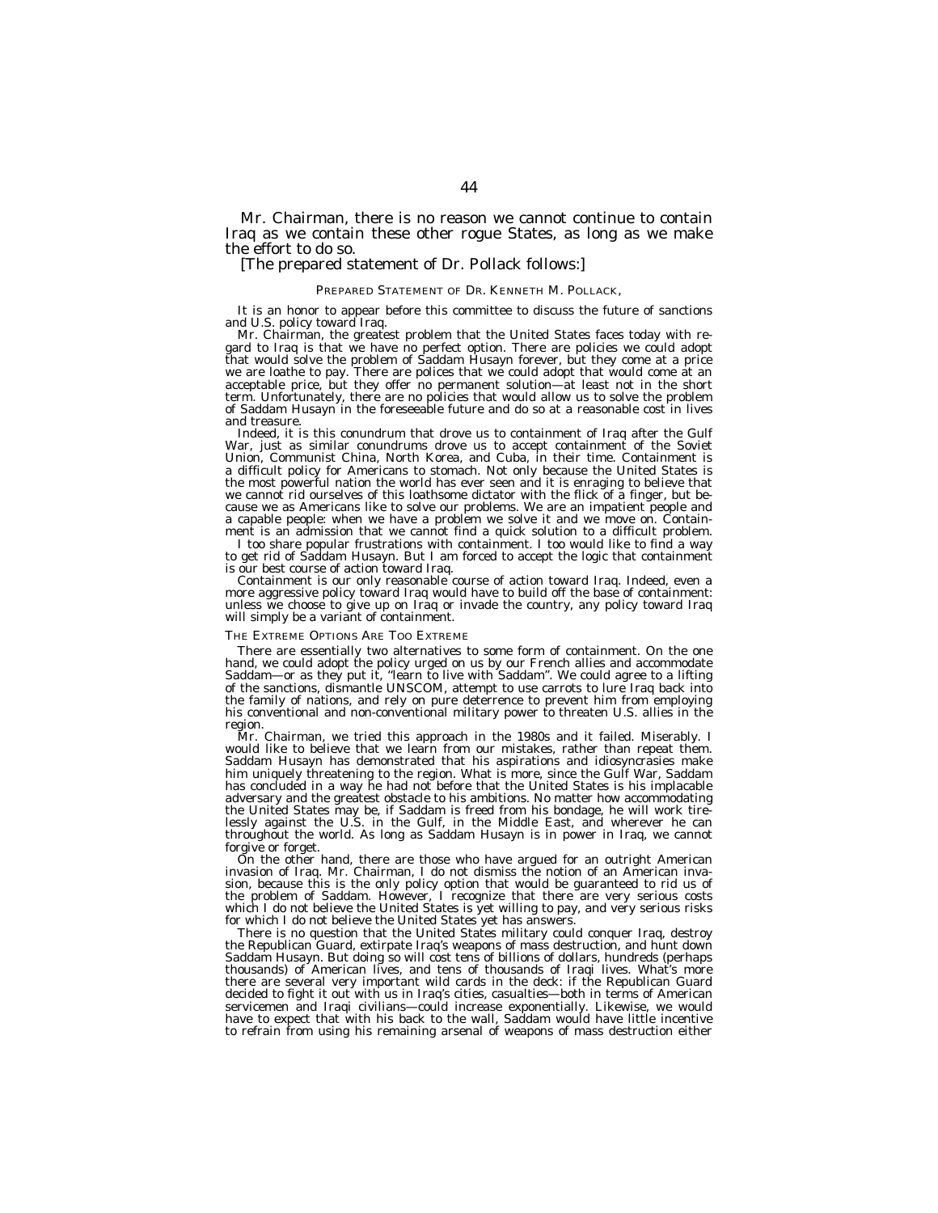Mr. Chairman, there is no reason we cannot continue to contain Iraq as we contain these other rogue States, as long as we make the effort to do so.

[The prepared statement of Dr. Pollack follows:]

PREPARED STATEMENT OF DR. KENNETH M. POLLACK,

It is an honor to appear before this committee to discuss the future of sanctions and U.S. policy toward Iraq.

Mr. Chairman, the greatest problem that the United States faces today with regard to Iraq is that we have no perfect option. There are policies we could adopt that would solve the problem of Saddam Husayn forever, but they come at a price we are loathe to pay. There are polices that we could adopt that would come at an acceptable price, but they offer no permanent solution—at least not in the short term. Unfortunately, there are no policies that would allow us to solve the problem of Saddam Husayn in the foreseeable future and do so at a reasonable cost in lives and treasure.

Indeed, it is this conundrum that drove us to containment of Iraq after the Gulf War, just as similar conundrums drove us to accept containment of the Soviet Union, Communist China, North Korea, and Cuba, in their time. Containment is a difficult policy for Americans to stomach. Not only because the United States is the most powerful nation the world has ever seen and it is enraging to believe that we cannot rid ourselves of this loathsome dictator with the flick of a finger, but because we as Americans like to solve our problems. We are an impatient people and a capable people: when we have a problem we solve it and we move on. Containment is an admission that we cannot find a quick solution to a difficult problem.

I too share popular frustrations with containment. I too would like to find a way to get rid of Saddam Husayn. But I am forced to accept the logic that containment is our best course of action toward Iraq.

Containment is our only reasonable course of action toward Iraq. Indeed, even a more aggressive policy toward Iraq would have to build off the base of containment: unless we choose to give up on Iraq or invade the country, any policy toward Iraq will simply be a variant of containment.

THE EXTREME OPTIONS ARE TOO EXTREME

There are essentially two alternatives to some form of containment. On the one hand, we could adopt the policy urged on us by our French allies and accommodate Saddam—or as they put it, "learn to live with Saddam". We could agree to a lifting of the sanctions, dismantle UNSCOM, attempt to use carrots to lure Iraq back into the family of nations, and rely on pure deterrence to prevent him from employing his conventional and non-conventional military power to threaten U.S. allies in the region.

Mr. Chairman, we tried this approach in the 1980s and it failed. Miserably. I would like to believe that we learn from our mistakes, rather than repeat them. Saddam Husayn has demonstrated that his aspirations and idiosyncrasies make him uniquely threatening to the region. What is more, since the Gulf War, Saddam has concluded in a way he had not before that the United States is his implacable adversary and the greatest obstacle to his ambitions. No matter how accommodating the United States may be, if Saddam is freed from his bondage, he will work tirelessly against the U.S. in the Gulf, in the Middle East, and wherever he can throughout the world. As long as Saddam Husayn is in power in Iraq, we cannot forgive or forget.

On the other hand, there are those who have argued for an outright American invasion of Iraq. Mr. Chairman, I do not dismiss the notion of an American invasion, because this is the only policy option that would be guaranteed to rid us of the problem of Saddam. However, I recognize that there are very serious costs which I do not believe the United States is yet willing to pay, and very serious risks for which I do not believe the United States yet has answers.

There is no question that the United States military could conquer Iraq, destroy the Republican Guard, extirpate Iraq's weapons of mass destruction, and hunt down Saddam Husayn. But doing so will cost tens of billions of dollars, hundreds (perhaps thousands) of American lives, and tens of thousands of Iraqi lives. What's more there are several very important wild cards in the deck: if the Republican Guard decided to fight it out with us in Iraq's cities, casualties—both in terms of American servicemen and Iraqi civilians—could increase exponentially. Likewise, we would have to expect that with his back to the wall, Saddam would have little incentive to refrain from using his remaining arsenal of weapons of mass destruction either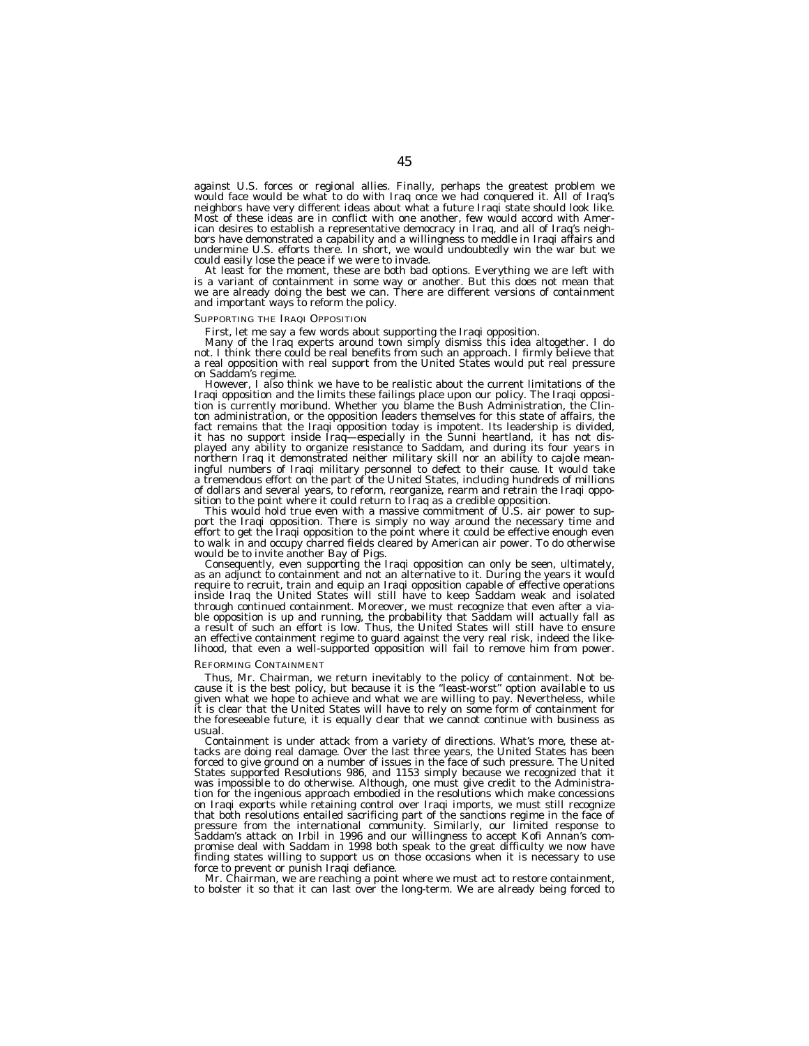against U.S. forces or regional allies. Finally, perhaps the greatest problem we would face would be what to do with Iraq once we had conquered it. All of Iraq's neighbors have very different ideas about what a future Iraqi state should look like. Most of these ideas are in conflict with one another, few would accord with American desires to establish a representative democracy in Iraq, and all of Iraq's neighbors have demonstrated a capability and a willingness to meddle in Iraqi affairs and undermine U.S. efforts there. In short, we would undoubtedly win the war but we could easily lose the peace if we were to invade.

At least for the moment, these are both bad options. Everything we are left with is a variant of containment in some way or another. But this does not mean that we are already doing the best we can. There are different versions of containment and important ways to reform the policy.

### SUPPORTING THE IRAQI OPPOSITION

First, let me say a few words about supporting the Iraqi opposition.

Many of the Iraq experts around town simply dismiss this idea altogether. I do not. I think there could be real benefits from such an approach. I firmly believe that a real opposition with real support from the United States would put real pressure on Saddam's regime.

However, I also think we have to be realistic about the current limitations of the Iraqi opposition and the limits these failings place upon our policy. The Iraqi opposition is currently moribund. Whether you blame the Bush Administration, the Clinton administration, or the opposition leaders themselves for this state of affairs, the fact remains that the Iraqi opposition today is impotent. Its leadership is divided, it has no support inside Iraq—especially in the Sunni heartland, it has not displayed any ability to organize resistance to Saddam, and during its four years in northern Iraq it demonstrated neither military skill nor an ability to cajole meaningful numbers of Iraqi military personnel to defect to their cause. It would take a tremendous effort on the part of the United States, including hundreds of millions of dollars and several years, to reform, reorganize, rearm and retrain the Iraqi opposition to the point where it could return to Iraq as a credible opposition.

This would hold true even with a massive commitment of U.S. air power to support the Iraqi opposition. There is simply no way around the necessary time and effort to get the Iraqi opposition to the point where it could be effective enough even to walk in and occupy charred fields cleared by American air power. To do otherwise would be to invite another Bay of Pigs.

Consequently, even supporting the Iraqi opposition can only be seen, ultimately, as an adjunct to containment and not an alternative to it. During the years it would require to recruit, train and equip an Iraqi opposition capable of effective operations inside Iraq the United States will still have to keep Saddam weak and isolated through continued containment. Moreover, we must recognize that even after a viable opposition is up and running, the probability that Saddam will actually fall as a result of such an effort is low. Thus, the United States will still have to ensure an effective containment regime to guard against the very real risk, indeed the likelihood, that even a well-supported opposition will fail to remove him from power.

### REFORMING CONTAINMENT

Thus, Mr. Chairman, we return inevitably to the policy of containment. Not because it is the best policy, but because it is the "least-worst" option available to us given what we hope to achieve and what we are willing to pay. Nevertheless, while it is clear that the United States will have to rely on some form of containment for the foreseeable future, it is equally clear that we cannot continue with business as usual.

Containment is under attack from a variety of directions. What's more, these attacks are doing real damage. Over the last three years, the United States has been forced to give ground on a number of issues in the face of such pressure. The United States supported Resolutions 986, and 1153 simply because we recognized that it was impossible to do otherwise. Although, one must give credit to the Administration for the ingenious approach embodied in the resolutions which make concessions on Iraqi exports while retaining control over Iraqi imports, we must still recognize that both resolutions entailed sacrificing part of the sanctions regime in the face of pressure from the international community. Similarly, our limited response to Saddam's attack on Irbil in 1996 and our willingness to accept Kofi Annan's compromise deal with Saddam in 1998 both speak to the great difficulty we now have finding states willing to support us on those occasions when it is necessary to use force to prevent or punish Iraqi defiance.

Mr. Chairman, we are reaching a point where we must act to restore containment, to bolster it so that it can last over the long-term. We are already being forced to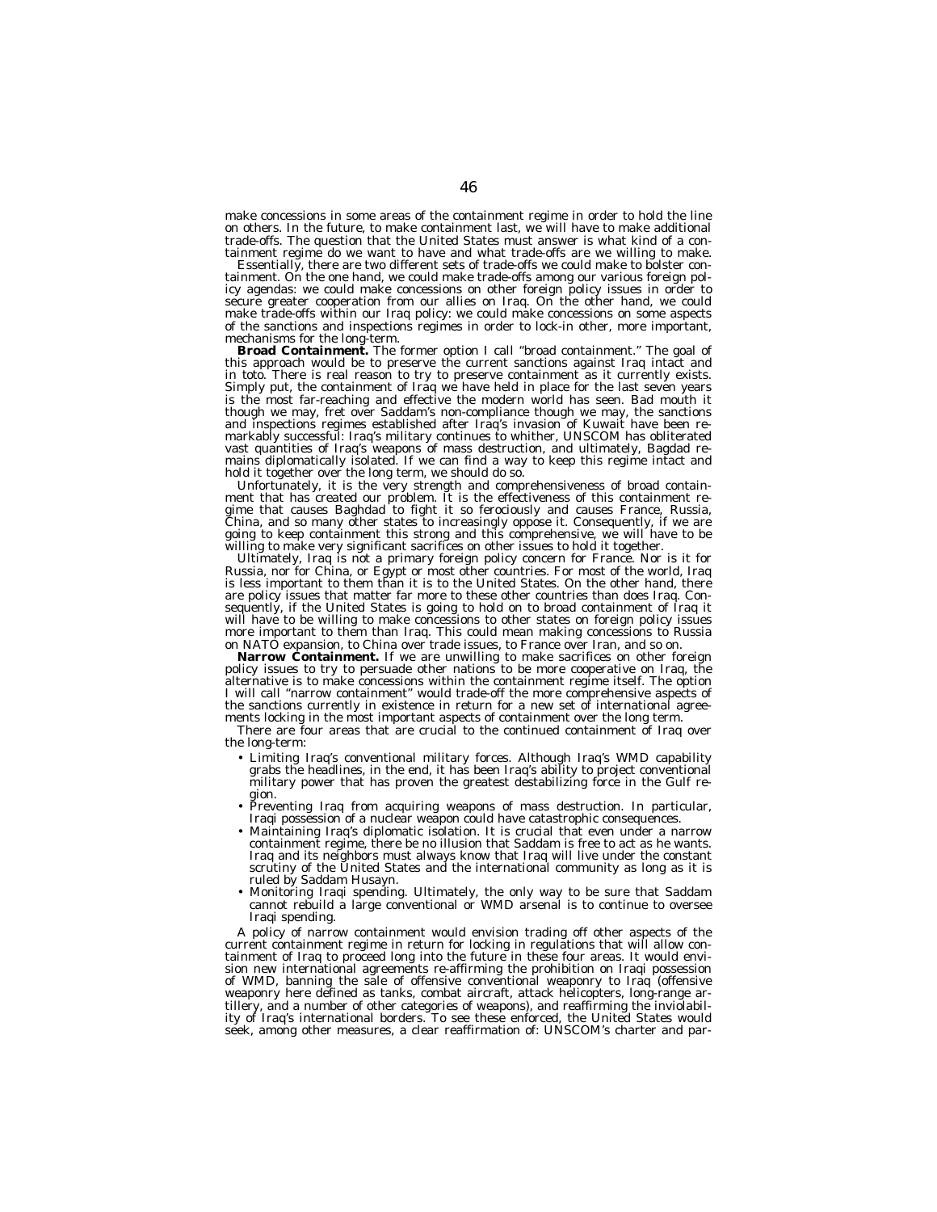make concessions in some areas of the containment regime in order to hold the line on others. In the future, to make containment last, we will have to make additional trade-offs. The question that the United States must answer is what kind of a containment regime do we want to have and what trade-offs are we willing to make.

Essentially, there are two different sets of trade-offs we could make to bolster containment. On the one hand, we could make trade-offs among our various foreign policy agendas: we could make concessions on other foreign policy issues in order to secure greater cooperation from our allies on Iraq. On the other hand, we could make trade-offs within our Iraq policy: we could make concessions on some aspects of the sanctions and inspections regimes in order to lock-in other, more important, mechanisms for the long-term.

**Broad Containment.** The former option I call "broad containment." The goal of this approach would be to preserve the current sanctions against Iraq intact and in toto. There is real reason to try to preserve containment as it currently exists. Simply put, the containment of Iraq we have held in place for the last seven years is the most far-reaching and effective the modern world has seen. Bad mouth it though we may, fret over Saddam's non-compliance though we may, the sanctions and inspections regimes established after Iraq's invasion of Kuwait have been remarkably successful: Iraq's military continues to whither, UNSCOM has obliterated vast quantities of Iraq's weapons of mass destruction, and ultimately, Bagdad remains diplomatically isolated. If we can find a way to keep this regime intact and hold it together over the long term, we should do so.

Unfortunately, it is the very strength and comprehensiveness of broad containment that has created our problem. It is the effectiveness of this containment regime that causes Baghdad to fight it so ferociously and causes France, Russia, China, and so many other states to increasingly oppose it. Consequently, if we are going to keep containment this strong and this comprehensive, we will have to be willing to make very significant sacrifices on other issues to hold it together.

Ultimately, Iraq is not a primary foreign policy concern for France. Nor is it for Russia, nor for China, or Egypt or most other countries. For most of the world, Iraq is less important to them than it is to the United States. On the other hand, there are policy issues that matter far more to these other countries than does Iraq. Consequently, if the United States is going to hold on to broad containment of Iraq it will have to be willing to make concessions to other states on foreign policy issues more important to them than Iraq. This could mean making concessions to Russia on NATO expansion, to China over trade issues, to France over Iran, and so on.

**Narrow Containment.** If we are unwilling to make sacrifices on other foreign policy issues to try to persuade other nations to be more cooperative on Iraq, the alternative is to make concessions within the containment regime itself. The option I will call "narrow containment" would trade-off the more comprehensive aspects of the sanctions currently in existence in return for a new set of international agreements locking in the most important aspects of containment over the long term.

There are four areas that are crucial to the continued containment of Iraq over the long-term:

- Limiting Iraq's conventional military forces. Although Iraq's WMD capability grabs the headlines, in the end, it has been Iraq's ability to project conventional military power that has proven the greatest destabilizing force in the Gulf region.
- Preventing Iraq from acquiring weapons of mass destruction. In particular, Iraqi possession of a nuclear weapon could have catastrophic consequences.
- Maintaining Iraq's diplomatic isolation. It is crucial that even under a narrow containment regime, there be no illusion that Saddam is free to act as he wants. Iraq and its neighbors must always know that Iraq will live under the constant scrutiny of the United States and the international community as long as it is ruled by Saddam Husayn.
- Monitoring Iraqi spending. Ultimately, the only way to be sure that Saddam cannot rebuild a large conventional or WMD arsenal is to continue to oversee Iraqi spending.

A policy of narrow containment would envision trading off other aspects of the current containment regime in return for locking in regulations that will allow containment of Iraq to proceed long into the future in these four areas. It would envision new international agreements re-affirming the prohibition on Iraqi possession of WMD, banning the sale of offensive conventional weaponry to Iraq (offensive weaponry here defined as tanks, combat aircraft, attack helicopters, long-range artillery, and a number of other categories of weapons), and reaffirming the inviolability of Iraq's international borders. To see these enforced, the United States would seek, among other measures, a clear reaffirmation of: UNSCOM's charter and par-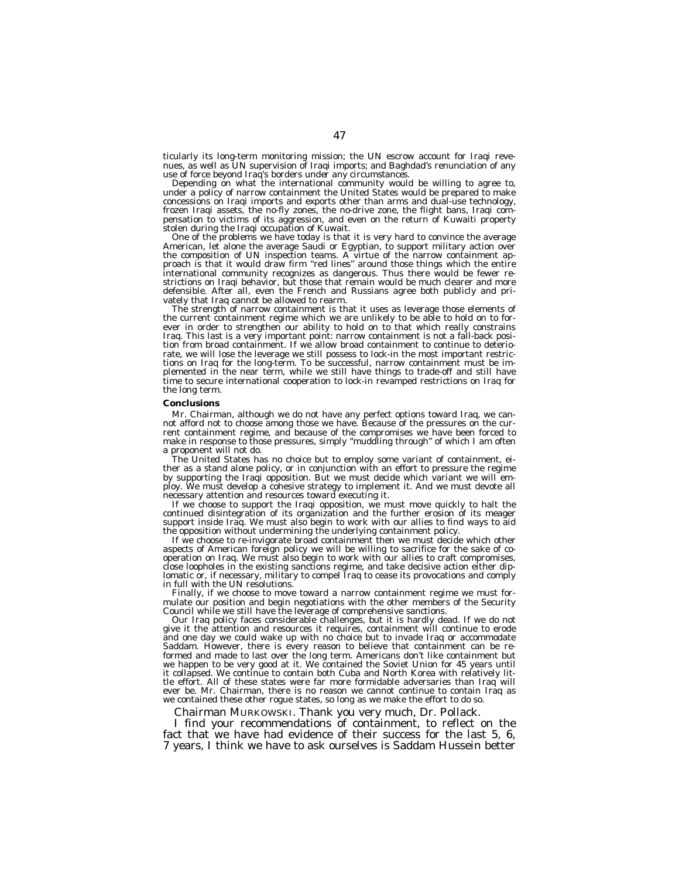ticularly its long-term monitoring mission; the UN escrow account for Iraqi revenues, as well as UN supervision of Iraqi imports; and Baghdad's renunciation of any use of force beyond Iraq's borders under any circumstances.

Depending on what the international community would be willing to agree to, under a policy of narrow containment the United States would be prepared to make concessions on Iraqi imports and exports other than arms and dual-use technology, frozen Iraqi assets, the no-fly zones, the no-drive zone, the flight bans, Iraqi compensation to victims of its aggression, and even on the return of Kuwaiti property stolen during the Iraqi occupation of Kuwait.

One of the problems we have today is that it is very hard to convince the average American, let alone the average Saudi or Egyptian, to support military action over the composition of UN inspection teams. A virtue of the narrow containment approach is that it would draw firm "red lines" around those things which the entire international community recognizes as dangerous. Thus there would be fewer restrictions on Iraqi behavior, but those that remain would be much clearer and more defensible. After all, even the French and Russians agree both publicly and privately that Iraq cannot be allowed to rearm.

The strength of narrow containment is that it uses as leverage those elements of the current containment regime which we are unlikely to be able to hold on to forever in order to strengthen our ability to hold on to that which really constrains Iraq. This last is a very important point: narrow containment is not a fall-back position from broad containment. If we allow broad containment to continue to deteriorate, we will lose the leverage we still possess to lock-in the most important restrictions on Iraq for the long-term. To be successful, narrow containment must be implemented in the near term, while we still have things to trade-off and still have time to secure international cooperation to lock-in revamped restrictions on Iraq for the long term.

**Conclusions**

Mr. Chairman, although we do not have any perfect options toward Iraq, we cannot afford not to choose among those we have. Because of the pressures on the current containment regime, and because of the compromises we have been forced to make in response to those pressures, simply "muddling through" of which I am often a proponent will not do.

The United States has no choice but to employ some variant of containment, either as a stand alone policy, or in conjunction with an effort to pressure the regime by supporting the Iraqi opposition. But we must decide which variant we will employ. We must develop a cohesive strategy to implement it. And we must devote all necessary attention and resources toward executing it.

If we choose to support the Iraqi opposition, we must move quickly to halt the continued disintegration of its organization and the further erosion of its meager support inside Iraq. We must also begin to work with our allies to find ways to aid the opposition without undermining the underlying containment policy.

If we choose to re-invigorate broad containment then we must decide which other aspects of American foreign policy we will be willing to sacrifice for the sake of cooperation on Iraq. We must also begin to work with our allies to craft compromises, close loopholes in the existing sanctions regime, and take decisive action either diplomatic or, if necessary, military to compel Iraq to cease its provocations and comply in full with the UN resolutions.

Finally, if we choose to move toward a narrow containment regime we must formulate our position and begin negotiations with the other members of the Security Council while we still have the leverage of comprehensive sanctions.

Our Iraq policy faces considerable challenges, but it is hardly dead. If we do not give it the attention and resources it requires, containment will continue to erode and one day we could wake up with no choice but to invade Iraq or accommodate Saddam. However, there is every reason to believe that containment can be reformed and made to last over the long term. Americans don't like containment but we happen to be very good at it. We contained the Soviet Union for 45 years until it collapsed. We continue to contain both Cuba and North Korea with relatively little effort. All of these states were far more formidable adversaries than Iraq will ever be. Mr. Chairman, there is no reason we cannot continue to contain Iraq as we contained these other rogue states, so long as we make the effort to do so.

Chairman MURKOWSKI. Thank you very much, Dr. Pollack.

I find your recommendations of containment, to reflect on the fact that we have had evidence of their success for the last 5, 6, 7 years, I think we have to ask ourselves is Saddam Hussein better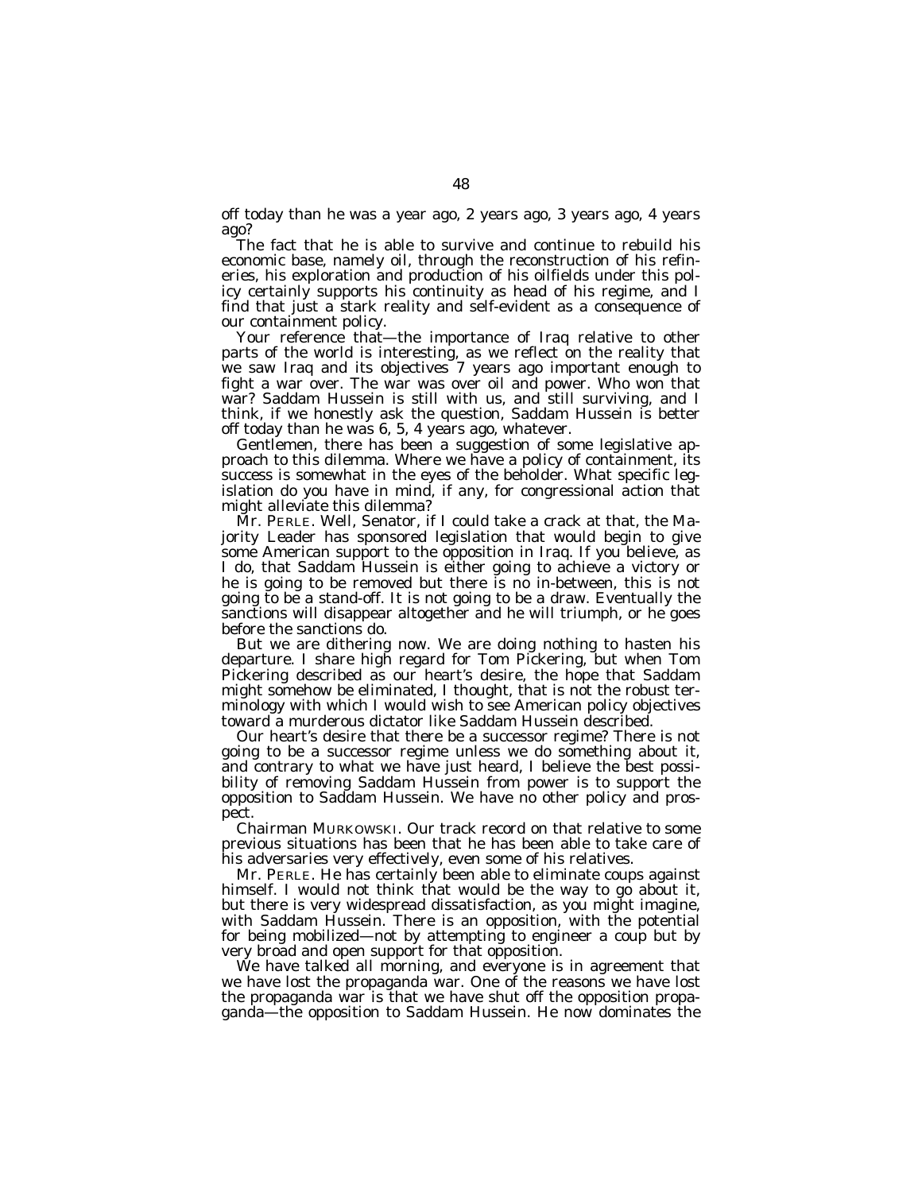off today than he was a year ago, 2 years ago, 3 years ago, 4 years ago?

The fact that he is able to survive and continue to rebuild his economic base, namely oil, through the reconstruction of his refineries, his exploration and production of his oilfields under this policy certainly supports his continuity as head of his regime, and I find that just a stark reality and self-evident as a consequence of our containment policy.

Your reference that—the importance of Iraq relative to other parts of the world is interesting, as we reflect on the reality that we saw Iraq and its objectives 7 years ago important enough to fight a war over. The war was over oil and power. Who won that war? Saddam Hussein is still with us, and still surviving, and I think, if we honestly ask the question, Saddam Hussein is better off today than he was 6, 5, 4 years ago, whatever.

Gentlemen, there has been a suggestion of some legislative approach to this dilemma. Where we have a policy of containment, its success is somewhat in the eyes of the beholder. What specific legislation do you have in mind, if any, for congressional action that might alleviate this dilemma?

Mr. PERLE. Well, Senator, if I could take a crack at that, the Majority Leader has sponsored legislation that would begin to give some American support to the opposition in Iraq. If you believe, as I do, that Saddam Hussein is either going to achieve a victory or he is going to be removed but there is no in-between, this is not going to be a stand-off. It is not going to be a draw. Eventually the sanctions will disappear altogether and he will triumph, or he goes before the sanctions do.

But we are dithering now. We are doing nothing to hasten his departure. I share high regard for Tom Pickering, but when Tom Pickering described as our heart's desire, the hope that Saddam might somehow be eliminated, I thought, that is not the robust terminology with which I would wish to see American policy objectives toward a murderous dictator like Saddam Hussein described.

Our heart's desire that there be a successor regime? There is not going to be a successor regime unless we do something about it, and contrary to what we have just heard, I believe the best possibility of removing Saddam Hussein from power is to support the opposition to Saddam Hussein. We have no other policy and prospect.

Chairman MURKOWSKI. Our track record on that relative to some previous situations has been that he has been able to take care of his adversaries very effectively, even some of his relatives.

Mr. PERLE. He has certainly been able to eliminate coups against himself. I would not think that would be the way to go about it, but there is very widespread dissatisfaction, as you might imagine, with Saddam Hussein. There is an opposition, with the potential for being mobilized—not by attempting to engineer a coup but by very broad and open support for that opposition.

We have talked all morning, and everyone is in agreement that we have lost the propaganda war. One of the reasons we have lost the propaganda war is that we have shut off the opposition propaganda—the opposition to Saddam Hussein. He now dominates the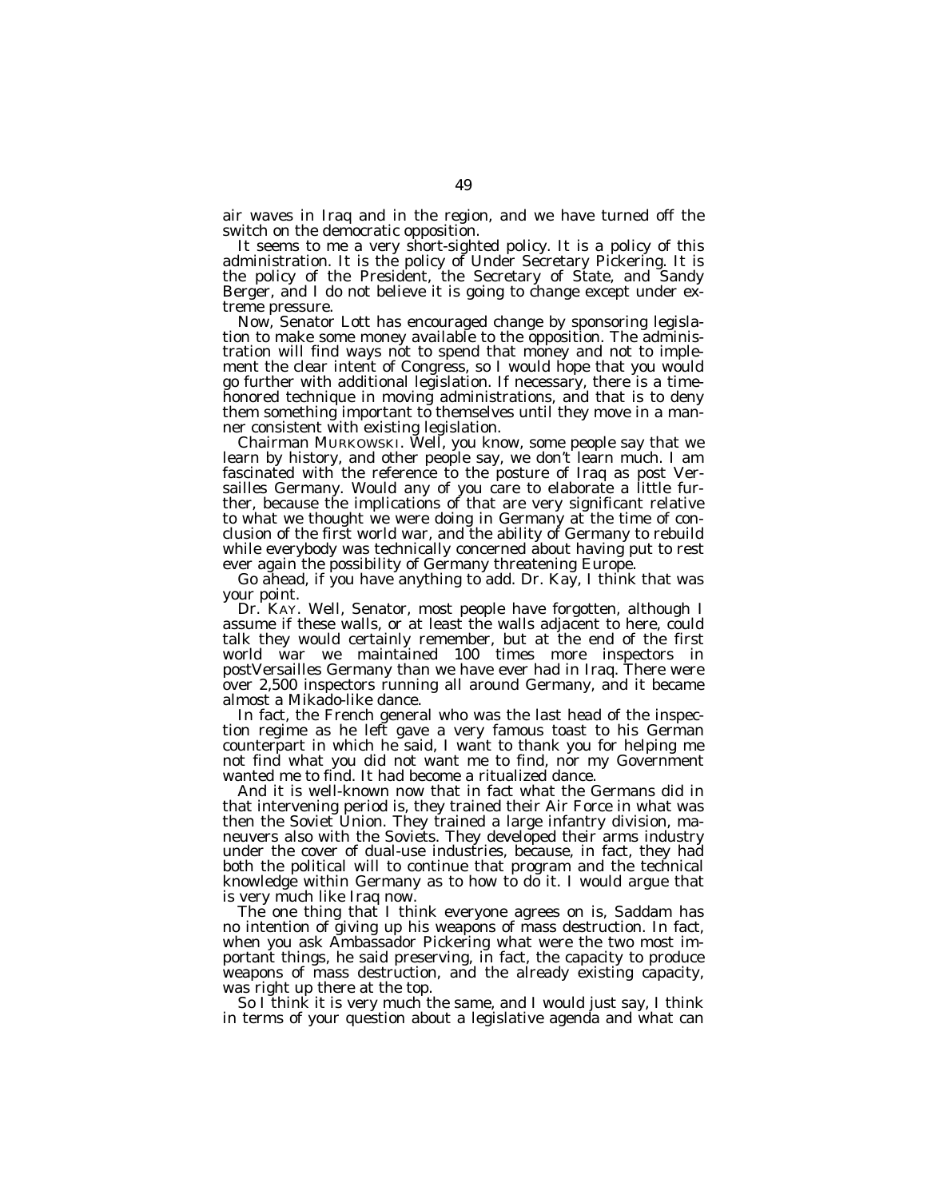air waves in Iraq and in the region, and we have turned off the switch on the democratic opposition.

It seems to me a very short-sighted policy. It is a policy of this administration. It is the policy of Under Secretary Pickering. It is the policy of the President, the Secretary of State, and Sandy Berger, and I do not believe it is going to change except under extreme pressure.

Now, Senator Lott has encouraged change by sponsoring legislation to make some money available to the opposition. The administration will find ways not to spend that money and not to implement the clear intent of Congress, so I would hope that you would go further with additional legislation. If necessary, there is a time-honored technique in moving administrations, and that is to deny them something important to themselves until they move in a manner consistent with existing legislation.

Chairman MURKOWSKI. Well, you know, some people say that we learn by history, and other people say, we don't learn much. I am fascinated with the reference to the posture of Iraq as post Versailles Germany. Would any of you care to elaborate a little further, because the implications of that are very significant relative to what we thought we were doing in Germany at the time of conclusion of the first world war, and the ability of Germany to rebuild while everybody was technically concerned about having put to rest ever again the possibility of Germany threatening Europe.

Go ahead, if you have anything to add. Dr. Kay, I think that was your point.

Dr. KAY. Well, Senator, most people have forgotten, although I assume if these walls, or at least the walls adjacent to here, could talk they would certainly remember, but at the end of the first world war we maintained 100 times more inspectors in postVersailles Germany than we have ever had in Iraq. There were over 2,500 inspectors running all around Germany, and it became almost a Mikado-like dance.

In fact, the French general who was the last head of the inspection regime as he left gave a very famous toast to his German counterpart in which he said, I want to thank you for helping me not find what you did not want me to find, nor my Government wanted me to find. It had become a ritualized dance.

And it is well-known now that in fact what the Germans did in that intervening period is, they trained their Air Force in what was then the Soviet Union. They trained a large infantry division, maneuvers also with the Soviets. They developed their arms industry under the cover of dual-use industries, because, in fact, they had both the political will to continue that program and the technical knowledge within Germany as to how to do it. I would argue that is very much like Iraq now.

The one thing that I think everyone agrees on is, Saddam has no intention of giving up his weapons of mass destruction. In fact, when you ask Ambassador Pickering what were the two most important things, he said preserving, in fact, the capacity to produce weapons of mass destruction, and the already existing capacity, was right up there at the top.

So I think it is very much the same, and I would just say, I think in terms of your question about a legislative agenda and what can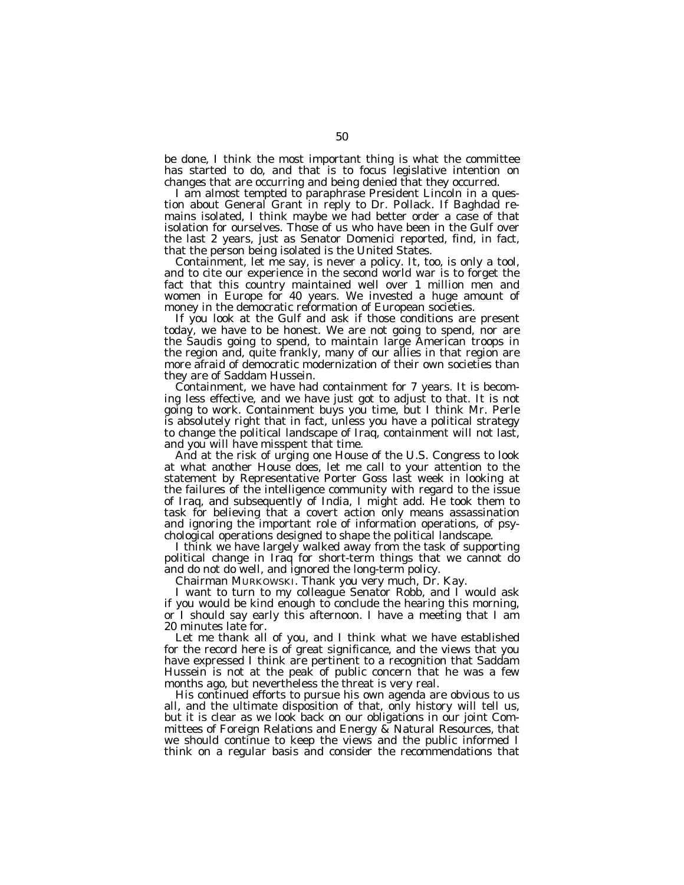be done, I think the most important thing is what the committee has started to do, and that is to focus legislative intention on changes that are occurring and being denied that they occurred.

I am almost tempted to paraphrase President Lincoln in a question about General Grant in reply to Dr. Pollack. If Baghdad remains isolated, I think maybe we had better order a case of that isolation for ourselves. Those of us who have been in the Gulf over the last 2 years, just as Senator Domenici reported, find, in fact, that the person being isolated is the United States.

Containment, let me say, is never a policy. It, too, is only a tool, and to cite our experience in the second world war is to forget the fact that this country maintained well over 1 million men and women in Europe for 40 years. We invested a huge amount of money in the democratic reformation of European societies.

If you look at the Gulf and ask if those conditions are present today, we have to be honest. We are not going to spend, nor are the Saudis going to spend, to maintain large American troops in the region and, quite frankly, many of our allies in that region are more afraid of democratic modernization of their own societies than they are of Saddam Hussein.

Containment, we have had containment for 7 years. It is becoming less effective, and we have just got to adjust to that. It is not going to work. Containment buys you time, but I think Mr. Perle is absolutely right that in fact, unless you have a political strategy to change the political landscape of Iraq, containment will not last, and you will have misspent that time.

And at the risk of urging one House of the U.S. Congress to look at what another House does, let me call to your attention to the statement by Representative Porter Goss last week in looking at the failures of the intelligence community with regard to the issue of Iraq, and subsequently of India, I might add. He took them to task for believing that a covert action only means assassination and ignoring the important role of information operations, of psychological operations designed to shape the political landscape.

I think we have largely walked away from the task of supporting political change in Iraq for short-term things that we cannot do and do not do well, and ignored the long-term policy.

Chairman MURKOWSKI. Thank you very much, Dr. Kay.

I want to turn to my colleague Senator Robb, and I would ask if you would be kind enough to conclude the hearing this morning, or I should say early this afternoon. I have a meeting that I am 20 minutes late for.

Let me thank all of you, and I think what we have established for the record here is of great significance, and the views that you have expressed I think are pertinent to a recognition that Saddam Hussein is not at the peak of public concern that he was a few months ago, but nevertheless the threat is very real.

His continued efforts to pursue his own agenda are obvious to us all, and the ultimate disposition of that, only history will tell us, but it is clear as we look back on our obligations in our joint Committees of Foreign Relations and Energy & Natural Resources, that we should continue to keep the views and the public informed I think on a regular basis and consider the recommendations that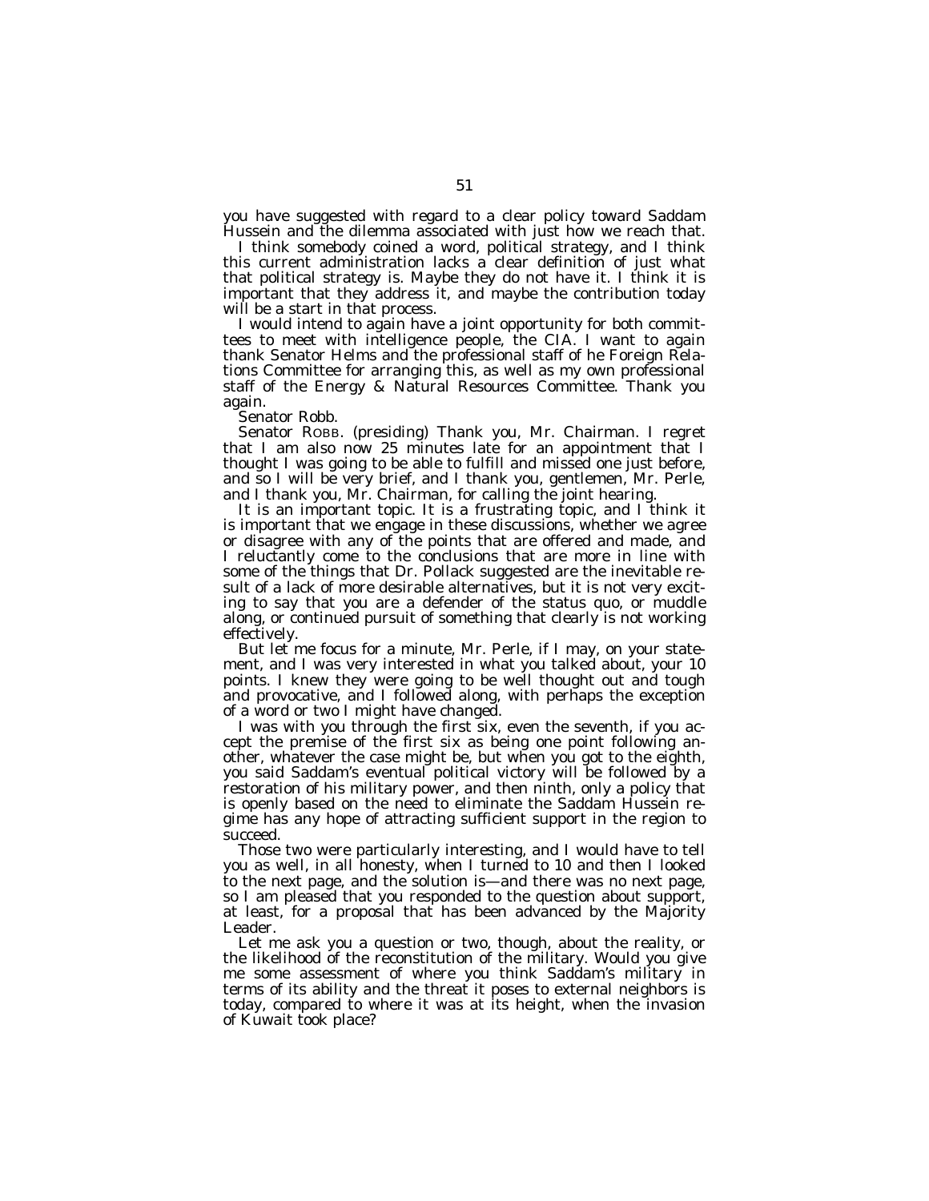you have suggested with regard to a clear policy toward Saddam Hussein and the dilemma associated with just how we reach that.

I think somebody coined a word, political strategy, and I think this current administration lacks a clear definition of just what that political strategy is. Maybe they do not have it. I think it is important that they address it, and maybe the contribution today will be a start in that process.

I would intend to again have a joint opportunity for both committees to meet with intelligence people, the CIA. I want to again thank Senator Helms and the professional staff of he Foreign Relations Committee for arranging this, as well as my own professional staff of the Energy & Natural Resources Committee. Thank you again.

Senator Robb.

Senator ROBB. (presiding) Thank you, Mr. Chairman. I regret that I am also now 25 minutes late for an appointment that I thought I was going to be able to fulfill and missed one just before, and so I will be very brief, and I thank you, gentlemen, Mr. Perle, and I thank you, Mr. Chairman, for calling the joint hearing.

It is an important topic. It is a frustrating topic, and I think it is important that we engage in these discussions, whether we agree or disagree with any of the points that are offered and made, and I reluctantly come to the conclusions that are more in line with some of the things that Dr. Pollack suggested are the inevitable result of a lack of more desirable alternatives, but it is not very exciting to say that you are a defender of the status quo, or muddle along, or continued pursuit of something that clearly is not working effectively.

But let me focus for a minute, Mr. Perle, if I may, on your statement, and I was very interested in what you talked about, your 10 points. I knew they were going to be well thought out and tough and provocative, and I followed along, with perhaps the exception of a word or two I might have changed.

I was with you through the first six, even the seventh, if you accept the premise of the first six as being one point following another, whatever the case might be, but when you got to the eighth, you said Saddam's eventual political victory will be followed by a restoration of his military power, and then ninth, only a policy that is openly based on the need to eliminate the Saddam Hussein regime has any hope of attracting sufficient support in the region to succeed.

Those two were particularly interesting, and I would have to tell you as well, in all honesty, when I turned to 10 and then I looked to the next page, and the solution is—and there was no next page, so I am pleased that you responded to the question about support, at least, for a proposal that has been advanced by the Majority Leader.

Let me ask you a question or two, though, about the reality, or the likelihood of the reconstitution of the military. Would you give me some assessment of where you think Saddam's military in terms of its ability and the threat it poses to external neighbors is today, compared to where it was at its height, when the invasion of Kuwait took place?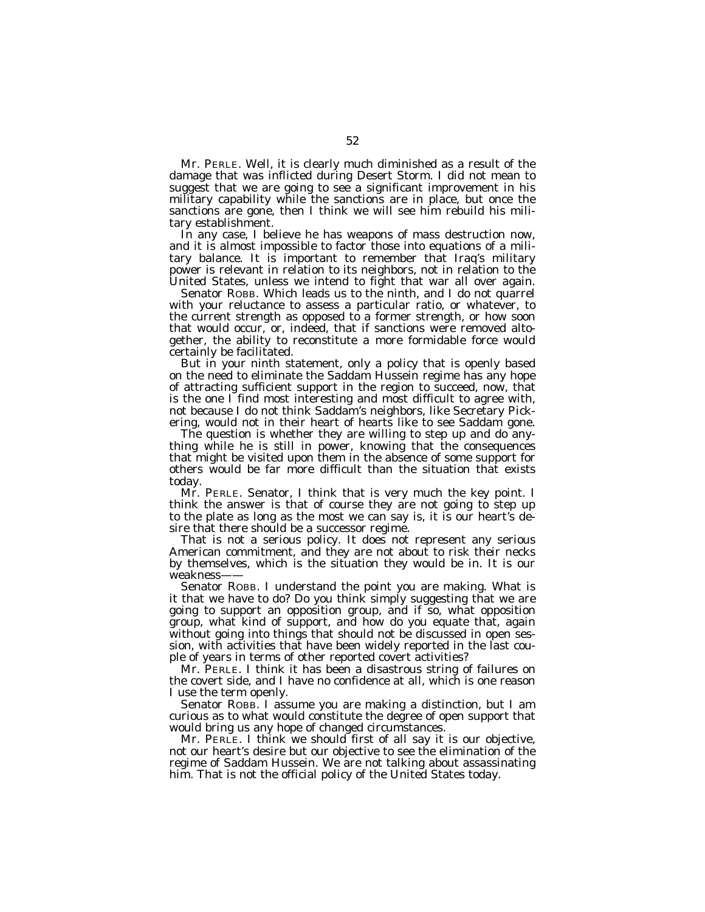Mr. PERLE. Well, it is clearly much diminished as a result of the damage that was inflicted during Desert Storm. I did not mean to suggest that we are going to see a significant improvement in his military capability while the sanctions are in place, but once the sanctions are gone, then I think we will see him rebuild his military establishment.

In any case, I believe he has weapons of mass destruction now, and it is almost impossible to factor those into equations of a military balance. It is important to remember that Iraq's military power is relevant in relation to its neighbors, not in relation to the United States, unless we intend to fight that war all over again.

Senator ROBB. Which leads us to the ninth, and I do not quarrel with your reluctance to assess a particular ratio, or whatever, to the current strength as opposed to a former strength, or how soon that would occur, or, indeed, that if sanctions were removed altogether, the ability to reconstitute a more formidable force would certainly be facilitated.

But in your ninth statement, only a policy that is openly based on the need to eliminate the Saddam Hussein regime has any hope of attracting sufficient support in the region to succeed, now, that is the one I find most interesting and most difficult to agree with, not because I do not think Saddam's neighbors, like Secretary Pickering, would not in their heart of hearts like to see Saddam gone.

The question is whether they are willing to step up and do anything while he is still in power, knowing that the consequences that might be visited upon them in the absence of some support for others would be far more difficult than the situation that exists today.

Mr. PERLE. Senator, I think that is very much the key point. I think the answer is that of course they are not going to step up to the plate as long as the most we can say is, it is our heart's desire that there should be a successor regime.

That is not a serious policy. It does not represent any serious American commitment, and they are not about to risk their necks by themselves, which is the situation they would be in. It is our weakness——

Senator ROBB. I understand the point you are making. What is it that we have to do? Do you think simply suggesting that we are going to support an opposition group, and if so, what opposition group, what kind of support, and how do you equate that, again without going into things that should not be discussed in open session, with activities that have been widely reported in the last couple of years in terms of other reported covert activities?

Mr. PERLE. I think it has been a disastrous string of failures on the covert side, and I have no confidence at all, which is one reason I use the term openly.

Senator ROBB. I assume you are making a distinction, but I am curious as to what would constitute the degree of open support that would bring us any hope of changed circumstances.

Mr. PERLE. I think we should first of all say it is our objective, not our heart's desire but our objective to see the elimination of the regime of Saddam Hussein. We are not talking about assassinating him. That is not the official policy of the United States today.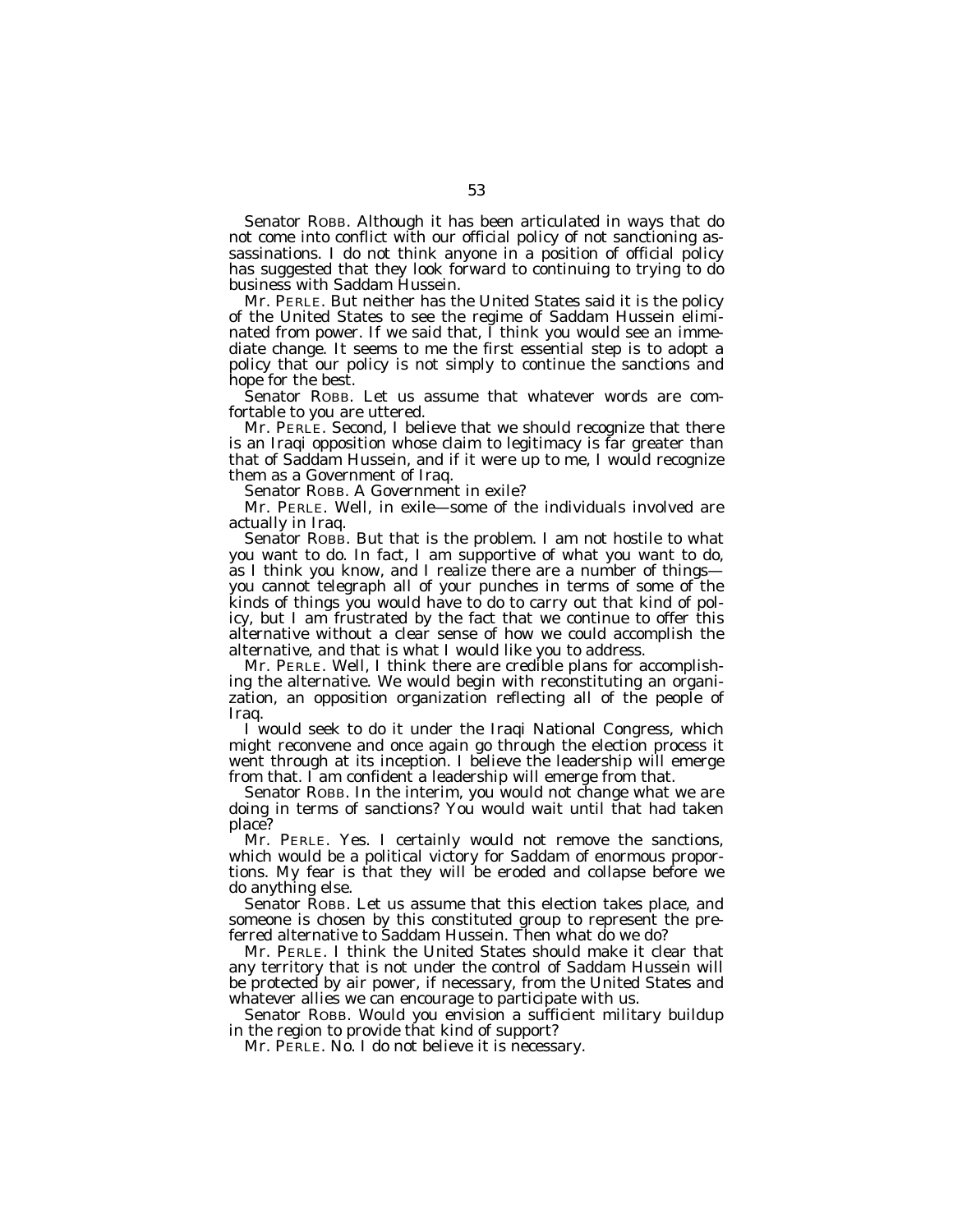Senator ROBB. Although it has been articulated in ways that do not come into conflict with our official policy of not sanctioning assassinations. I do not think anyone in a position of official policy has suggested that they look forward to continuing to trying to do business with Saddam Hussein.

Mr. PERLE. But neither has the United States said it is the policy of the United States to see the regime of Saddam Hussein eliminated from power. If we said that, I think you would see an immediate change. It seems to me the first essential step is to adopt a policy that our policy is not simply to continue the sanctions and hope for the best.

Senator ROBB. Let us assume that whatever words are comfortable to you are uttered.

Mr. PERLE. Second, I believe that we should recognize that there is an Iraqi opposition whose claim to legitimacy is far greater than that of Saddam Hussein, and if it were up to me, I would recognize them as a Government of Iraq.

Senator ROBB. A Government in exile?

Mr. PERLE. Well, in exile—some of the individuals involved are actually in Iraq.

Senator ROBB. But that is the problem. I am not hostile to what you want to do. In fact, I am supportive of what you want to do, as I think you know, and I realize there are a number of things—you cannot telegraph all of your punches in terms of some of the kinds of things you would have to do to carry out that kind of policy, but I am frustrated by the fact that we continue to offer this alternative without a clear sense of how we could accomplish the alternative, and that is what I would like you to address.

Mr. PERLE. Well, I think there are credible plans for accomplishing the alternative. We would begin with reconstituting an organization, an opposition organization reflecting all of the people of Iraq.

I would seek to do it under the Iraqi National Congress, which might reconvene and once again go through the election process it went through at its inception. I believe the leadership will emerge from that. I am confident a leadership will emerge from that.

Senator ROBB. In the interim, you would not change what we are doing in terms of sanctions? You would wait until that had taken place?

Mr. PERLE. Yes. I certainly would not remove the sanctions, which would be a political victory for Saddam of enormous proportions. My fear is that they will be eroded and collapse before we do anything else.

Senator ROBB. Let us assume that this election takes place, and someone is chosen by this constituted group to represent the preferred alternative to Saddam Hussein. Then what do we do?

Mr. PERLE. I think the United States should make it clear that any territory that is not under the control of Saddam Hussein will be protected by air power, if necessary, from the United States and whatever allies we can encourage to participate with us.

Senator ROBB. Would you envision a sufficient military buildup in the region to provide that kind of support?

Mr. PERLE. No. I do not believe it is necessary.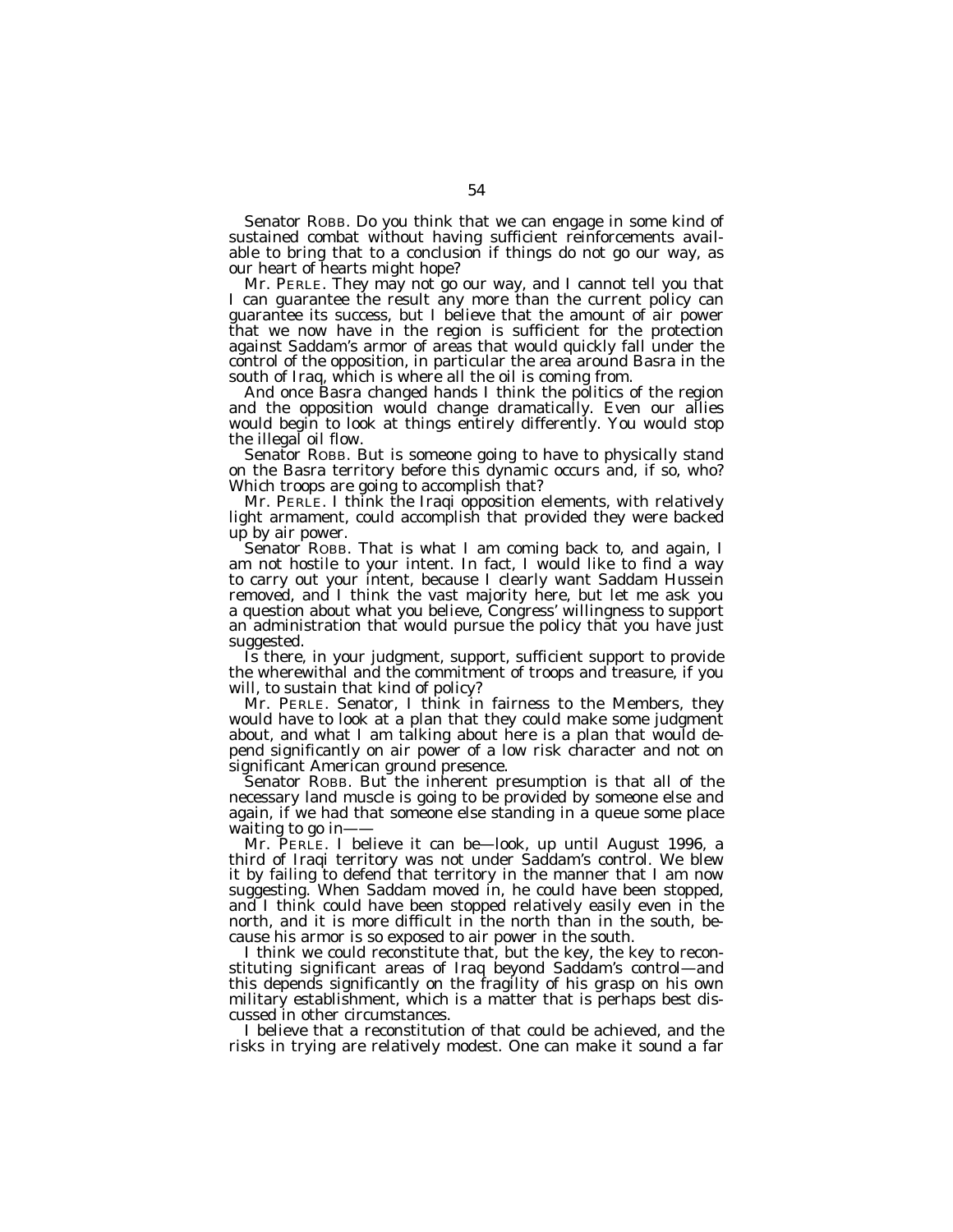Senator ROBB. Do you think that we can engage in some kind of sustained combat without having sufficient reinforcements available to bring that to a conclusion if things do not go our way, as our heart of hearts might hope?

Mr. PERLE. They may not go our way, and I cannot tell you that I can guarantee the result any more than the current policy can guarantee its success, but I believe that the amount of air power that we now have in the region is sufficient for the protection against Saddam's armor of areas that would quickly fall under the control of the opposition, in particular the area around Basra in the south of Iraq, which is where all the oil is coming from.

And once Basra changed hands I think the politics of the region and the opposition would change dramatically. Even our allies would begin to look at things entirely differently. You would stop the illegal oil flow.

Senator ROBB. But is someone going to have to physically stand on the Basra territory before this dynamic occurs and, if so, who? Which troops are going to accomplish that?

Mr. PERLE. I think the Iraqi opposition elements, with relatively light armament, could accomplish that provided they were backed up by air power.

Senator ROBB. That is what I am coming back to, and again, I am not hostile to your intent. In fact, I would like to find a way to carry out your intent, because I clearly want Saddam Hussein removed, and I think the vast majority here, but let me ask you a question about what you believe, Congress' willingness to support an administration that would pursue the policy that you have just suggested.

Is there, in your judgment, support, sufficient support to provide the wherewithal and the commitment of troops and treasure, if you will, to sustain that kind of policy?

Mr. PERLE. Senator, I think in fairness to the Members, they would have to look at a plan that they could make some judgment about, and what I am talking about here is a plan that would depend significantly on air power of a low risk character and not on significant American ground presence.

Senator ROBB. But the inherent presumption is that all of the necessary land muscle is going to be provided by someone else and again, if we had that someone else standing in a queue some place waiting to go in——

Mr. PERLE. I believe it can be—look, up until August 1996, a third of Iraqi territory was not under Saddam's control. We blew it by failing to defend that territory in the manner that I am now suggesting. When Saddam moved in, he could have been stopped, and I think could have been stopped relatively easily even in the north, and it is more difficult in the north than in the south, because his armor is so exposed to air power in the south.

I think we could reconstitute that, but the key, the key to reconstituting significant areas of Iraq beyond Saddam's control—and this depends significantly on the fragility of his grasp on his own military establishment, which is a matter that is perhaps best discussed in other circumstances.

I believe that a reconstitution of that could be achieved, and the risks in trying are relatively modest. One can make it sound a far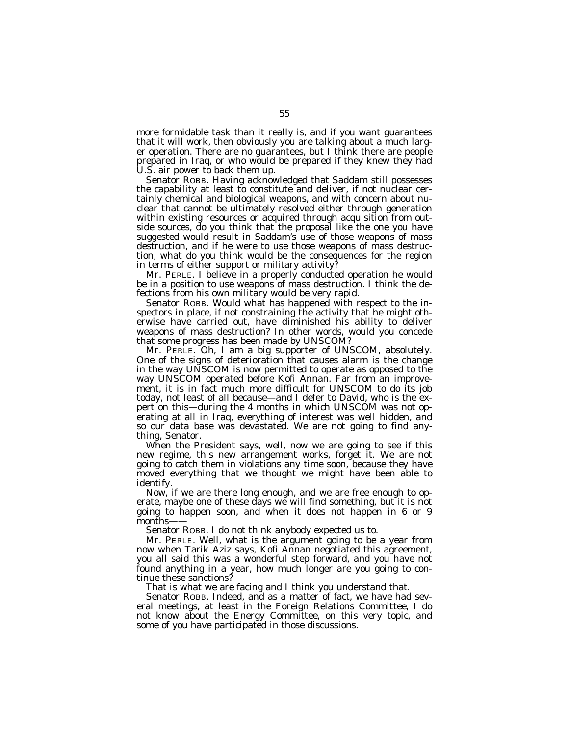more formidable task than it really is, and if you want guarantees that it will work, then obviously you are talking about a much larger operation. There are no guarantees, but I think there are people prepared in Iraq, or who would be prepared if they knew they had U.S. air power to back them up.

Senator ROBB. Having acknowledged that Saddam still possesses the capability at least to constitute and deliver, if not nuclear certainly chemical and biological weapons, and with concern about nuclear that cannot be ultimately resolved either through generation within existing resources or acquired through acquisition from outside sources, do you think that the proposal like the one you have suggested would result in Saddam's use of those weapons of mass destruction, and if he were to use those weapons of mass destruction, what do you think would be the consequences for the region in terms of either support or military activity?

Mr. PERLE. I believe in a properly conducted operation he would be in a position to use weapons of mass destruction. I think the defections from his own military would be very rapid.

Senator ROBB. Would what has happened with respect to the inspectors in place, if not constraining the activity that he might otherwise have carried out, have diminished his ability to deliver weapons of mass destruction? In other words, would you concede that some progress has been made by UNSCOM?

Mr. PERLE. Oh, I am a big supporter of UNSCOM, absolutely. One of the signs of deterioration that causes alarm is the change in the way UNSCOM is now permitted to operate as opposed to the way UNSCOM operated before Kofi Annan. Far from an improvement, it is in fact much more difficult for UNSCOM to do its job today, not least of all because—and I defer to David, who is the expert on this—during the 4 months in which UNSCOM was not operating at all in Iraq, everything of interest was well hidden, and so our data base was devastated. We are not going to find anything, Senator.

When the President says, well, now we are going to see if this new regime, this new arrangement works, forget it. We are not going to catch them in violations any time soon, because they have moved everything that we thought we might have been able to identify.

Now, if we are there long enough, and we are free enough to operate, maybe one of these days we will find something, but it is not going to happen soon, and when it does not happen in 6 or 9 months——

Senator ROBB. I do not think anybody expected us to.

Mr. PERLE. Well, what is the argument going to be a year from now when Tarik Aziz says, Kofi Annan negotiated this agreement, you all said this was a wonderful step forward, and you have not found anything in a year, how much longer are you going to continue these sanctions?

That is what we are facing and I think you understand that.

Senator ROBB. Indeed, and as a matter of fact, we have had several meetings, at least in the Foreign Relations Committee, I do not know about the Energy Committee, on this very topic, and some of you have participated in those discussions.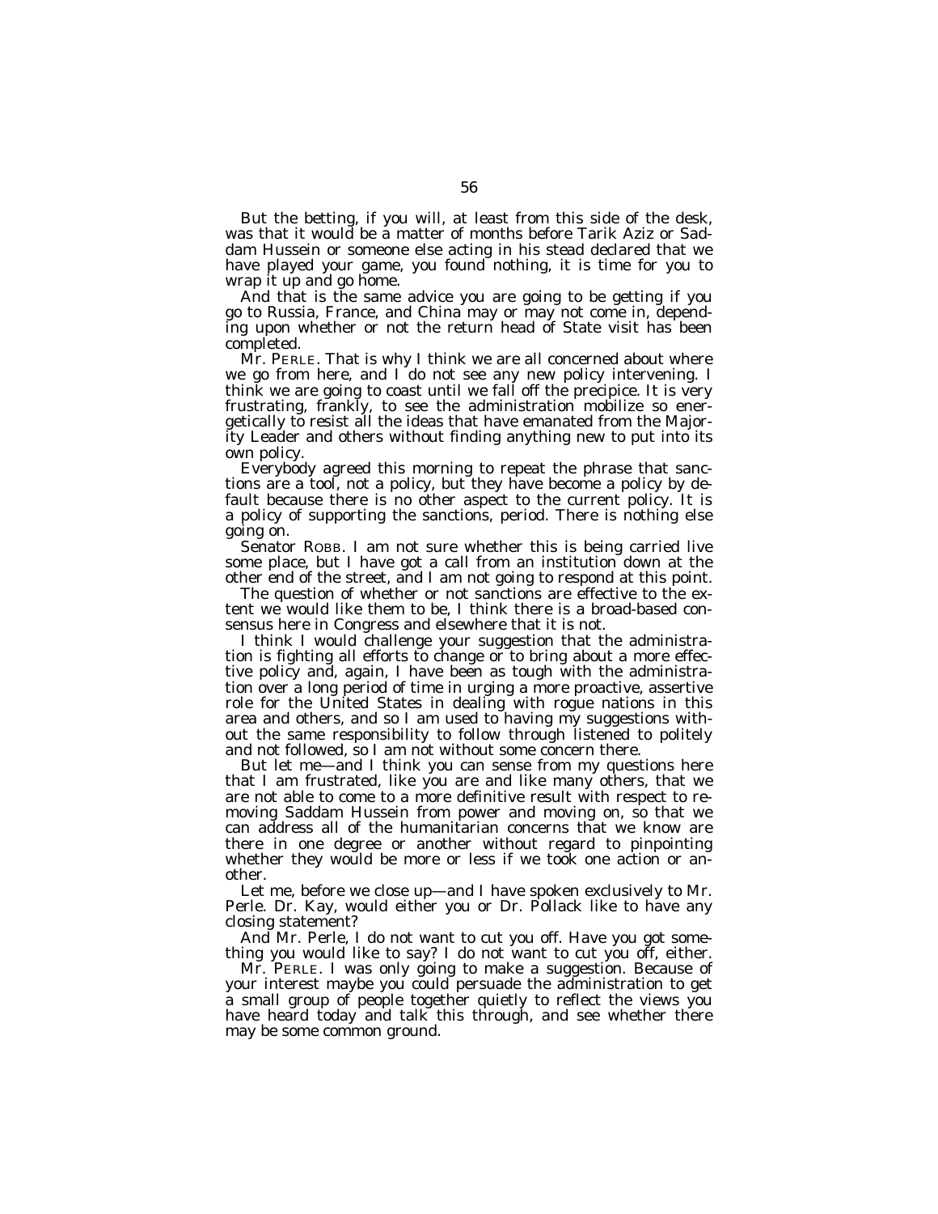But the betting, if you will, at least from this side of the desk, was that it would be a matter of months before Tarik Aziz or Saddam Hussein or someone else acting in his stead declared that we have played your game, you found nothing, it is time for you to wrap it up and go home.

And that is the same advice you are going to be getting if you go to Russia, France, and China may or may not come in, depending upon whether or not the return head of State visit has been completed.

Mr. PERLE. That is why I think we are all concerned about where we go from here, and I do not see any new policy intervening. I think we are going to coast until we fall off the precipice. It is very frustrating, frankly, to see the administration mobilize so energetically to resist all the ideas that have emanated from the Majority Leader and others without finding anything new to put into its own policy.

Everybody agreed this morning to repeat the phrase that sanctions are a tool, not a policy, but they have become a policy by default because there is no other aspect to the current policy. It is a policy of supporting the sanctions, period. There is nothing else going on.

Senator ROBB. I am not sure whether this is being carried live some place, but I have got a call from an institution down at the other end of the street, and I am not going to respond at this point.

The question of whether or not sanctions are effective to the extent we would like them to be, I think there is a broad-based consensus here in Congress and elsewhere that it is not.

I think I would challenge your suggestion that the administration is fighting all efforts to change or to bring about a more effective policy and, again, I have been as tough with the administration over a long period of time in urging a more proactive, assertive role for the United States in dealing with rogue nations in this area and others, and so I am used to having my suggestions without the same responsibility to follow through listened to politely and not followed, so I am not without some concern there.

But let me—and I think you can sense from my questions here that I am frustrated, like you are and like many others, that we are not able to come to a more definitive result with respect to removing Saddam Hussein from power and moving on, so that we can address all of the humanitarian concerns that we know are there in one degree or another without regard to pinpointing whether they would be more or less if we took one action or another.

Let me, before we close up—and I have spoken exclusively to Mr. Perle. Dr. Kay, would either you or Dr. Pollack like to have any closing statement?

And Mr. Perle, I do not want to cut you off. Have you got something you would like to say? I do not want to cut you off, either.

Mr. PERLE. I was only going to make a suggestion. Because of your interest maybe you could persuade the administration to get a small group of people together quietly to reflect the views you have heard today and talk this through, and see whether there may be some common ground.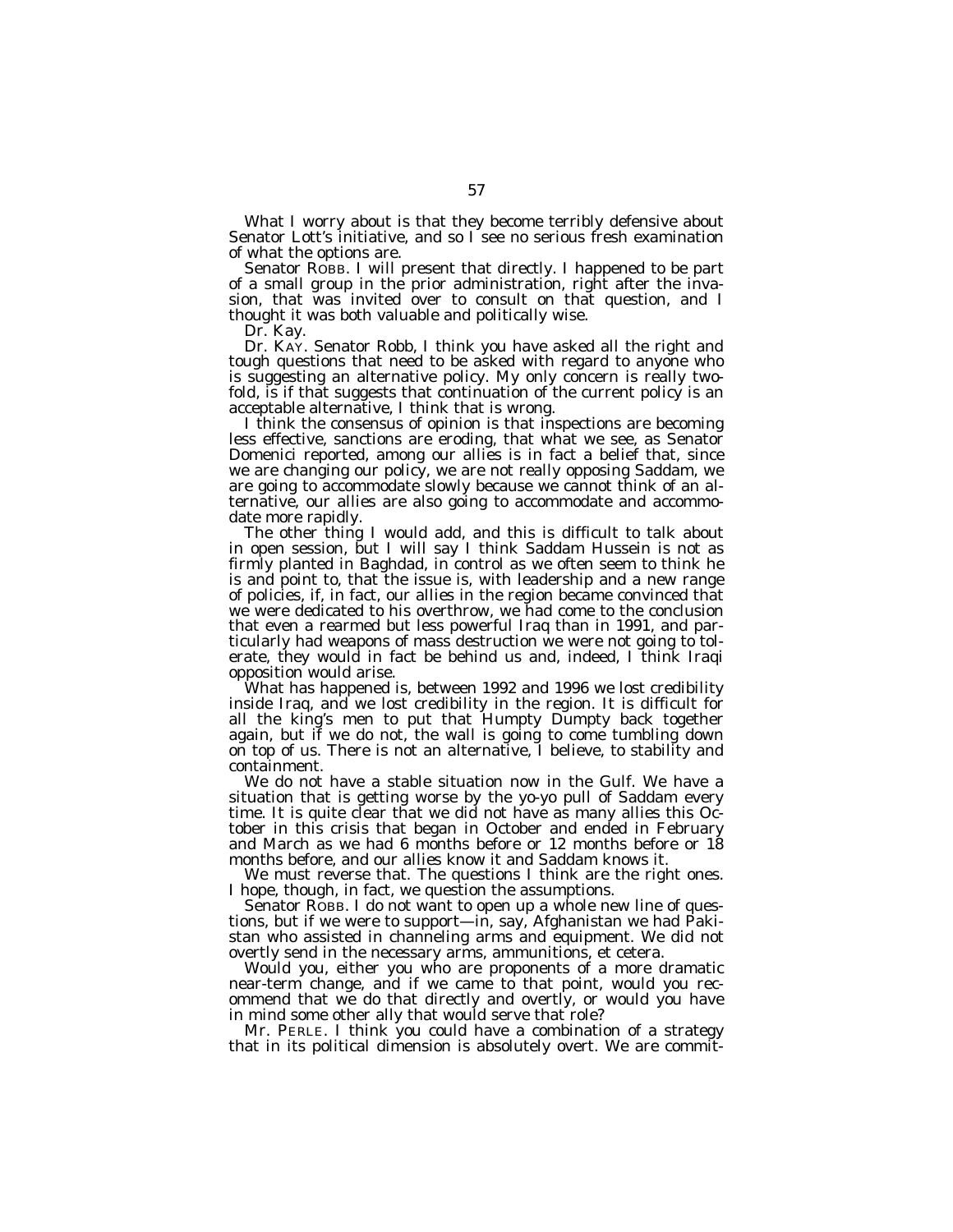What I worry about is that they become terribly defensive about Senator Lott's initiative, and so I see no serious fresh examination of what the options are.

Senator ROBB. I will present that directly. I happened to be part of a small group in the prior administration, right after the invasion, that was invited over to consult on that question, and I thought it was both valuable and politically wise.

Dr. Kay.

Dr. KAY. Senator Robb, I think you have asked all the right and tough questions that need to be asked with regard to anyone who is suggesting an alternative policy. My only concern is really twofold, is if that suggests that continuation of the current policy is an acceptable alternative, I think that is wrong.

I think the consensus of opinion is that inspections are becoming less effective, sanctions are eroding, that what we see, as Senator Domenici reported, among our allies is in fact a belief that, since we are changing our policy, we are not really opposing Saddam, we are going to accommodate slowly because we cannot think of an alternative, our allies are also going to accommodate and accommodate more rapidly.

The other thing I would add, and this is difficult to talk about in open session, but I will say I think Saddam Hussein is not as firmly planted in Baghdad, in control as we often seem to think he is and point to, that the issue is, with leadership and a new range of policies, if, in fact, our allies in the region became convinced that we were dedicated to his overthrow, we had come to the conclusion that even a rearmed but less powerful Iraq than in 1991, and particularly had weapons of mass destruction we were not going to tolerate, they would in fact be behind us and, indeed, I think Iraqi opposition would arise.

What has happened is, between 1992 and 1996 we lost credibility inside Iraq, and we lost credibility in the region. It is difficult for all the king's men to put that Humpty Dumpty back together again, but if we do not, the wall is going to come tumbling down on top of us. There is not an alternative, I believe, to stability and containment.

We do not have a stable situation now in the Gulf. We have a situation that is getting worse by the yo-yo pull of Saddam every time. It is quite clear that we did not have as many allies this October in this crisis that began in October and ended in February and March as we had 6 months before or 12 months before or 18 months before, and our allies know it and Saddam knows it.

We must reverse that. The questions I think are the right ones. I hope, though, in fact, we question the assumptions.

Senator ROBB. I do not want to open up a whole new line of questions, but if we were to support—in, say, Afghanistan we had Pakistan who assisted in channeling arms and equipment. We did not overtly send in the necessary arms, ammunitions, et cetera.

Would you, either you who are proponents of a more dramatic near-term change, and if we came to that point, would you recommend that we do that directly and overtly, or would you have in mind some other ally that would serve that role?

Mr. PERLE. I think you could have a combination of a strategy that in its political dimension is absolutely overt. We are commit-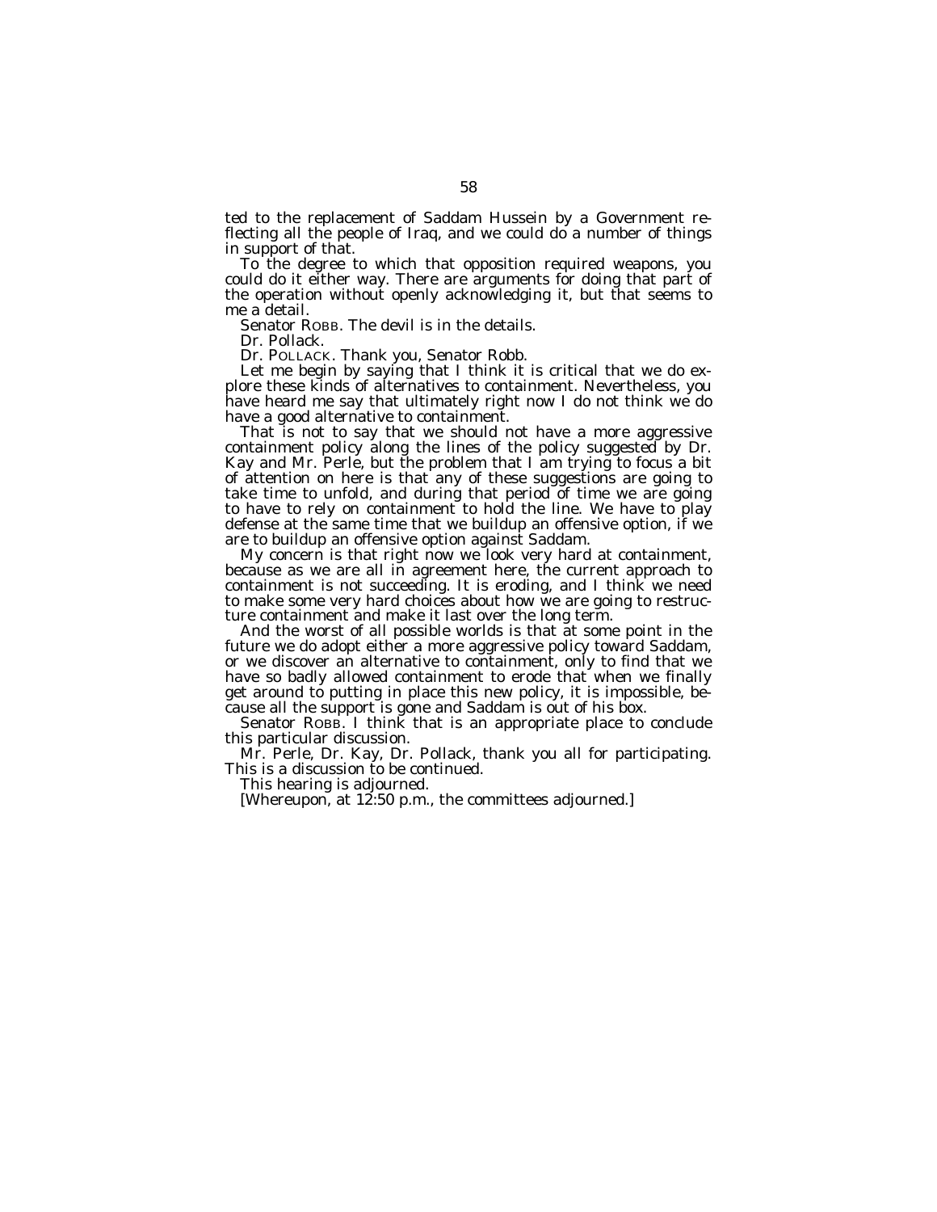ted to the replacement of Saddam Hussein by a Government reflecting all the people of Iraq, and we could do a number of things in support of that.

To the degree to which that opposition required weapons, you could do it either way. There are arguments for doing that part of the operation without openly acknowledging it, but that seems to me a detail.

Senator ROBB. The devil is in the details.

Dr. Pollack.

Dr. POLLACK. Thank you, Senator Robb.

Let me begin by saying that I think it is critical that we do explore these kinds of alternatives to containment. Nevertheless, you have heard me say that ultimately right now I do not think we do have a good alternative to containment.

That is not to say that we should not have a more aggressive containment policy along the lines of the policy suggested by Dr. Kay and Mr. Perle, but the problem that I am trying to focus a bit of attention on here is that any of these suggestions are going to take time to unfold, and during that period of time we are going to have to rely on containment to hold the line. We have to play defense at the same time that we buildup an offensive option, if we are to buildup an offensive option against Saddam.

My concern is that right now we look very hard at containment, because as we are all in agreement here, the current approach to containment is not succeeding. It is eroding, and I think we need to make some very hard choices about how we are going to restructure containment and make it last over the long term.

And the worst of all possible worlds is that at some point in the future we do adopt either a more aggressive policy toward Saddam, or we discover an alternative to containment, only to find that we have so badly allowed containment to erode that when we finally get around to putting in place this new policy, it is impossible, because all the support is gone and Saddam is out of his box.

Senator ROBB. I think that is an appropriate place to conclude this particular discussion.

Mr. Perle, Dr. Kay, Dr. Pollack, thank you all for participating. This is a discussion to be continued.

This hearing is adjourned.

[Whereupon, at 12:50 p.m., the committees adjourned.]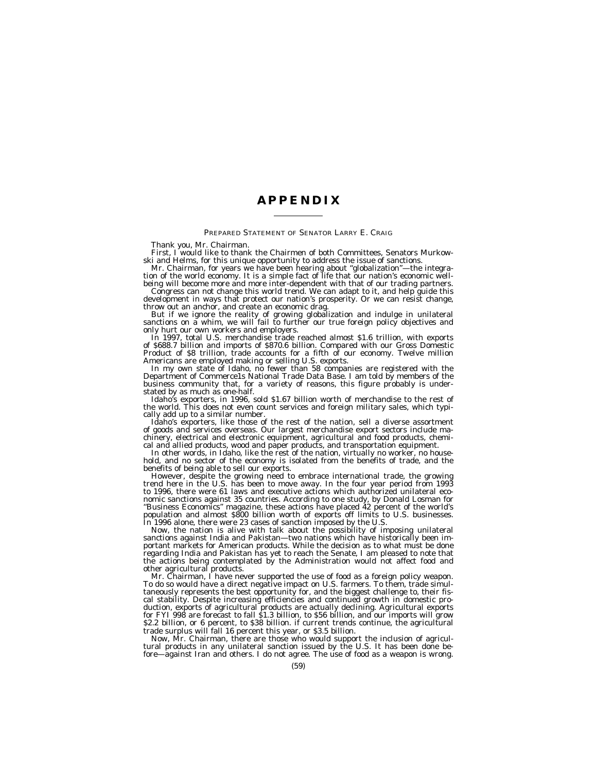# APPENDIX

PREPARED STATEMENT OF SENATOR LARRY E. CRAIG

Thank you, Mr. Chairman.

First, I would like to thank the Chairmen of both Committees, Senators Murkowski and Helms, for this unique opportunity to address the issue of sanctions.

Mr. Chairman, for years we have been hearing about "globalization"—the integration of the world economy. It is a simple fact of life that our nation's economic well-being will become more and more inter-dependent with that of our trading partners.

Congress can not change this world trend. We can adapt to it, and help guide this development in ways that protect our nation's prosperity. Or we can resist change, throw out an anchor, and create an economic drag.

But if we ignore the reality of growing globalization and indulge in unilateral sanctions on a whim, we will fail to further our true foreign policy objectives and only hurt our own workers and employers.

In 1997, total U.S. merchandise trade reached almost $1.6 trillion, with exports of $688.7 billion and imports of $870.6 billion. Compared with our Gross Domestic Product of $8 trillion, trade accounts for a fifth of our economy. Twelve million Americans are employed making or selling U.S. exports.

In my own state of Idaho, no fewer than 58 companies are registered with the Department of Commerce1s National Trade Data Base. I am told by members of the business community that, for a variety of reasons, this figure probably is understated by as much as one-half.

Idaho's exporters, in 1996, sold $1.67 billion worth of merchandise to the rest of the world. This does not even count services and foreign military sales, which typically add up to a similar number.

Idaho's exporters, like those of the rest of the nation, sell a diverse assortment of goods and services overseas. Our largest merchandise export sectors include machinery, electrical and electronic equipment, agricultural and food products, chemical and allied products, wood and paper products, and transportation equipment.

In other words, in Idaho, like the rest of the nation, virtually no worker, no household, and no sector of the economy is isolated from the benefits of trade, and the benefits of being able to sell our exports.

However, despite the growing need to embrace international trade, the growing trend here in the U.S. has been to move away. In the four year period from 1993 to 1996, there were 61 laws and executive actions which authorized unilateral economic sanctions against 35 countries. According to one study, by Donald Losman for "Business Economics" magazine, these actions have placed 42 percent of the world's population and almost $800 billion worth of exports off limits to U.S. businesses. In 1996 alone, there were 23 cases of sanction imposed by the U.S.

Now, the nation is alive with talk about the possibility of imposing unilateral sanctions against India and Pakistan—two nations which have historically been important markets for American products. While the decision as to what must be done regarding India and Pakistan has yet to reach the Senate, I am pleased to note that the actions being contemplated by the Administration would not affect food and other agricultural products.

Mr. Chairman, I have never supported the use of food as a foreign policy weapon. To do so would have a direct negative impact on U.S. farmers. To them, trade simultaneously represents the best opportunity for, and the biggest challenge to, their fiscal stability. Despite increasing efficiencies and continued growth in domestic production, exports of agricultural products are actually declining. Agricultural exports for FYI 998 are forecast to fall $1.3 billion, to $56 billion, and our imports will grow $2.2 billion, or 6 percent, to $38 billion. if current trends continue, the agricultural trade surplus will fall 16 percent this year, or $3.5 billion.

Now, Mr. Chairman, there are those who would support the inclusion of agricultural products in any unilateral sanction issued by the U.S. It has been done before—against Iran and others. I do not agree. The use of food as a weapon is wrong.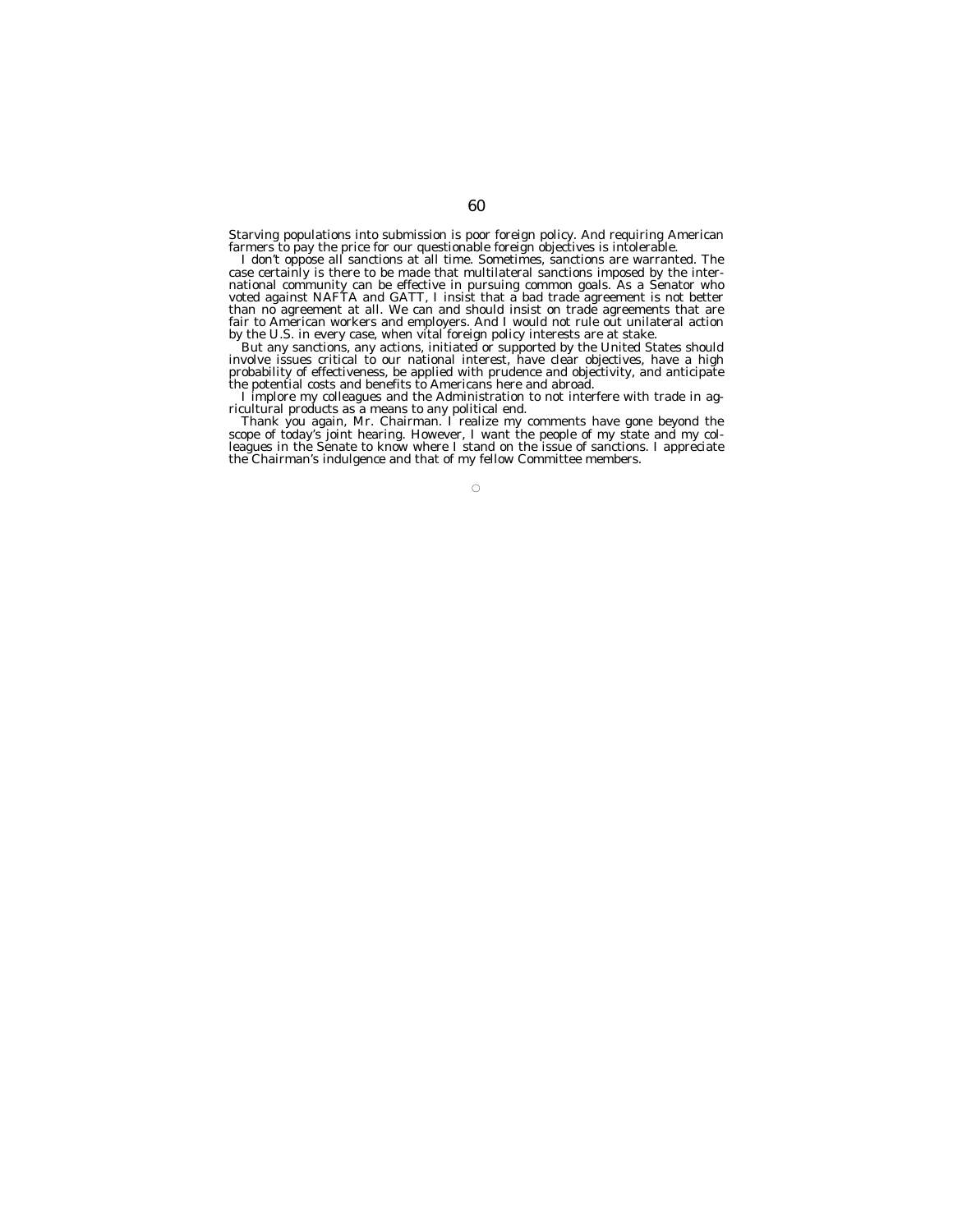Starving populations into submission is poor foreign policy. And requiring American farmers to pay the price for our questionable foreign objectives is intolerable.

I don't oppose all sanctions at all time. Sometimes, sanctions are warranted. The case certainly is there to be made that multilateral sanctions imposed by the international community can be effective in pursuing common goals. As a Senator who voted against NAFTA and GATT, I insist that a bad trade agreement is not better than no agreement at all. We can and should insist on trade agreements that are fair to American workers and employers. And I would not rule out unilateral action by the U.S. in every case, when vital foreign policy interests are at stake.

But any sanctions, any actions, initiated or supported by the United States should involve issues critical to our national interest, have clear objectives, have a high probability of effectiveness, be applied with prudence and objectivity, and anticipate the potential costs and benefits to Americans here and abroad.

I implore my colleagues and the Administration to not interfere with trade in agricultural products as a means to any political end.

Thank you again, Mr. Chairman. I realize my comments have gone beyond the scope of today's joint hearing. However, I want the people of my state and my colleagues in the Senate to know where I stand on the issue of sanctions. I appreciate the Chairman's indulgence and that of my fellow Committee members.

○